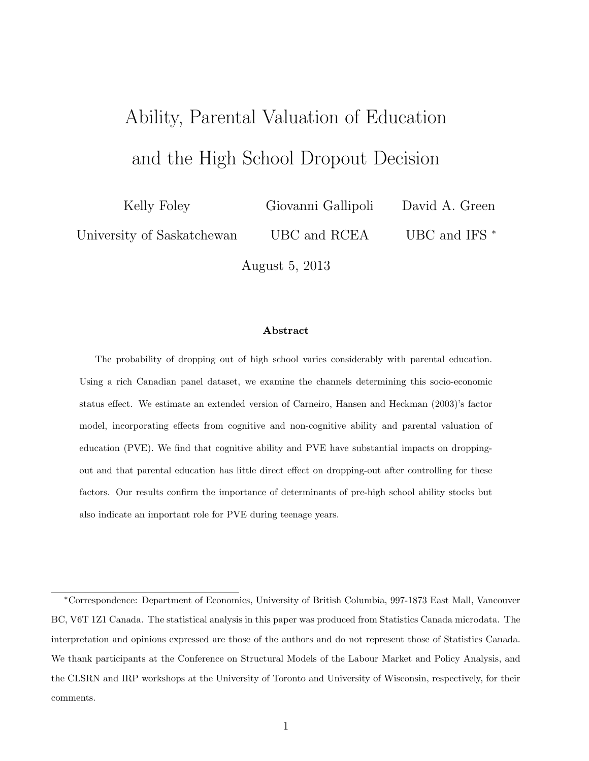# Ability, Parental Valuation of Education and the High School Dropout Decision

Kelly Foley — University of Saskatchewan

Giovanni Gallipoli — UBC and RCEA

David A. Green — UBC and IFS [*]

August 5, 2013

### Abstract

The probability of dropping out of high school varies considerably with parental education. Using a rich Canadian panel dataset, we examine the channels determining this socio-economic status effect. We estimate an extended version of Carneiro, Hansen and Heckman (2003)'s factor model, incorporating effects from cognitive and non-cognitive ability and parental valuation of education (PVE). We find that cognitive ability and PVE have substantial impacts on dropping-out and that parental education has little direct effect on dropping-out after controlling for these factors. Our results confirm the importance of determinants of pre-high school ability stocks but also indicate an important role for PVE during teenage years.

---

[*] Correspondence: Department of Economics, University of British Columbia, 997-1873 East Mall, Vancouver BC, V6T 1Z1 Canada. The statistical analysis in this paper was produced from Statistics Canada microdata. The interpretation and opinions expressed are those of the authors and do not represent those of Statistics Canada. We thank participants at the Conference on Structural Models of the Labour Market and Policy Analysis, and the CLSRN and IRP workshops at the University of Toronto and University of Wisconsin, respectively, for their comments.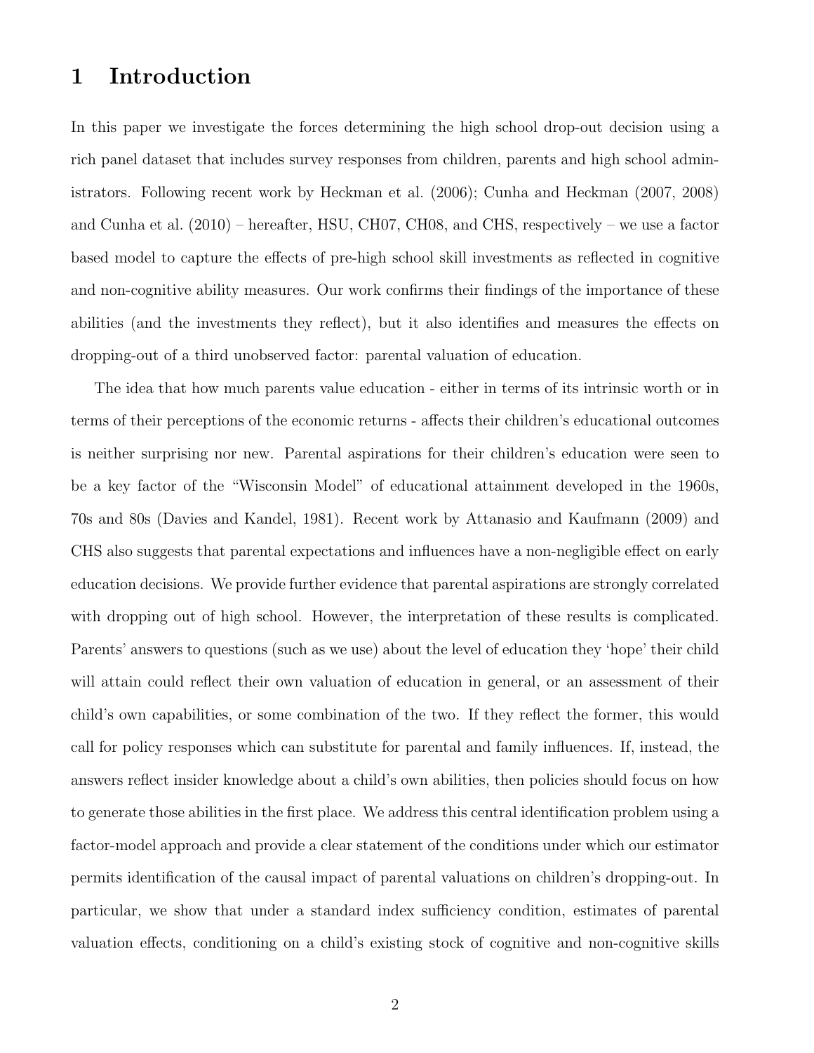# 1 Introduction

In this paper we investigate the forces determining the high school drop-out decision using a rich panel dataset that includes survey responses from children, parents and high school administrators. Following recent work by Heckman et al. (2006); Cunha and Heckman (2007, 2008) and Cunha et al. (2010) – hereafter, HSU, CH07, CH08, and CHS, respectively – we use a factor based model to capture the effects of pre-high school skill investments as reflected in cognitive and non-cognitive ability measures. Our work confirms their findings of the importance of these abilities (and the investments they reflect), but it also identifies and measures the effects on dropping-out of a third unobserved factor: parental valuation of education.

The idea that how much parents value education - either in terms of its intrinsic worth or in terms of their perceptions of the economic returns - affects their children's educational outcomes is neither surprising nor new. Parental aspirations for their children's education were seen to be a key factor of the "Wisconsin Model" of educational attainment developed in the 1960s, 70s and 80s (Davies and Kandel, 1981). Recent work by Attanasio and Kaufmann (2009) and CHS also suggests that parental expectations and influences have a non-negligible effect on early education decisions. We provide further evidence that parental aspirations are strongly correlated with dropping out of high school. However, the interpretation of these results is complicated. Parents' answers to questions (such as we use) about the level of education they 'hope' their child will attain could reflect their own valuation of education in general, or an assessment of their child's own capabilities, or some combination of the two. If they reflect the former, this would call for policy responses which can substitute for parental and family influences. If, instead, the answers reflect insider knowledge about a child's own abilities, then policies should focus on how to generate those abilities in the first place. We address this central identification problem using a factor-model approach and provide a clear statement of the conditions under which our estimator permits identification of the causal impact of parental valuations on children's dropping-out. In particular, we show that under a standard index sufficiency condition, estimates of parental valuation effects, conditioning on a child's existing stock of cognitive and non-cognitive skills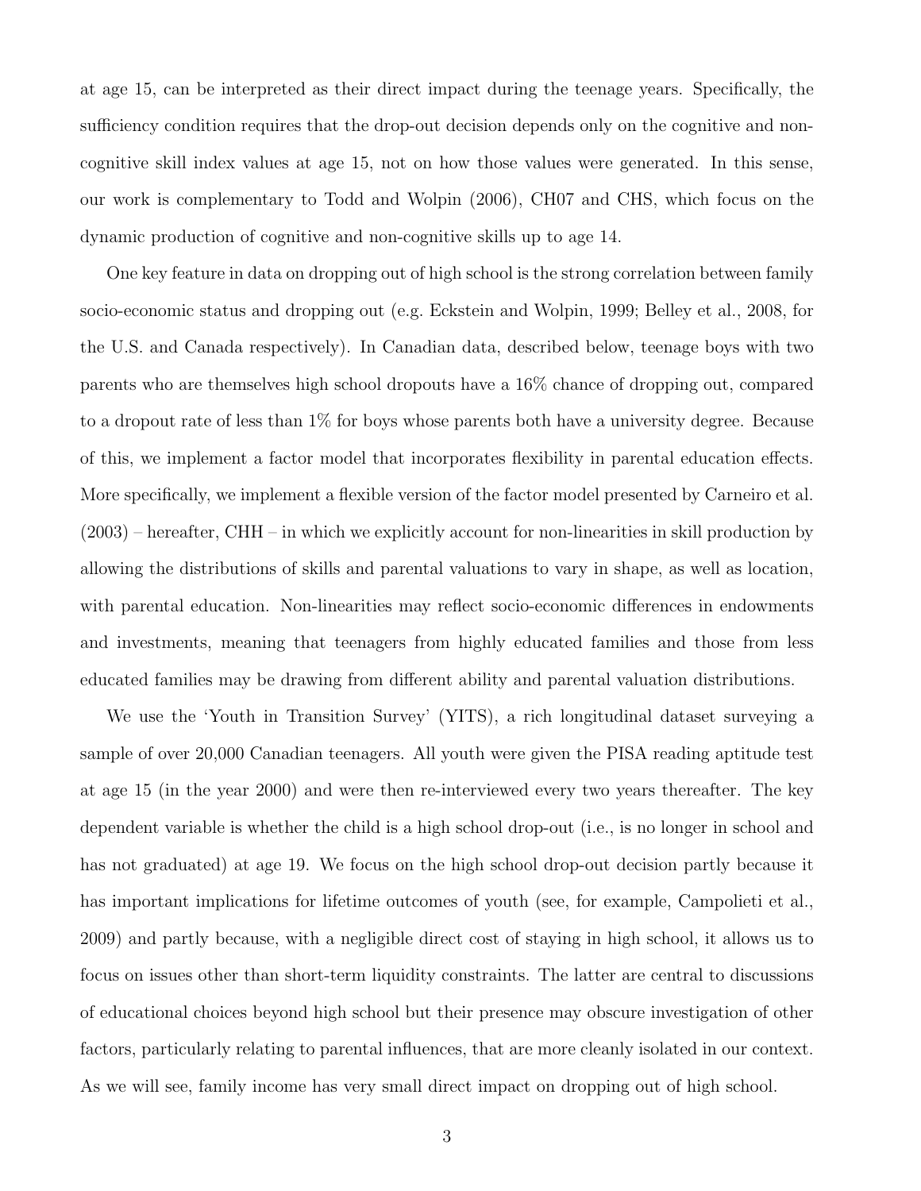at age 15, can be interpreted as their direct impact during the teenage years. Specifically, the sufficiency condition requires that the drop-out decision depends only on the cognitive and non-cognitive skill index values at age 15, not on how those values were generated. In this sense, our work is complementary to Todd and Wolpin (2006), CH07 and CHS, which focus on the dynamic production of cognitive and non-cognitive skills up to age 14.

One key feature in data on dropping out of high school is the strong correlation between family socio-economic status and dropping out (e.g. Eckstein and Wolpin, 1999; Belley et al., 2008, for the U.S. and Canada respectively). In Canadian data, described below, teenage boys with two parents who are themselves high school dropouts have a 16% chance of dropping out, compared to a dropout rate of less than 1% for boys whose parents both have a university degree. Because of this, we implement a factor model that incorporates flexibility in parental education effects. More specifically, we implement a flexible version of the factor model presented by Carneiro et al. (2003) – hereafter, CHH – in which we explicitly account for non-linearities in skill production by allowing the distributions of skills and parental valuations to vary in shape, as well as location, with parental education. Non-linearities may reflect socio-economic differences in endowments and investments, meaning that teenagers from highly educated families and those from less educated families may be drawing from different ability and parental valuation distributions.

We use the 'Youth in Transition Survey' (YITS), a rich longitudinal dataset surveying a sample of over 20,000 Canadian teenagers. All youth were given the PISA reading aptitude test at age 15 (in the year 2000) and were then re-interviewed every two years thereafter. The key dependent variable is whether the child is a high school drop-out (i.e., is no longer in school and has not graduated) at age 19. We focus on the high school drop-out decision partly because it has important implications for lifetime outcomes of youth (see, for example, Campolieti et al., 2009) and partly because, with a negligible direct cost of staying in high school, it allows us to focus on issues other than short-term liquidity constraints. The latter are central to discussions of educational choices beyond high school but their presence may obscure investigation of other factors, particularly relating to parental influences, that are more cleanly isolated in our context. As we will see, family income has very small direct impact on dropping out of high school.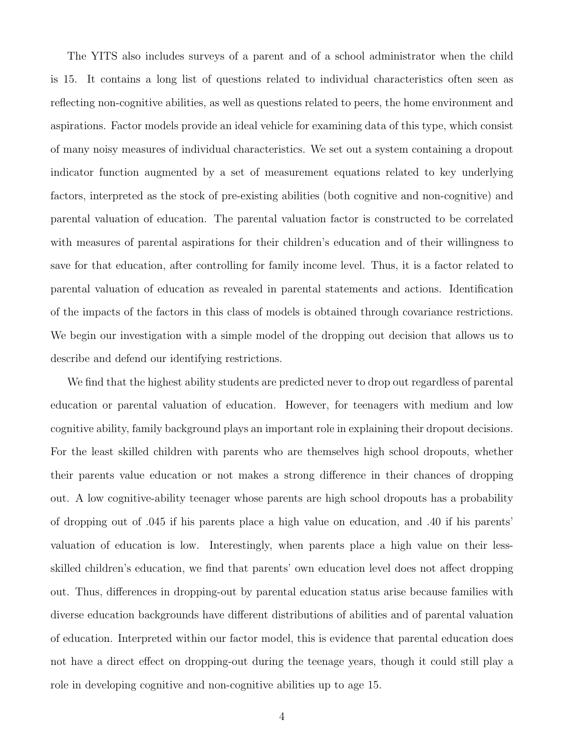The YITS also includes surveys of a parent and of a school administrator when the child is 15. It contains a long list of questions related to individual characteristics often seen as reflecting non-cognitive abilities, as well as questions related to peers, the home environment and aspirations. Factor models provide an ideal vehicle for examining data of this type, which consist of many noisy measures of individual characteristics. We set out a system containing a dropout indicator function augmented by a set of measurement equations related to key underlying factors, interpreted as the stock of pre-existing abilities (both cognitive and non-cognitive) and parental valuation of education. The parental valuation factor is constructed to be correlated with measures of parental aspirations for their children's education and of their willingness to save for that education, after controlling for family income level. Thus, it is a factor related to parental valuation of education as revealed in parental statements and actions. Identification of the impacts of the factors in this class of models is obtained through covariance restrictions. We begin our investigation with a simple model of the dropping out decision that allows us to describe and defend our identifying restrictions.

We find that the highest ability students are predicted never to drop out regardless of parental education or parental valuation of education. However, for teenagers with medium and low cognitive ability, family background plays an important role in explaining their dropout decisions. For the least skilled children with parents who are themselves high school dropouts, whether their parents value education or not makes a strong difference in their chances of dropping out. A low cognitive-ability teenager whose parents are high school dropouts has a probability of dropping out of .045 if his parents place a high value on education, and .40 if his parents' valuation of education is low. Interestingly, when parents place a high value on their less-skilled children's education, we find that parents' own education level does not affect dropping out. Thus, differences in dropping-out by parental education status arise because families with diverse education backgrounds have different distributions of abilities and of parental valuation of education. Interpreted within our factor model, this is evidence that parental education does not have a direct effect on dropping-out during the teenage years, though it could still play a role in developing cognitive and non-cognitive abilities up to age 15.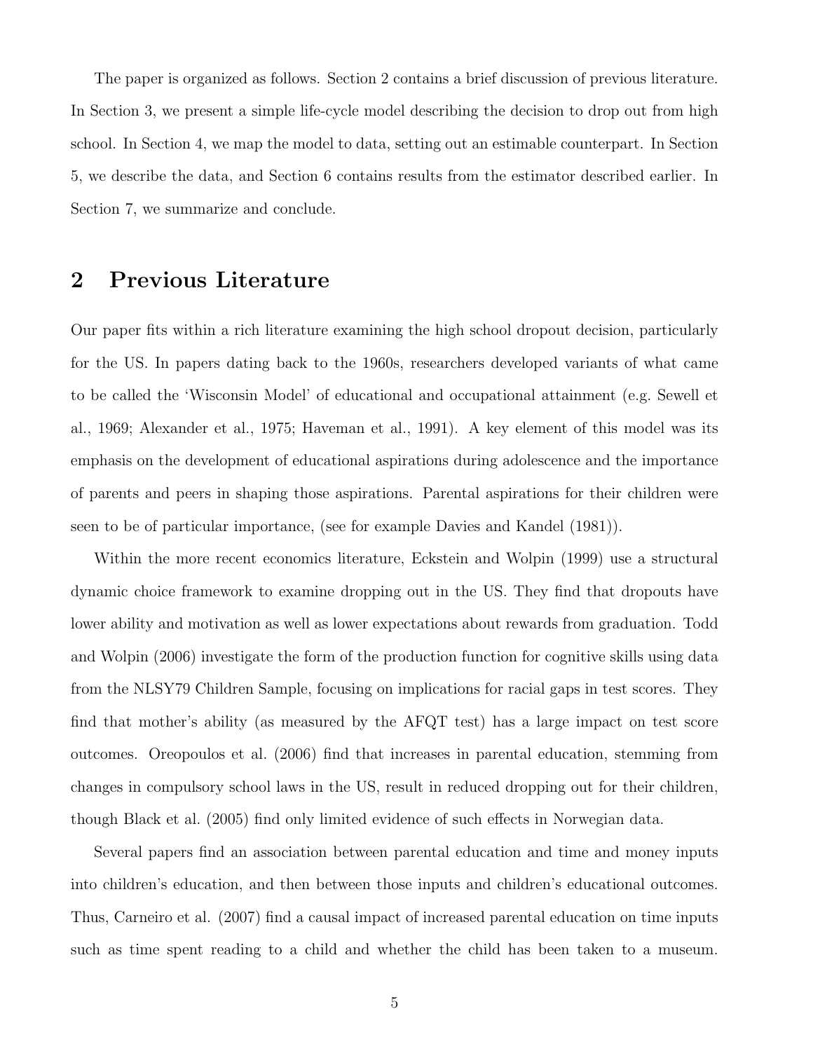The paper is organized as follows. Section 2 contains a brief discussion of previous literature. In Section 3, we present a simple life-cycle model describing the decision to drop out from high school. In Section 4, we map the model to data, setting out an estimable counterpart. In Section 5, we describe the data, and Section 6 contains results from the estimator described earlier. In Section 7, we summarize and conclude.

## 2 Previous Literature

Our paper fits within a rich literature examining the high school dropout decision, particularly for the US. In papers dating back to the 1960s, researchers developed variants of what came to be called the 'Wisconsin Model' of educational and occupational attainment (e.g. Sewell et al., 1969; Alexander et al., 1975; Haveman et al., 1991). A key element of this model was its emphasis on the development of educational aspirations during adolescence and the importance of parents and peers in shaping those aspirations. Parental aspirations for their children were seen to be of particular importance, (see for example Davies and Kandel (1981)).

Within the more recent economics literature, Eckstein and Wolpin (1999) use a structural dynamic choice framework to examine dropping out in the US. They find that dropouts have lower ability and motivation as well as lower expectations about rewards from graduation. Todd and Wolpin (2006) investigate the form of the production function for cognitive skills using data from the NLSY79 Children Sample, focusing on implications for racial gaps in test scores. They find that mother's ability (as measured by the AFQT test) has a large impact on test score outcomes. Oreopoulos et al. (2006) find that increases in parental education, stemming from changes in compulsory school laws in the US, result in reduced dropping out for their children, though Black et al. (2005) find only limited evidence of such effects in Norwegian data.

Several papers find an association between parental education and time and money inputs into children's education, and then between those inputs and children's educational outcomes. Thus, Carneiro et al. (2007) find a causal impact of increased parental education on time inputs such as time spent reading to a child and whether the child has been taken to a museum.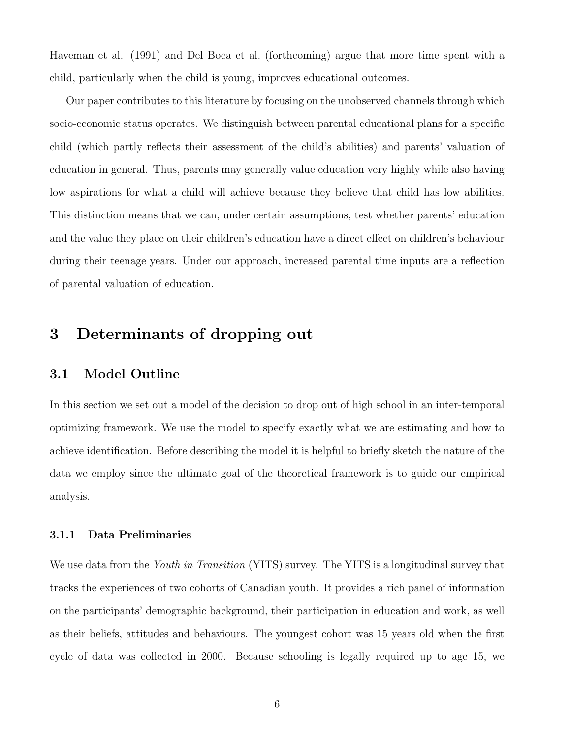Haveman et al. (1991) and Del Boca et al. (forthcoming) argue that more time spent with a child, particularly when the child is young, improves educational outcomes.

Our paper contributes to this literature by focusing on the unobserved channels through which socio-economic status operates. We distinguish between parental educational plans for a specific child (which partly reflects their assessment of the child's abilities) and parents' valuation of education in general. Thus, parents may generally value education very highly while also having low aspirations for what a child will achieve because they believe that child has low abilities. This distinction means that we can, under certain assumptions, test whether parents' education and the value they place on their children's education have a direct effect on children's behaviour during their teenage years. Under our approach, increased parental time inputs are a reflection of parental valuation of education.

# 3 Determinants of dropping out

## 3.1 Model Outline

In this section we set out a model of the decision to drop out of high school in an inter-temporal optimizing framework. We use the model to specify exactly what we are estimating and how to achieve identification. Before describing the model it is helpful to briefly sketch the nature of the data we employ since the ultimate goal of the theoretical framework is to guide our empirical analysis.

### 3.1.1 Data Preliminaries

We use data from the *Youth in Transition* (YITS) survey. The YITS is a longitudinal survey that tracks the experiences of two cohorts of Canadian youth. It provides a rich panel of information on the participants' demographic background, their participation in education and work, as well as their beliefs, attitudes and behaviours. The youngest cohort was 15 years old when the first cycle of data was collected in 2000. Because schooling is legally required up to age 15, we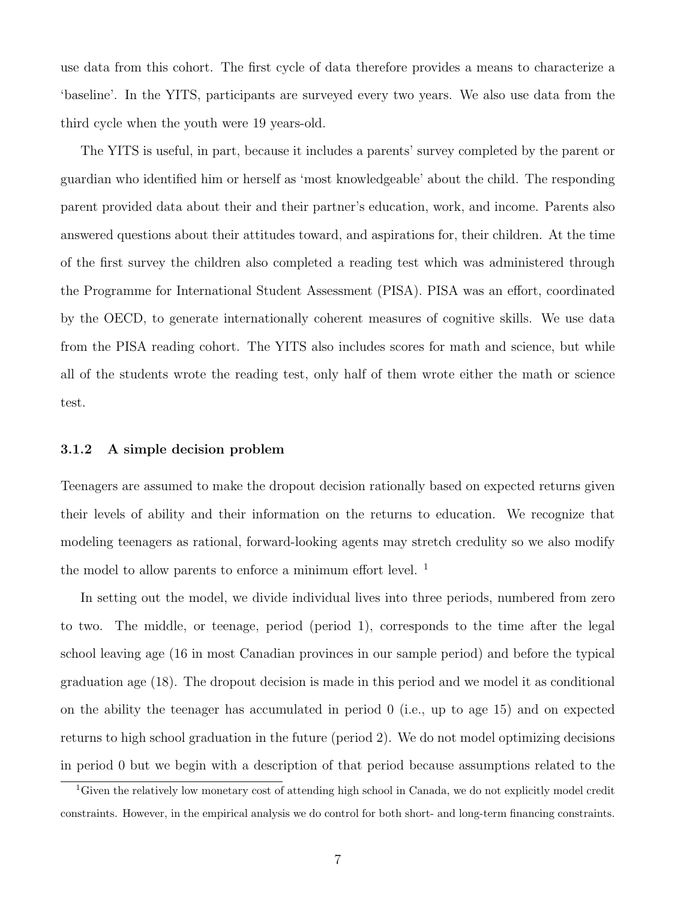use data from this cohort. The first cycle of data therefore provides a means to characterize a 'baseline'. In the YITS, participants are surveyed every two years. We also use data from the third cycle when the youth were 19 years-old.

The YITS is useful, in part, because it includes a parents' survey completed by the parent or guardian who identified him or herself as 'most knowledgeable' about the child. The responding parent provided data about their and their partner's education, work, and income. Parents also answered questions about their attitudes toward, and aspirations for, their children. At the time of the first survey the children also completed a reading test which was administered through the Programme for International Student Assessment (PISA). PISA was an effort, coordinated by the OECD, to generate internationally coherent measures of cognitive skills. We use data from the PISA reading cohort. The YITS also includes scores for math and science, but while all of the students wrote the reading test, only half of them wrote either the math or science test.

#### 3.1.2 A simple decision problem

Teenagers are assumed to make the dropout decision rationally based on expected returns given their levels of ability and their information on the returns to education. We recognize that modeling teenagers as rational, forward-looking agents may stretch credulity so we also modify the model to allow parents to enforce a minimum effort level. [1]

In setting out the model, we divide individual lives into three periods, numbered from zero to two. The middle, or teenage, period (period 1), corresponds to the time after the legal school leaving age (16 in most Canadian provinces in our sample period) and before the typical graduation age (18). The dropout decision is made in this period and we model it as conditional on the ability the teenager has accumulated in period 0 (i.e., up to age 15) and on expected returns to high school graduation in the future (period 2). We do not model optimizing decisions in period 0 but we begin with a description of that period because assumptions related to the

[1] Given the relatively low monetary cost of attending high school in Canada, we do not explicitly model credit constraints. However, in the empirical analysis we do control for both short- and long-term financing constraints.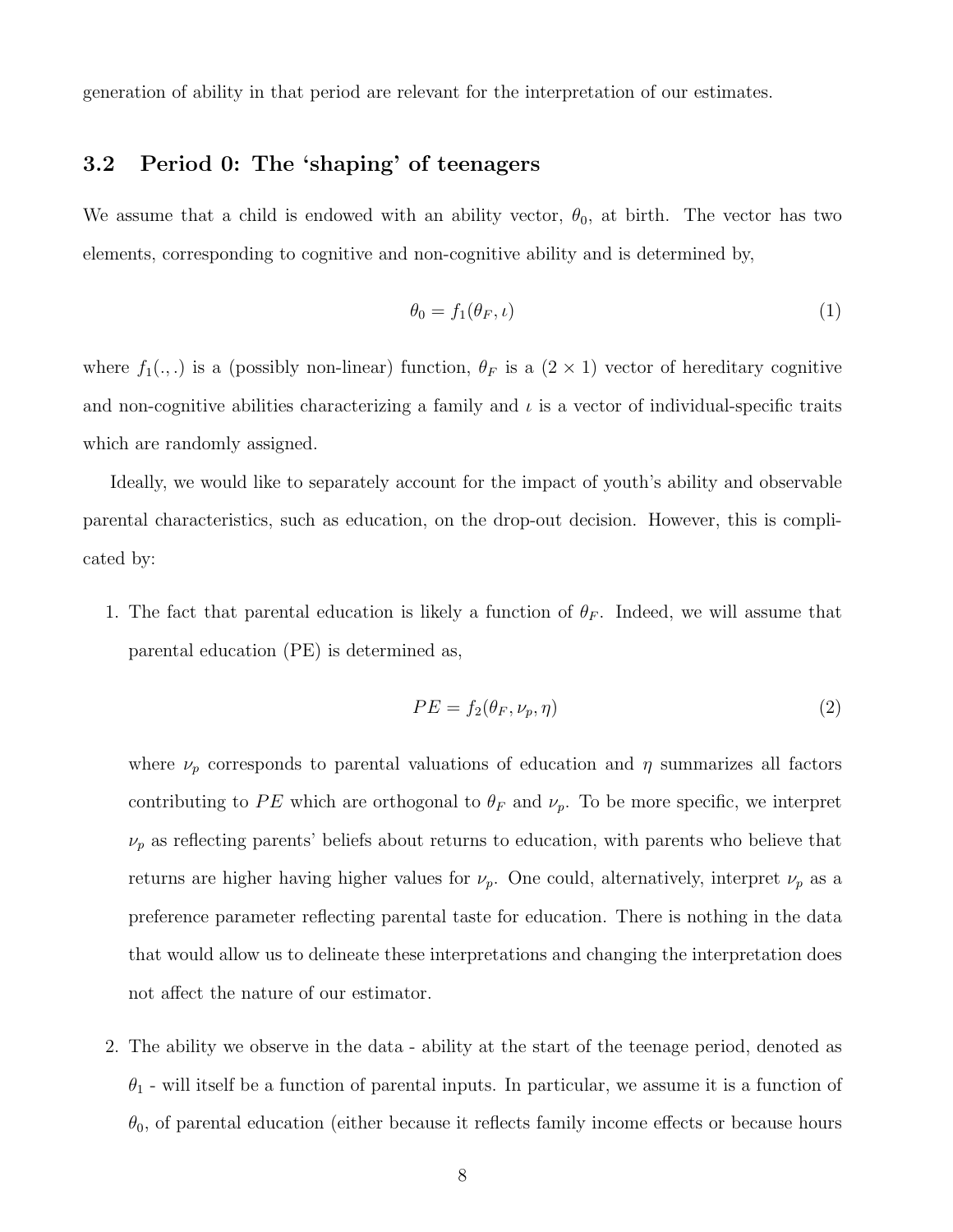generation of ability in that period are relevant for the interpretation of our estimates.

### 3.2 Period 0: The 'shaping' of teenagers

We assume that a child is endowed with an ability vector, $\theta_0$, at birth. The vector has two elements, corresponding to cognitive and non-cognitive ability and is determined by,

$$\theta_0 = f_1(\theta_F, \iota) \tag{1}$$

where $f_1(.,.)$ is a (possibly non-linear) function, $\theta_F$ is a $(2 \times 1)$ vector of hereditary cognitive and non-cognitive abilities characterizing a family and $\iota$ is a vector of individual-specific traits which are randomly assigned.

Ideally, we would like to separately account for the impact of youth's ability and observable parental characteristics, such as education, on the drop-out decision. However, this is complicated by:

1. The fact that parental education is likely a function of $\theta_F$. Indeed, we will assume that parental education (PE) is determined as,

   $$PE = f_2(\theta_F, \nu_p, \eta) \tag{2}$$

   where $\nu_p$ corresponds to parental valuations of education and $\eta$ summarizes all factors contributing to $PE$ which are orthogonal to $\theta_F$ and $\nu_p$. To be more specific, we interpret $\nu_p$ as reflecting parents' beliefs about returns to education, with parents who believe that returns are higher having higher values for $\nu_p$. One could, alternatively, interpret $\nu_p$ as a preference parameter reflecting parental taste for education. There is nothing in the data that would allow us to delineate these interpretations and changing the interpretation does not affect the nature of our estimator.

2. The ability we observe in the data - ability at the start of the teenage period, denoted as $\theta_1$ - will itself be a function of parental inputs. In particular, we assume it is a function of $\theta_0$, of parental education (either because it reflects family income effects or because hours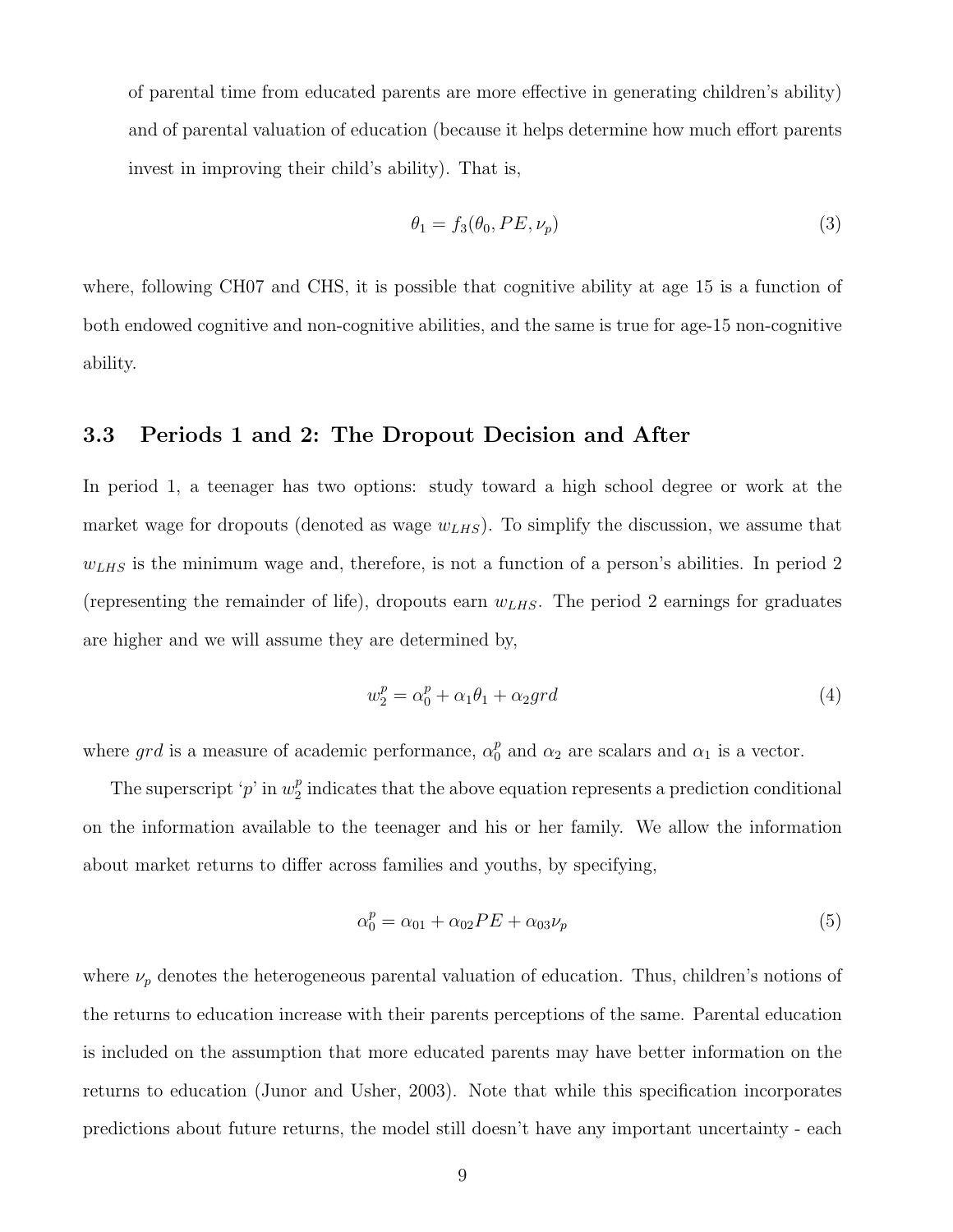of parental time from educated parents are more effective in generating children's ability) and of parental valuation of education (because it helps determine how much effort parents invest in improving their child's ability). That is,

$$\theta_1 = f_3(\theta_0, PE, \nu_p) \tag{3}$$

where, following CH07 and CHS, it is possible that cognitive ability at age 15 is a function of both endowed cognitive and non-cognitive abilities, and the same is true for age-15 non-cognitive ability.

### 3.3 Periods 1 and 2: The Dropout Decision and After

In period 1, a teenager has two options: study toward a high school degree or work at the market wage for dropouts (denoted as wage $w_{LHS}$). To simplify the discussion, we assume that $w_{LHS}$ is the minimum wage and, therefore, is not a function of a person's abilities. In period 2 (representing the remainder of life), dropouts earn $w_{LHS}$. The period 2 earnings for graduates are higher and we will assume they are determined by,

$$w_2^p = \alpha_0^p + \alpha_1\theta_1 + \alpha_2 grd \tag{4}$$

where $grd$ is a measure of academic performance, $\alpha_0^p$ and $\alpha_2$ are scalars and $\alpha_1$ is a vector.

The superscript '$p$' in $w_2^p$ indicates that the above equation represents a prediction conditional on the information available to the teenager and his or her family. We allow the information about market returns to differ across families and youths, by specifying,

$$\alpha_0^p = \alpha_{01} + \alpha_{02}PE + \alpha_{03}\nu_p \tag{5}$$

where $\nu_p$ denotes the heterogeneous parental valuation of education. Thus, children's notions of the returns to education increase with their parents perceptions of the same. Parental education is included on the assumption that more educated parents may have better information on the returns to education (Junor and Usher, 2003). Note that while this specification incorporates predictions about future returns, the model still doesn't have any important uncertainty - each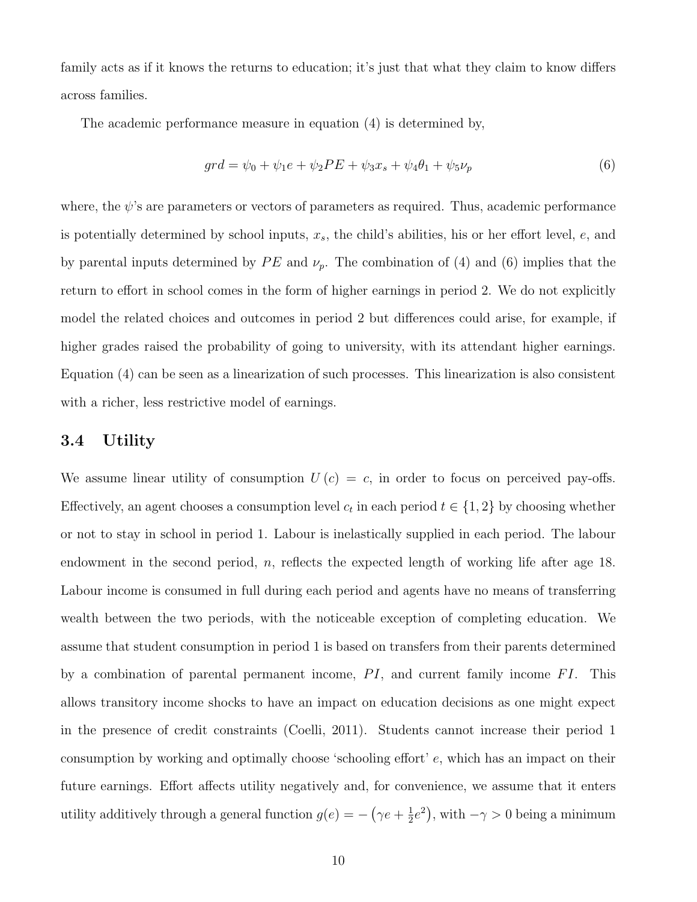family acts as if it knows the returns to education; it's just that what they claim to know differs across families.

The academic performance measure in equation (4) is determined by,

$$grd = \psi_0 + \psi_1 e + \psi_2 PE + \psi_3 x_s + \psi_4 \theta_1 + \psi_5 \nu_p \tag{6}$$

where, the $\psi$'s are parameters or vectors of parameters as required. Thus, academic performance is potentially determined by school inputs, $x_s$, the child's abilities, his or her effort level, $e$, and by parental inputs determined by $PE$ and $\nu_p$. The combination of (4) and (6) implies that the return to effort in school comes in the form of higher earnings in period 2. We do not explicitly model the related choices and outcomes in period 2 but differences could arise, for example, if higher grades raised the probability of going to university, with its attendant higher earnings. Equation (4) can be seen as a linearization of such processes. This linearization is also consistent with a richer, less restrictive model of earnings.

### 3.4 Utility

We assume linear utility of consumption $U(c) = c$, in order to focus on perceived pay-offs. Effectively, an agent chooses a consumption level $c_t$ in each period $t \in \{1, 2\}$ by choosing whether or not to stay in school in period 1. Labour is inelastically supplied in each period. The labour endowment in the second period, $n$, reflects the expected length of working life after age 18. Labour income is consumed in full during each period and agents have no means of transferring wealth between the two periods, with the noticeable exception of completing education. We assume that student consumption in period 1 is based on transfers from their parents determined by a combination of parental permanent income, $PI$, and current family income $FI$. This allows transitory income shocks to have an impact on education decisions as one might expect in the presence of credit constraints (Coelli, 2011). Students cannot increase their period 1 consumption by working and optimally choose 'schooling effort' $e$, which has an impact on their future earnings. Effort affects utility negatively and, for convenience, we assume that it enters utility additively through a general function $g(e) = -\left(\gamma e + \frac{1}{2}e^2\right)$, with $-\gamma > 0$ being a minimum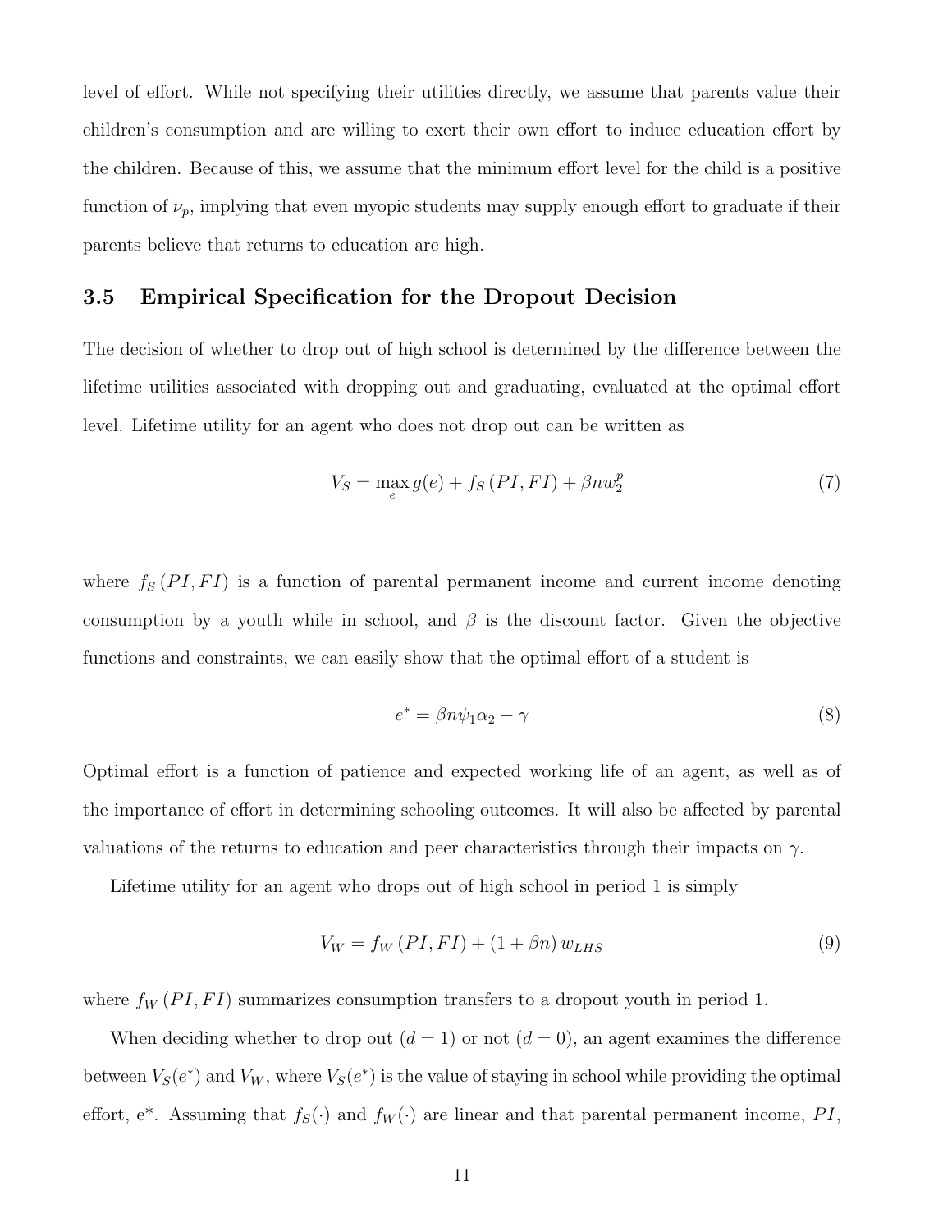level of effort. While not specifying their utilities directly, we assume that parents value their children's consumption and are willing to exert their own effort to induce education effort by the children. Because of this, we assume that the minimum effort level for the child is a positive function of $\nu_p$, implying that even myopic students may supply enough effort to graduate if their parents believe that returns to education are high.

### 3.5 Empirical Specification for the Dropout Decision

The decision of whether to drop out of high school is determined by the difference between the lifetime utilities associated with dropping out and graduating, evaluated at the optimal effort level. Lifetime utility for an agent who does not drop out can be written as

$$V_S = \max_e g(e) + f_S(PI, FI) + \beta n w_2^p \tag{7}$$

where $f_S(PI, FI)$ is a function of parental permanent income and current income denoting consumption by a youth while in school, and $\beta$ is the discount factor. Given the objective functions and constraints, we can easily show that the optimal effort of a student is

$$e^* = \beta n \psi_1 \alpha_2 - \gamma \tag{8}$$

Optimal effort is a function of patience and expected working life of an agent, as well as of the importance of effort in determining schooling outcomes. It will also be affected by parental valuations of the returns to education and peer characteristics through their impacts on $\gamma$.

Lifetime utility for an agent who drops out of high school in period 1 is simply

$$V_W = f_W(PI, FI) + (1 + \beta n) w_{LHS} \tag{9}$$

where $f_W(PI, FI)$ summarizes consumption transfers to a dropout youth in period 1.

When deciding whether to drop out ($d = 1$) or not ($d = 0$), an agent examines the difference between $V_S(e^*)$ and $V_W$, where $V_S(e^*)$ is the value of staying in school while providing the optimal effort, e*. Assuming that $f_S(\cdot)$ and $f_W(\cdot)$ are linear and that parental permanent income, $PI$,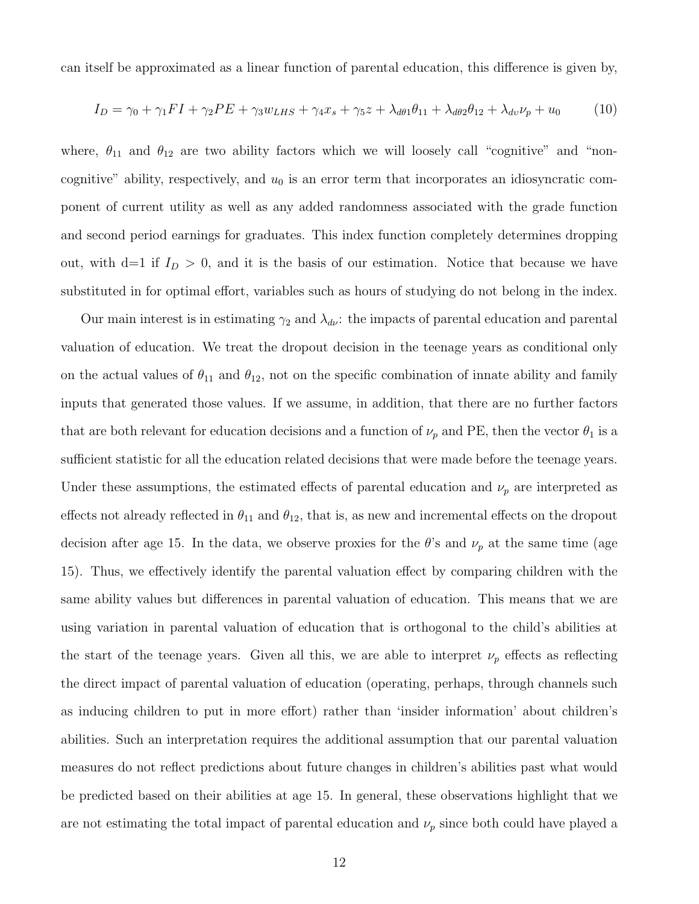can itself be approximated as a linear function of parental education, this difference is given by,

$$I_D = \gamma_0 + \gamma_1 FI + \gamma_2 PE + \gamma_3 w_{LHS} + \gamma_4 x_s + \gamma_5 z + \lambda_{d\theta 1}\theta_{11} + \lambda_{d\theta 2}\theta_{12} + \lambda_{d\upsilon}\nu_p + u_0 \tag{10}$$

where, $\theta_{11}$ and $\theta_{12}$ are two ability factors which we will loosely call "cognitive" and "non-cognitive" ability, respectively, and $u_0$ is an error term that incorporates an idiosyncratic component of current utility as well as any added randomness associated with the grade function and second period earnings for graduates. This index function completely determines dropping out, with d=1 if $I_D > 0$, and it is the basis of our estimation. Notice that because we have substituted in for optimal effort, variables such as hours of studying do not belong in the index.

Our main interest is in estimating $\gamma_2$ and $\lambda_{d\nu}$: the impacts of parental education and parental valuation of education. We treat the dropout decision in the teenage years as conditional only on the actual values of $\theta_{11}$ and $\theta_{12}$, not on the specific combination of innate ability and family inputs that generated those values. If we assume, in addition, that there are no further factors that are both relevant for education decisions and a function of $\nu_p$ and PE, then the vector $\theta_1$ is a sufficient statistic for all the education related decisions that were made before the teenage years. Under these assumptions, the estimated effects of parental education and $\nu_p$ are interpreted as effects not already reflected in $\theta_{11}$ and $\theta_{12}$, that is, as new and incremental effects on the dropout decision after age 15. In the data, we observe proxies for the $\theta$'s and $\nu_p$ at the same time (age 15). Thus, we effectively identify the parental valuation effect by comparing children with the same ability values but differences in parental valuation of education. This means that we are using variation in parental valuation of education that is orthogonal to the child's abilities at the start of the teenage years. Given all this, we are able to interpret $\nu_p$ effects as reflecting the direct impact of parental valuation of education (operating, perhaps, through channels such as inducing children to put in more effort) rather than 'insider information' about children's abilities. Such an interpretation requires the additional assumption that our parental valuation measures do not reflect predictions about future changes in children's abilities past what would be predicted based on their abilities at age 15. In general, these observations highlight that we are not estimating the total impact of parental education and $\nu_p$ since both could have played a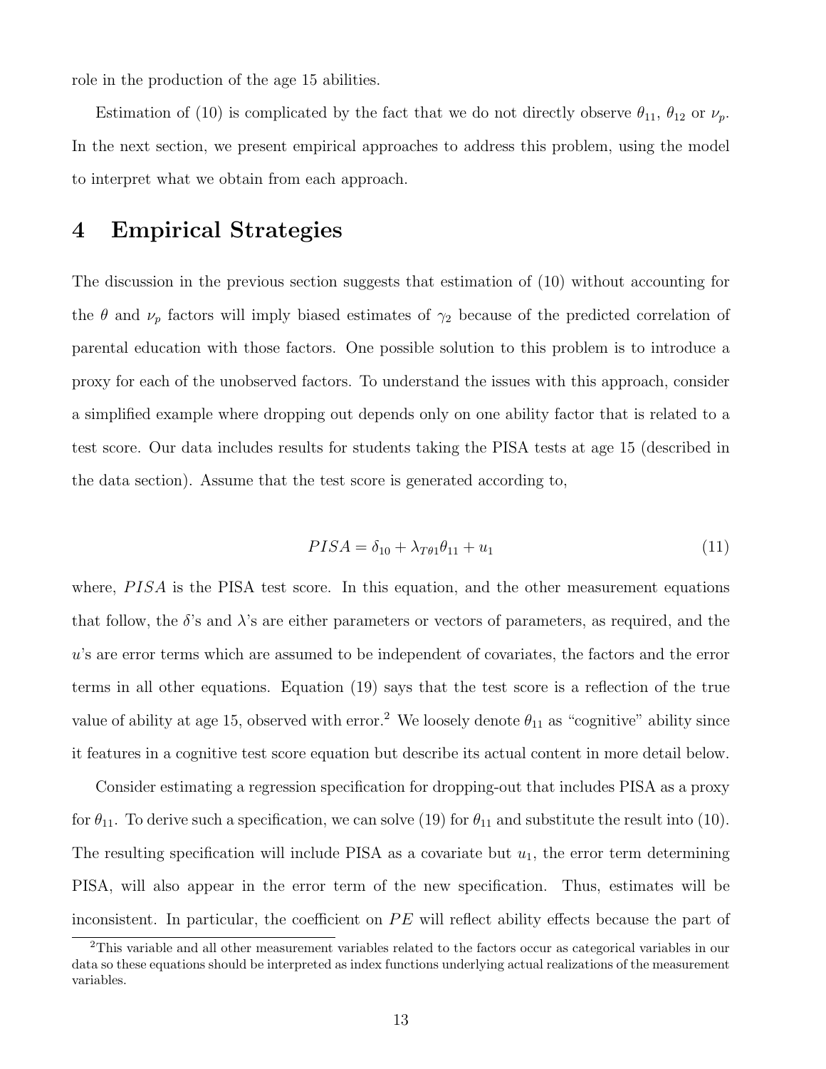role in the production of the age 15 abilities.

Estimation of (10) is complicated by the fact that we do not directly observe $\theta_{11}$, $\theta_{12}$ or $\nu_p$. In the next section, we present empirical approaches to address this problem, using the model to interpret what we obtain from each approach.

# 4 Empirical Strategies

The discussion in the previous section suggests that estimation of (10) without accounting for the $\theta$ and $\nu_p$ factors will imply biased estimates of $\gamma_2$ because of the predicted correlation of parental education with those factors. One possible solution to this problem is to introduce a proxy for each of the unobserved factors. To understand the issues with this approach, consider a simplified example where dropping out depends only on one ability factor that is related to a test score. Our data includes results for students taking the PISA tests at age 15 (described in the data section). Assume that the test score is generated according to,

$$PISA = \delta_{10} + \lambda_{T\theta 1}\theta_{11} + u_1 \tag{11}$$

where, $PISA$ is the PISA test score. In this equation, and the other measurement equations that follow, the $\delta$'s and $\lambda$'s are either parameters or vectors of parameters, as required, and the $u$'s are error terms which are assumed to be independent of covariates, the factors and the error terms in all other equations. Equation (19) says that the test score is a reflection of the true value of ability at age 15, observed with error.[2] We loosely denote $\theta_{11}$ as "cognitive" ability since it features in a cognitive test score equation but describe its actual content in more detail below.

Consider estimating a regression specification for dropping-out that includes PISA as a proxy for $\theta_{11}$. To derive such a specification, we can solve (19) for $\theta_{11}$ and substitute the result into (10). The resulting specification will include PISA as a covariate but $u_1$, the error term determining PISA, will also appear in the error term of the new specification. Thus, estimates will be inconsistent. In particular, the coefficient on $PE$ will reflect ability effects because the part of

[2] This variable and all other measurement variables related to the factors occur as categorical variables in our data so these equations should be interpreted as index functions underlying actual realizations of the measurement variables.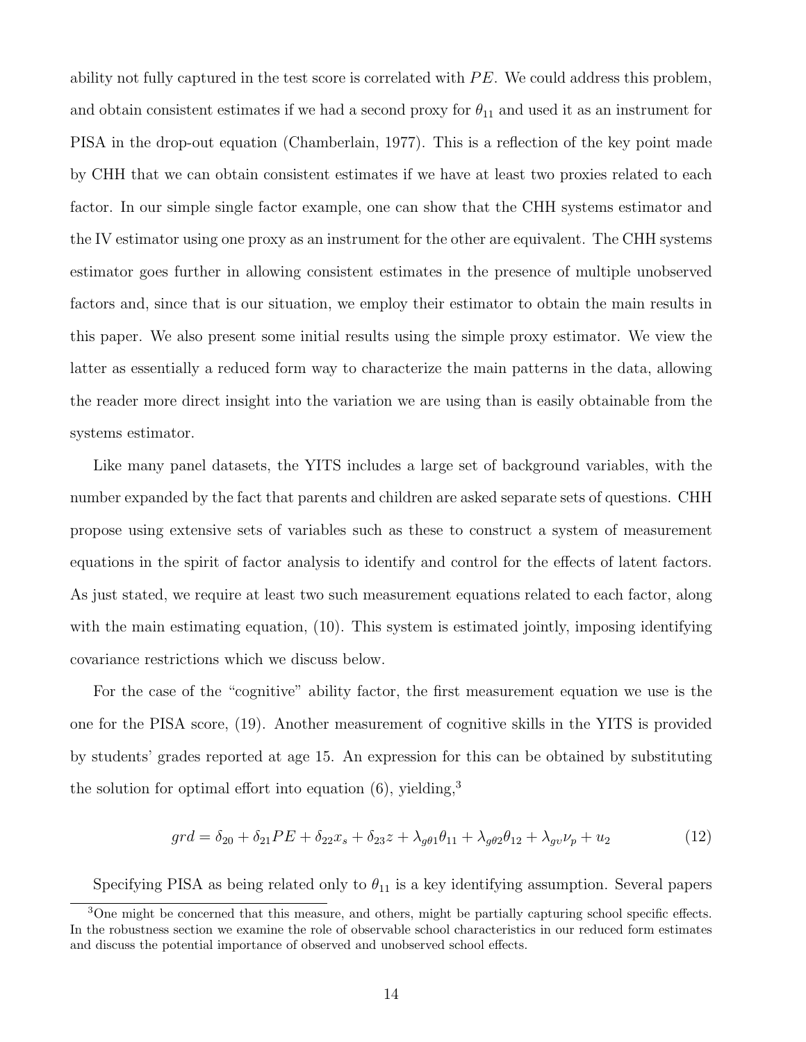ability not fully captured in the test score is correlated with $PE$. We could address this problem, and obtain consistent estimates if we had a second proxy for $\theta_{11}$ and used it as an instrument for PISA in the drop-out equation (Chamberlain, 1977). This is a reflection of the key point made by CHH that we can obtain consistent estimates if we have at least two proxies related to each factor. In our simple single factor example, one can show that the CHH systems estimator and the IV estimator using one proxy as an instrument for the other are equivalent. The CHH systems estimator goes further in allowing consistent estimates in the presence of multiple unobserved factors and, since that is our situation, we employ their estimator to obtain the main results in this paper. We also present some initial results using the simple proxy estimator. We view the latter as essentially a reduced form way to characterize the main patterns in the data, allowing the reader more direct insight into the variation we are using than is easily obtainable from the systems estimator.

Like many panel datasets, the YITS includes a large set of background variables, with the number expanded by the fact that parents and children are asked separate sets of questions. CHH propose using extensive sets of variables such as these to construct a system of measurement equations in the spirit of factor analysis to identify and control for the effects of latent factors. As just stated, we require at least two such measurement equations related to each factor, along with the main estimating equation, (10). This system is estimated jointly, imposing identifying covariance restrictions which we discuss below.

For the case of the "cognitive" ability factor, the first measurement equation we use is the one for the PISA score, (19). Another measurement of cognitive skills in the YITS is provided by students' grades reported at age 15. An expression for this can be obtained by substituting the solution for optimal effort into equation (6), yielding,[3]

$$grd = \delta_{20} + \delta_{21} PE + \delta_{22} x_s + \delta_{23} z + \lambda_{g\theta 1} \theta_{11} + \lambda_{g\theta 2} \theta_{12} + \lambda_{gv} \nu_p + u_2 \tag{12}$$

Specifying PISA as being related only to $\theta_{11}$ is a key identifying assumption. Several papers

[3] One might be concerned that this measure, and others, might be partially capturing school specific effects. In the robustness section we examine the role of observable school characteristics in our reduced form estimates and discuss the potential importance of observed and unobserved school effects.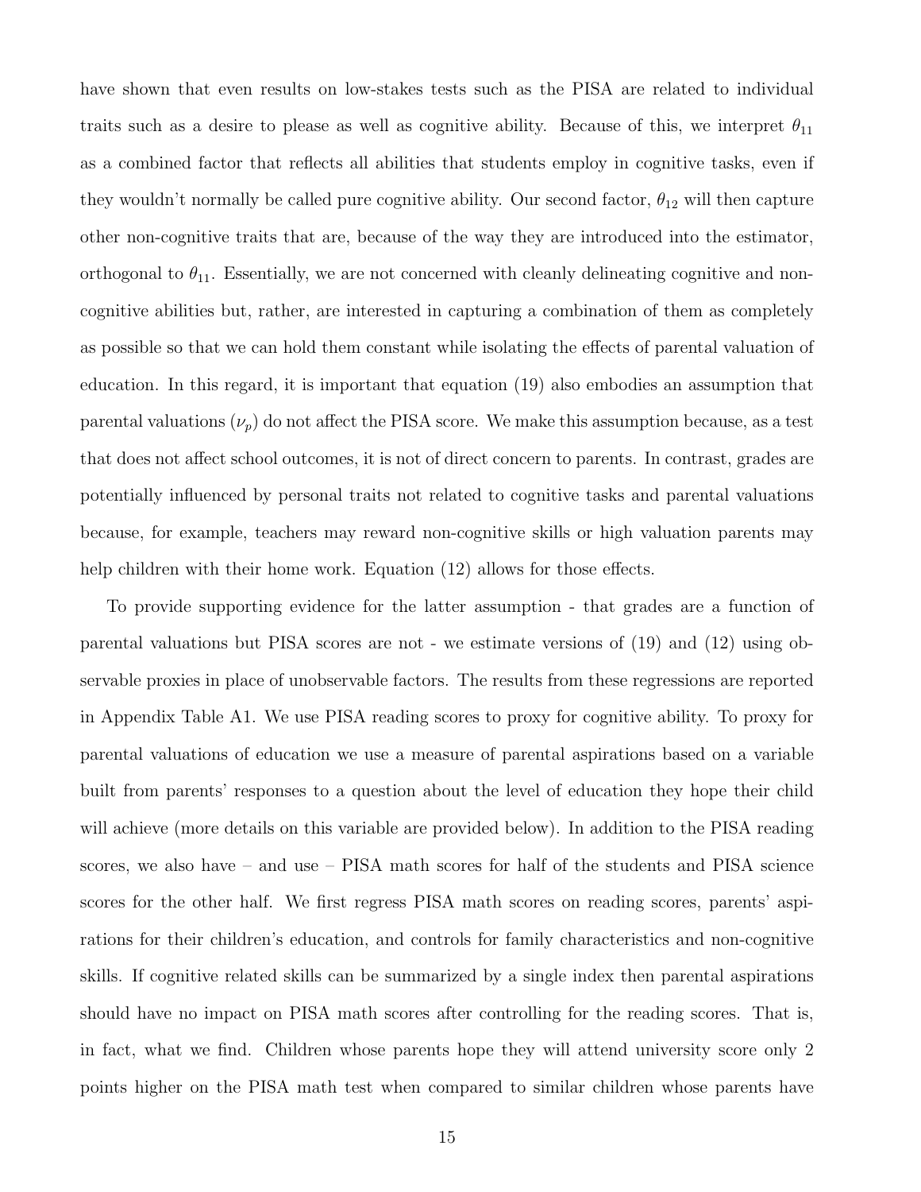have shown that even results on low-stakes tests such as the PISA are related to individual traits such as a desire to please as well as cognitive ability. Because of this, we interpret $\theta_{11}$ as a combined factor that reflects all abilities that students employ in cognitive tasks, even if they wouldn't normally be called pure cognitive ability. Our second factor, $\theta_{12}$ will then capture other non-cognitive traits that are, because of the way they are introduced into the estimator, orthogonal to $\theta_{11}$. Essentially, we are not concerned with cleanly delineating cognitive and non-cognitive abilities but, rather, are interested in capturing a combination of them as completely as possible so that we can hold them constant while isolating the effects of parental valuation of education. In this regard, it is important that equation (19) also embodies an assumption that parental valuations ($\nu_p$) do not affect the PISA score. We make this assumption because, as a test that does not affect school outcomes, it is not of direct concern to parents. In contrast, grades are potentially influenced by personal traits not related to cognitive tasks and parental valuations because, for example, teachers may reward non-cognitive skills or high valuation parents may help children with their home work. Equation (12) allows for those effects.

To provide supporting evidence for the latter assumption - that grades are a function of parental valuations but PISA scores are not - we estimate versions of (19) and (12) using observable proxies in place of unobservable factors. The results from these regressions are reported in Appendix Table A1. We use PISA reading scores to proxy for cognitive ability. To proxy for parental valuations of education we use a measure of parental aspirations based on a variable built from parents' responses to a question about the level of education they hope their child will achieve (more details on this variable are provided below). In addition to the PISA reading scores, we also have – and use – PISA math scores for half of the students and PISA science scores for the other half. We first regress PISA math scores on reading scores, parents' aspirations for their children's education, and controls for family characteristics and non-cognitive skills. If cognitive related skills can be summarized by a single index then parental aspirations should have no impact on PISA math scores after controlling for the reading scores. That is, in fact, what we find. Children whose parents hope they will attend university score only 2 points higher on the PISA math test when compared to similar children whose parents have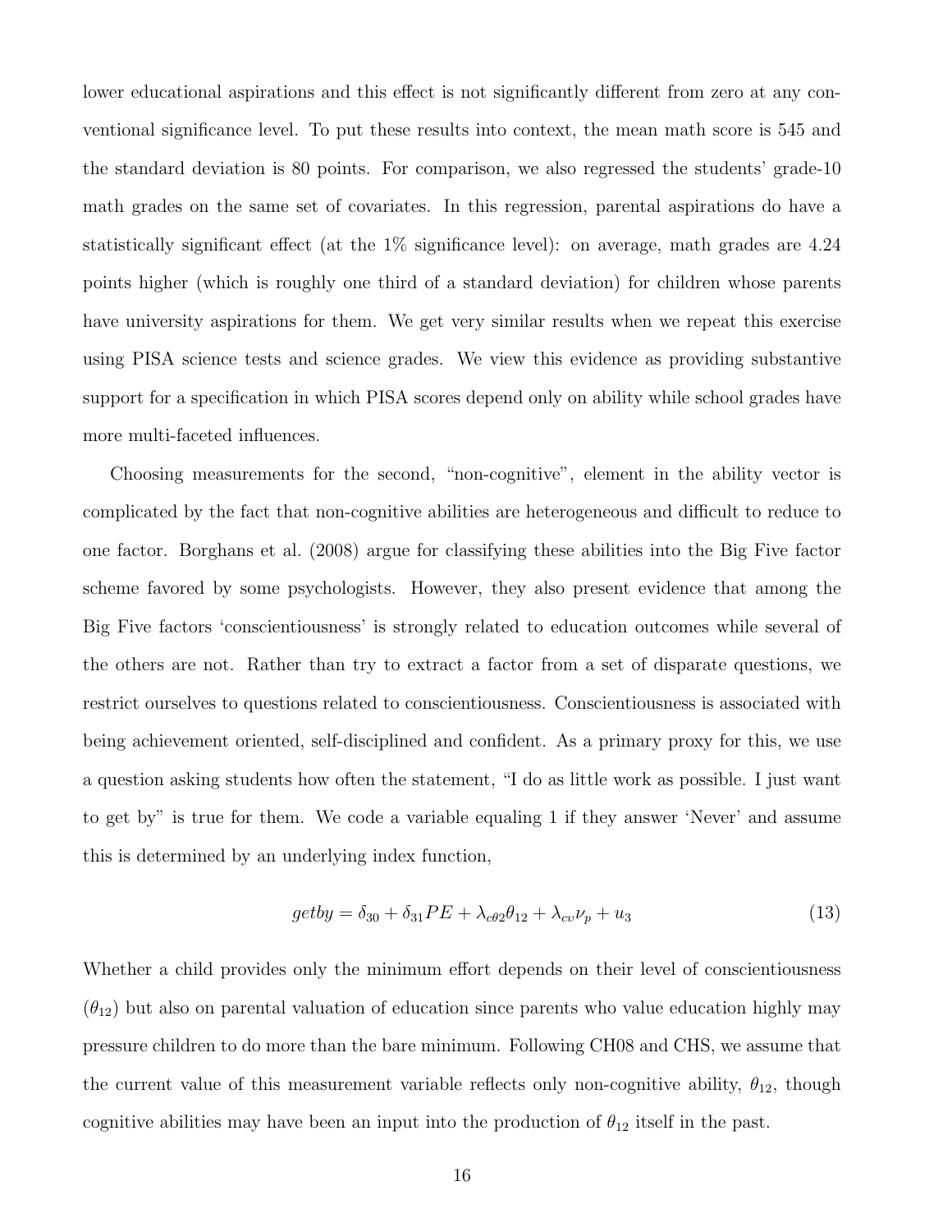lower educational aspirations and this effect is not significantly different from zero at any conventional significance level. To put these results into context, the mean math score is 545 and the standard deviation is 80 points. For comparison, we also regressed the students' grade-10 math grades on the same set of covariates. In this regression, parental aspirations do have a statistically significant effect (at the 1% significance level): on average, math grades are 4.24 points higher (which is roughly one third of a standard deviation) for children whose parents have university aspirations for them. We get very similar results when we repeat this exercise using PISA science tests and science grades. We view this evidence as providing substantive support for a specification in which PISA scores depend only on ability while school grades have more multi-faceted influences.

Choosing measurements for the second, "non-cognitive", element in the ability vector is complicated by the fact that non-cognitive abilities are heterogeneous and difficult to reduce to one factor. Borghans et al. (2008) argue for classifying these abilities into the Big Five factor scheme favored by some psychologists. However, they also present evidence that among the Big Five factors 'conscientiousness' is strongly related to education outcomes while several of the others are not. Rather than try to extract a factor from a set of disparate questions, we restrict ourselves to questions related to conscientiousness. Conscientiousness is associated with being achievement oriented, self-disciplined and confident. As a primary proxy for this, we use a question asking students how often the statement, "I do as little work as possible. I just want to get by" is true for them. We code a variable equaling 1 if they answer 'Never' and assume this is determined by an underlying index function,

$$getby = \delta_{30} + \delta_{31} PE + \lambda_{c\theta 2}\theta_{12} + \lambda_{cv}\nu_p + u_3 \tag{13}$$

Whether a child provides only the minimum effort depends on their level of conscientiousness ($\theta_{12}$) but also on parental valuation of education since parents who value education highly may pressure children to do more than the bare minimum. Following CH08 and CHS, we assume that the current value of this measurement variable reflects only non-cognitive ability, $\theta_{12}$, though cognitive abilities may have been an input into the production of $\theta_{12}$ itself in the past.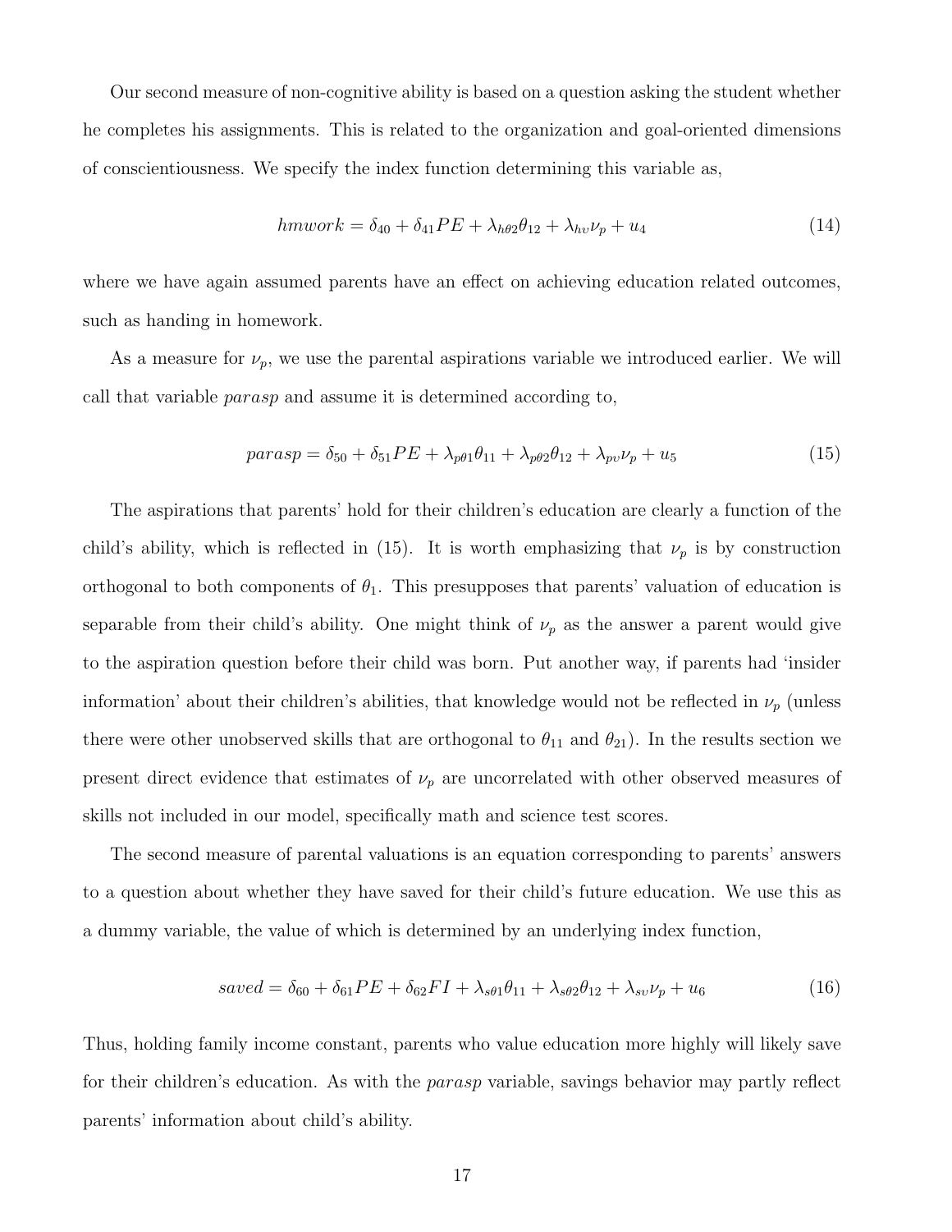Our second measure of non-cognitive ability is based on a question asking the student whether he completes his assignments. This is related to the organization and goal-oriented dimensions of conscientiousness. We specify the index function determining this variable as,

$$hmwork = \delta_{40} + \delta_{41} PE + \lambda_{h\theta 2}\theta_{12} + \lambda_{hv}\nu_p + u_4 \tag{14}$$

where we have again assumed parents have an effect on achieving education related outcomes, such as handing in homework.

As a measure for $\nu_p$, we use the parental aspirations variable we introduced earlier. We will call that variable *parasp* and assume it is determined according to,

$$parasp = \delta_{50} + \delta_{51} PE + \lambda_{p\theta 1}\theta_{11} + \lambda_{p\theta 2}\theta_{12} + \lambda_{pv}\nu_p + u_5 \tag{15}$$

The aspirations that parents' hold for their children's education are clearly a function of the child's ability, which is reflected in (15). It is worth emphasizing that $\nu_p$ is by construction orthogonal to both components of $\theta_1$. This presupposes that parents' valuation of education is separable from their child's ability. One might think of $\nu_p$ as the answer a parent would give to the aspiration question before their child was born. Put another way, if parents had 'insider information' about their children's abilities, that knowledge would not be reflected in $\nu_p$ (unless there were other unobserved skills that are orthogonal to $\theta_{11}$ and $\theta_{21}$). In the results section we present direct evidence that estimates of $\nu_p$ are uncorrelated with other observed measures of skills not included in our model, specifically math and science test scores.

The second measure of parental valuations is an equation corresponding to parents' answers to a question about whether they have saved for their child's future education. We use this as a dummy variable, the value of which is determined by an underlying index function,

$$saved = \delta_{60} + \delta_{61} PE + \delta_{62} FI + \lambda_{s\theta 1}\theta_{11} + \lambda_{s\theta 2}\theta_{12} + \lambda_{sv}\nu_p + u_6 \tag{16}$$

Thus, holding family income constant, parents who value education more highly will likely save for their children's education. As with the *parasp* variable, savings behavior may partly reflect parents' information about child's ability.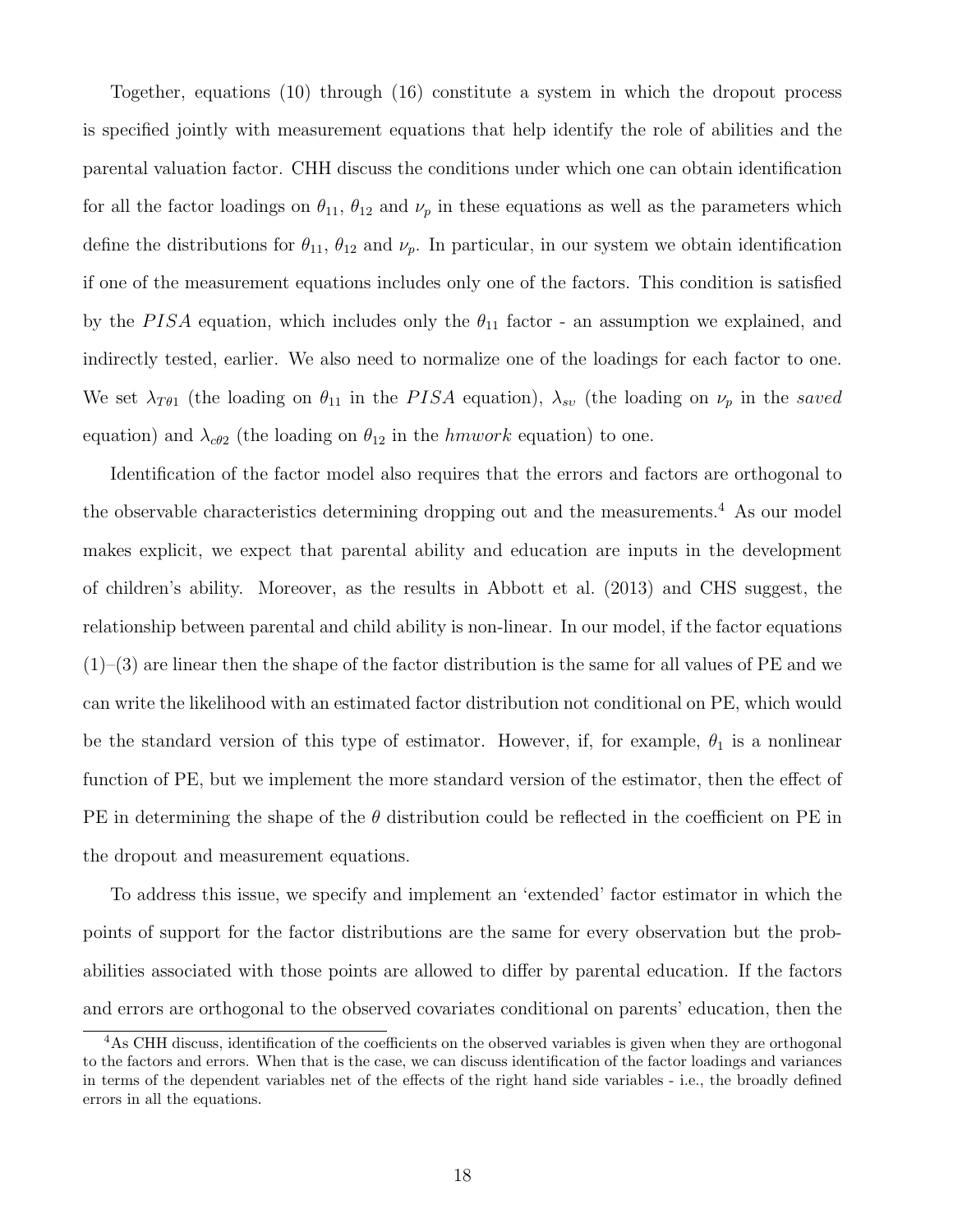Together, equations (10) through (16) constitute a system in which the dropout process is specified jointly with measurement equations that help identify the role of abilities and the parental valuation factor. CHH discuss the conditions under which one can obtain identification for all the factor loadings on $\theta_{11}$, $\theta_{12}$ and $\nu_p$ in these equations as well as the parameters which define the distributions for $\theta_{11}$, $\theta_{12}$ and $\nu_p$. In particular, in our system we obtain identification if one of the measurement equations includes only one of the factors. This condition is satisfied by the $PISA$ equation, which includes only the $\theta_{11}$ factor - an assumption we explained, and indirectly tested, earlier. We also need to normalize one of the loadings for each factor to one. We set $\lambda_{T\theta 1}$ (the loading on $\theta_{11}$ in the $PISA$ equation), $\lambda_{sv}$ (the loading on $\nu_p$ in the *saved* equation) and $\lambda_{c\theta 2}$ (the loading on $\theta_{12}$ in the *hmwork* equation) to one.

Identification of the factor model also requires that the errors and factors are orthogonal to the observable characteristics determining dropping out and the measurements.[4] As our model makes explicit, we expect that parental ability and education are inputs in the development of children's ability. Moreover, as the results in Abbott et al. (2013) and CHS suggest, the relationship between parental and child ability is non-linear. In our model, if the factor equations (1)–(3) are linear then the shape of the factor distribution is the same for all values of PE and we can write the likelihood with an estimated factor distribution not conditional on PE, which would be the standard version of this type of estimator. However, if, for example, $\theta_1$ is a nonlinear function of PE, but we implement the more standard version of the estimator, then the effect of PE in determining the shape of the $\theta$ distribution could be reflected in the coefficient on PE in the dropout and measurement equations.

To address this issue, we specify and implement an 'extended' factor estimator in which the points of support for the factor distributions are the same for every observation but the probabilities associated with those points are allowed to differ by parental education. If the factors and errors are orthogonal to the observed covariates conditional on parents' education, then the

[4] As CHH discuss, identification of the coefficients on the observed variables is given when they are orthogonal to the factors and errors. When that is the case, we can discuss identification of the factor loadings and variances in terms of the dependent variables net of the effects of the right hand side variables - i.e., the broadly defined errors in all the equations.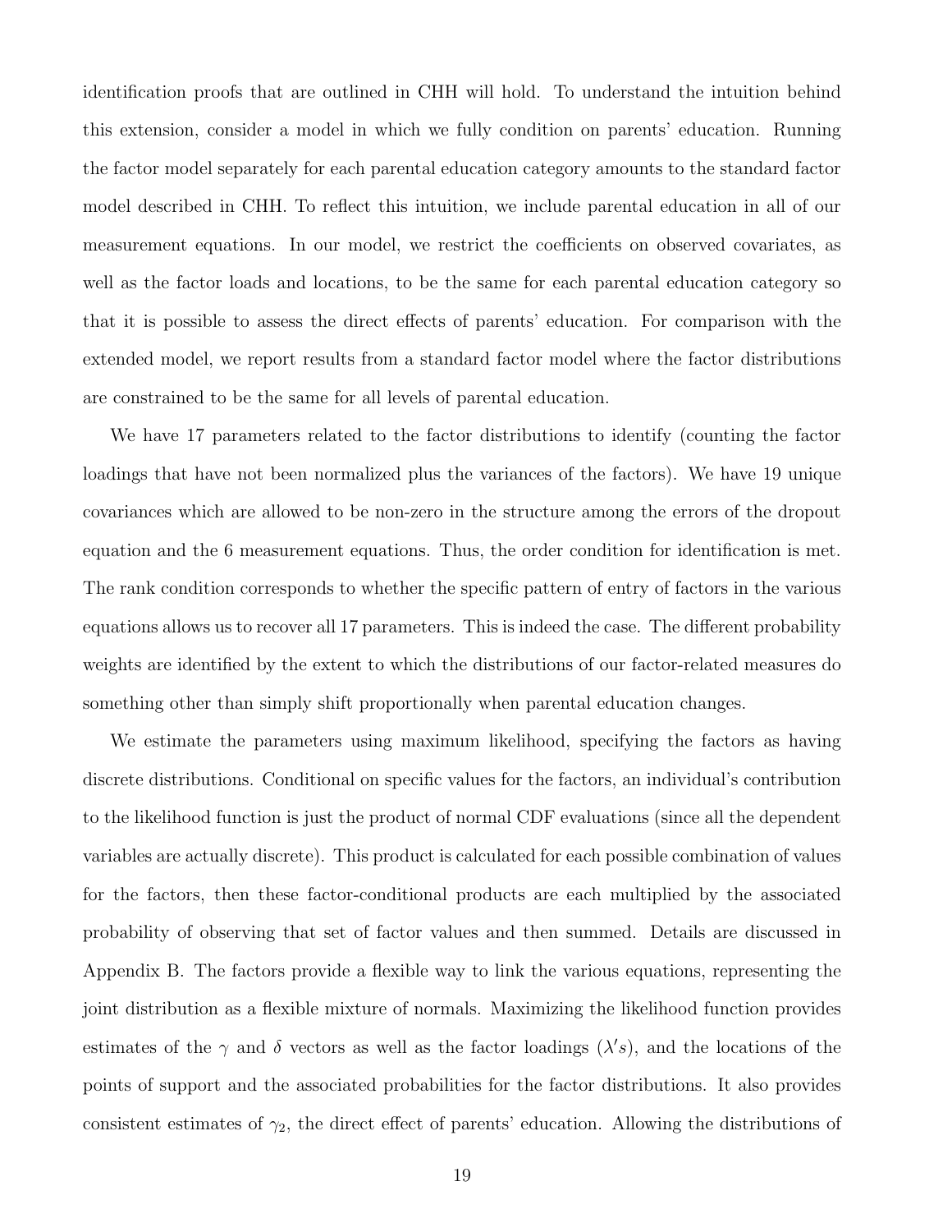identification proofs that are outlined in CHH will hold. To understand the intuition behind this extension, consider a model in which we fully condition on parents' education. Running the factor model separately for each parental education category amounts to the standard factor model described in CHH. To reflect this intuition, we include parental education in all of our measurement equations. In our model, we restrict the coefficients on observed covariates, as well as the factor loads and locations, to be the same for each parental education category so that it is possible to assess the direct effects of parents' education. For comparison with the extended model, we report results from a standard factor model where the factor distributions are constrained to be the same for all levels of parental education.

We have 17 parameters related to the factor distributions to identify (counting the factor loadings that have not been normalized plus the variances of the factors). We have 19 unique covariances which are allowed to be non-zero in the structure among the errors of the dropout equation and the 6 measurement equations. Thus, the order condition for identification is met. The rank condition corresponds to whether the specific pattern of entry of factors in the various equations allows us to recover all 17 parameters. This is indeed the case. The different probability weights are identified by the extent to which the distributions of our factor-related measures do something other than simply shift proportionally when parental education changes.

We estimate the parameters using maximum likelihood, specifying the factors as having discrete distributions. Conditional on specific values for the factors, an individual's contribution to the likelihood function is just the product of normal CDF evaluations (since all the dependent variables are actually discrete). This product is calculated for each possible combination of values for the factors, then these factor-conditional products are each multiplied by the associated probability of observing that set of factor values and then summed. Details are discussed in Appendix B. The factors provide a flexible way to link the various equations, representing the joint distribution as a flexible mixture of normals. Maximizing the likelihood function provides estimates of the $\gamma$ and $\delta$ vectors as well as the factor loadings ($\lambda's$), and the locations of the points of support and the associated probabilities for the factor distributions. It also provides consistent estimates of $\gamma_2$, the direct effect of parents' education. Allowing the distributions of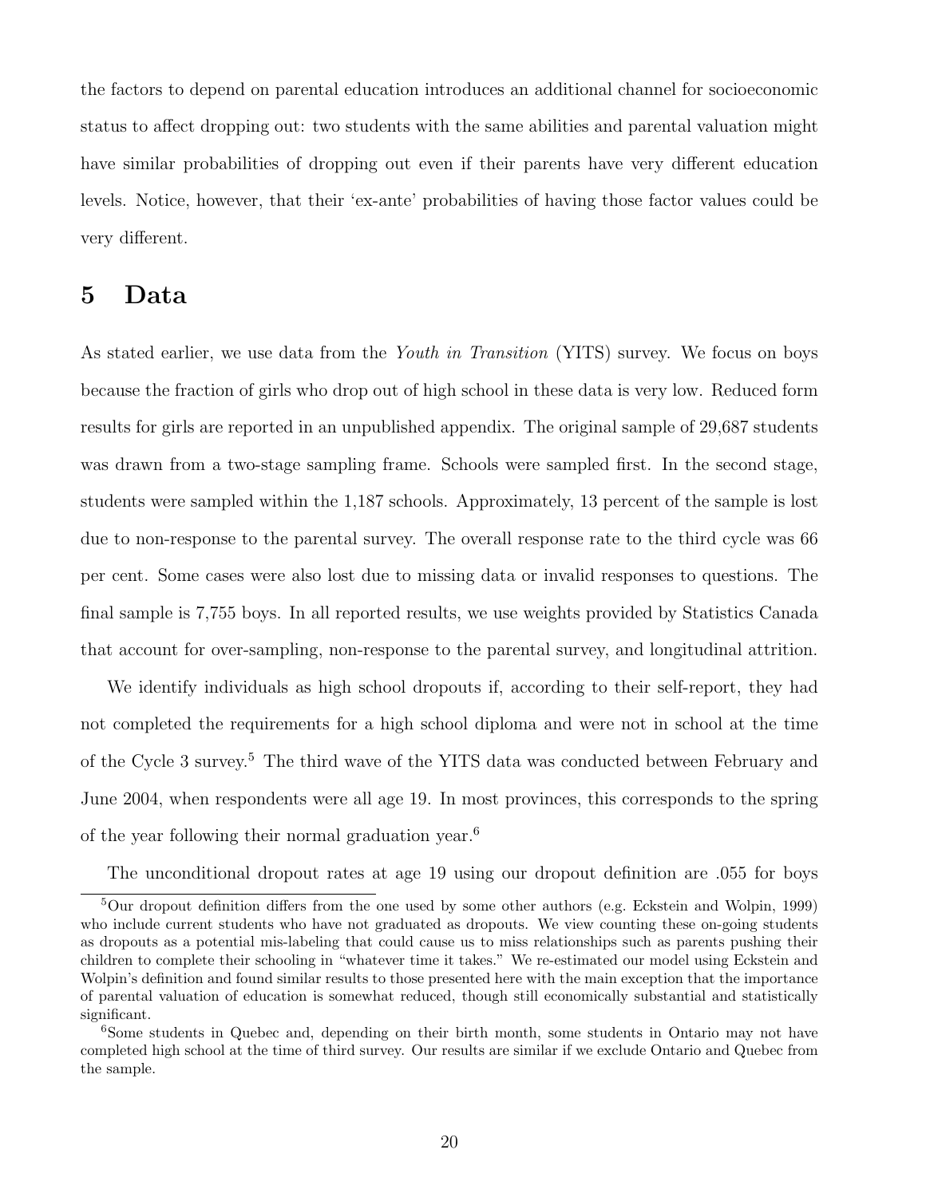the factors to depend on parental education introduces an additional channel for socioeconomic status to affect dropping out: two students with the same abilities and parental valuation might have similar probabilities of dropping out even if their parents have very different education levels. Notice, however, that their 'ex-ante' probabilities of having those factor values could be very different.

# 5 Data

As stated earlier, we use data from the *Youth in Transition* (YITS) survey. We focus on boys because the fraction of girls who drop out of high school in these data is very low. Reduced form results for girls are reported in an unpublished appendix. The original sample of 29,687 students was drawn from a two-stage sampling frame. Schools were sampled first. In the second stage, students were sampled within the 1,187 schools. Approximately, 13 percent of the sample is lost due to non-response to the parental survey. The overall response rate to the third cycle was 66 per cent. Some cases were also lost due to missing data or invalid responses to questions. The final sample is 7,755 boys. In all reported results, we use weights provided by Statistics Canada that account for over-sampling, non-response to the parental survey, and longitudinal attrition.

We identify individuals as high school dropouts if, according to their self-report, they had not completed the requirements for a high school diploma and were not in school at the time of the Cycle 3 survey.[5] The third wave of the YITS data was conducted between February and June 2004, when respondents were all age 19. In most provinces, this corresponds to the spring of the year following their normal graduation year.[6]

The unconditional dropout rates at age 19 using our dropout definition are .055 for boys

[5] Our dropout definition differs from the one used by some other authors (e.g. Eckstein and Wolpin, 1999) who include current students who have not graduated as dropouts. We view counting these on-going students as dropouts as a potential mis-labeling that could cause us to miss relationships such as parents pushing their children to complete their schooling in "whatever time it takes." We re-estimated our model using Eckstein and Wolpin's definition and found similar results to those presented here with the main exception that the importance of parental valuation of education is somewhat reduced, though still economically substantial and statistically significant.

[6] Some students in Quebec and, depending on their birth month, some students in Ontario may not have completed high school at the time of third survey. Our results are similar if we exclude Ontario and Quebec from the sample.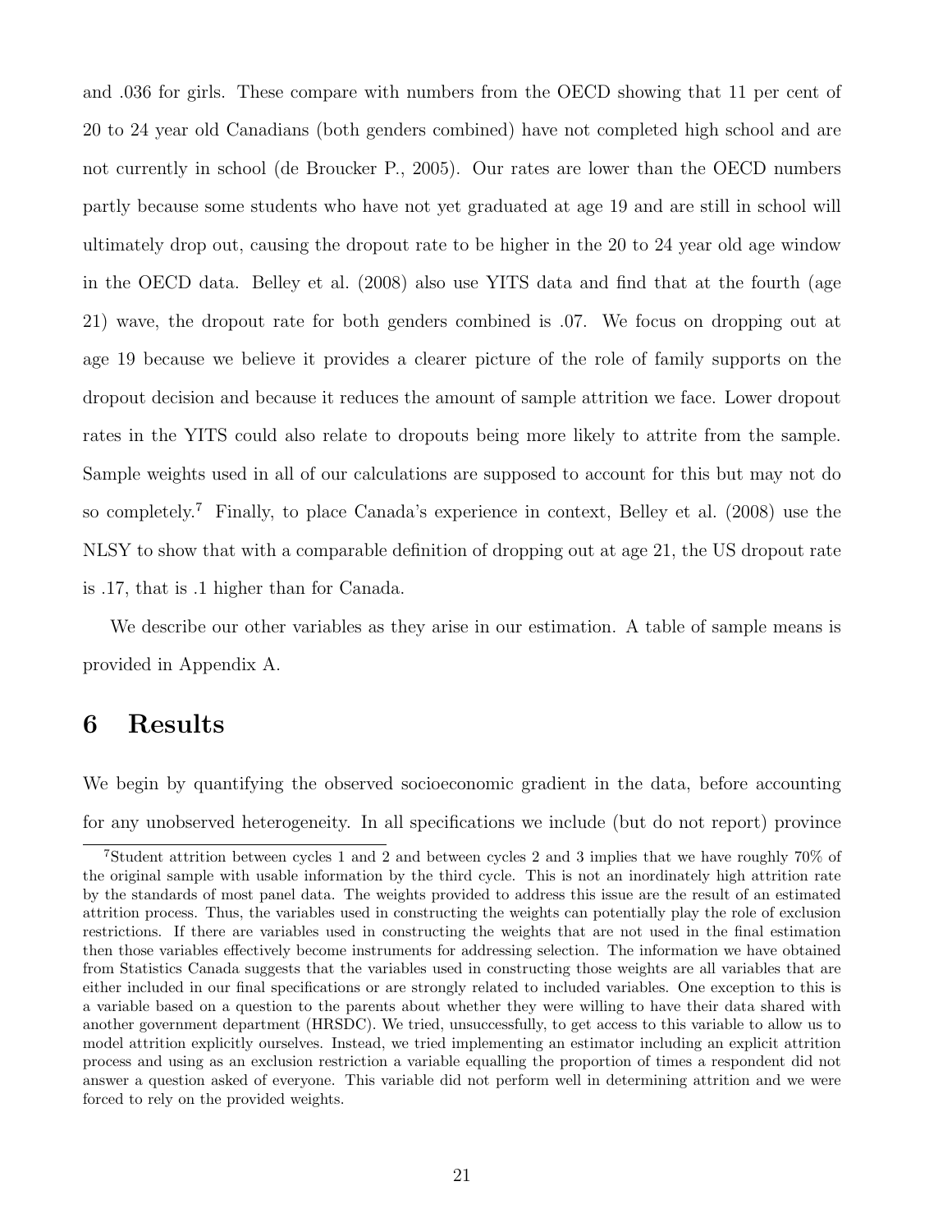and .036 for girls. These compare with numbers from the OECD showing that 11 per cent of 20 to 24 year old Canadians (both genders combined) have not completed high school and are not currently in school (de Broucker P., 2005). Our rates are lower than the OECD numbers partly because some students who have not yet graduated at age 19 and are still in school will ultimately drop out, causing the dropout rate to be higher in the 20 to 24 year old age window in the OECD data. Belley et al. (2008) also use YITS data and find that at the fourth (age 21) wave, the dropout rate for both genders combined is .07. We focus on dropping out at age 19 because we believe it provides a clearer picture of the role of family supports on the dropout decision and because it reduces the amount of sample attrition we face. Lower dropout rates in the YITS could also relate to dropouts being more likely to attrite from the sample. Sample weights used in all of our calculations are supposed to account for this but may not do so completely.[7] Finally, to place Canada's experience in context, Belley et al. (2008) use the NLSY to show that with a comparable definition of dropping out at age 21, the US dropout rate is .17, that is .1 higher than for Canada.

We describe our other variables as they arise in our estimation. A table of sample means is provided in Appendix A.

# 6 Results

We begin by quantifying the observed socioeconomic gradient in the data, before accounting for any unobserved heterogeneity. In all specifications we include (but do not report) province

[7] Student attrition between cycles 1 and 2 and between cycles 2 and 3 implies that we have roughly 70% of the original sample with usable information by the third cycle. This is not an inordinately high attrition rate by the standards of most panel data. The weights provided to address this issue are the result of an estimated attrition process. Thus, the variables used in constructing the weights can potentially play the role of exclusion restrictions. If there are variables used in constructing the weights that are not used in the final estimation then those variables effectively become instruments for addressing selection. The information we have obtained from Statistics Canada suggests that the variables used in constructing those weights are all variables that are either included in our final specifications or are strongly related to included variables. One exception to this is a variable based on a question to the parents about whether they were willing to have their data shared with another government department (HRSDC). We tried, unsuccessfully, to get access to this variable to allow us to model attrition explicitly ourselves. Instead, we tried implementing an estimator including an explicit attrition process and using as an exclusion restriction a variable equalling the proportion of times a respondent did not answer a question asked of everyone. This variable did not perform well in determining attrition and we were forced to rely on the provided weights.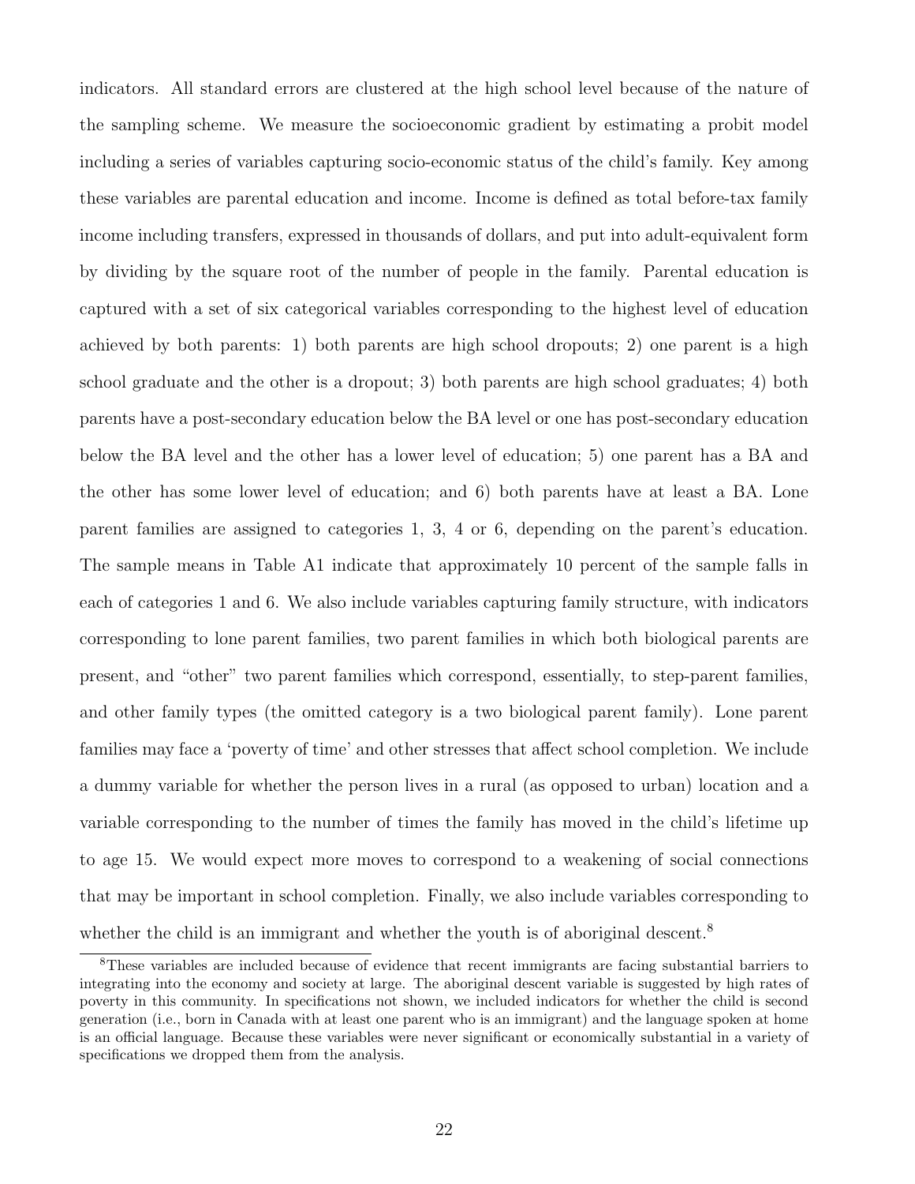indicators. All standard errors are clustered at the high school level because of the nature of the sampling scheme. We measure the socioeconomic gradient by estimating a probit model including a series of variables capturing socio-economic status of the child's family. Key among these variables are parental education and income. Income is defined as total before-tax family income including transfers, expressed in thousands of dollars, and put into adult-equivalent form by dividing by the square root of the number of people in the family. Parental education is captured with a set of six categorical variables corresponding to the highest level of education achieved by both parents: 1) both parents are high school dropouts; 2) one parent is a high school graduate and the other is a dropout; 3) both parents are high school graduates; 4) both parents have a post-secondary education below the BA level or one has post-secondary education below the BA level and the other has a lower level of education; 5) one parent has a BA and the other has some lower level of education; and 6) both parents have at least a BA. Lone parent families are assigned to categories 1, 3, 4 or 6, depending on the parent's education. The sample means in Table A1 indicate that approximately 10 percent of the sample falls in each of categories 1 and 6. We also include variables capturing family structure, with indicators corresponding to lone parent families, two parent families in which both biological parents are present, and "other" two parent families which correspond, essentially, to step-parent families, and other family types (the omitted category is a two biological parent family). Lone parent families may face a 'poverty of time' and other stresses that affect school completion. We include a dummy variable for whether the person lives in a rural (as opposed to urban) location and a variable corresponding to the number of times the family has moved in the child's lifetime up to age 15. We would expect more moves to correspond to a weakening of social connections that may be important in school completion. Finally, we also include variables corresponding to whether the child is an immigrant and whether the youth is of aboriginal descent.[8]

[8] These variables are included because of evidence that recent immigrants are facing substantial barriers to integrating into the economy and society at large. The aboriginal descent variable is suggested by high rates of poverty in this community. In specifications not shown, we included indicators for whether the child is second generation (i.e., born in Canada with at least one parent who is an immigrant) and the language spoken at home is an official language. Because these variables were never significant or economically substantial in a variety of specifications we dropped them from the analysis.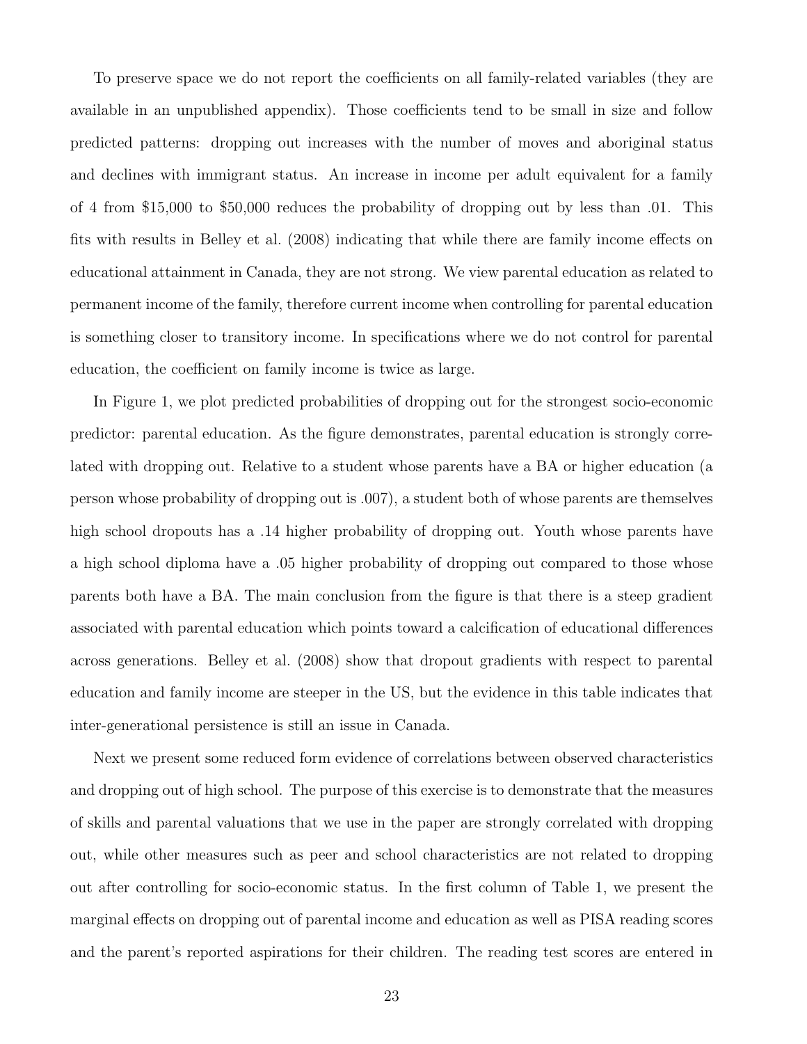To preserve space we do not report the coefficients on all family-related variables (they are available in an unpublished appendix). Those coefficients tend to be small in size and follow predicted patterns: dropping out increases with the number of moves and aboriginal status and declines with immigrant status. An increase in income per adult equivalent for a family of 4 from \$15,000 to \$50,000 reduces the probability of dropping out by less than .01. This fits with results in Belley et al. (2008) indicating that while there are family income effects on educational attainment in Canada, they are not strong. We view parental education as related to permanent income of the family, therefore current income when controlling for parental education is something closer to transitory income. In specifications where we do not control for parental education, the coefficient on family income is twice as large.

In Figure 1, we plot predicted probabilities of dropping out for the strongest socio-economic predictor: parental education. As the figure demonstrates, parental education is strongly correlated with dropping out. Relative to a student whose parents have a BA or higher education (a person whose probability of dropping out is .007), a student both of whose parents are themselves high school dropouts has a .14 higher probability of dropping out. Youth whose parents have a high school diploma have a .05 higher probability of dropping out compared to those whose parents both have a BA. The main conclusion from the figure is that there is a steep gradient associated with parental education which points toward a calcification of educational differences across generations. Belley et al. (2008) show that dropout gradients with respect to parental education and family income are steeper in the US, but the evidence in this table indicates that inter-generational persistence is still an issue in Canada.

Next we present some reduced form evidence of correlations between observed characteristics and dropping out of high school. The purpose of this exercise is to demonstrate that the measures of skills and parental valuations that we use in the paper are strongly correlated with dropping out, while other measures such as peer and school characteristics are not related to dropping out after controlling for socio-economic status. In the first column of Table 1, we present the marginal effects on dropping out of parental income and education as well as PISA reading scores and the parent's reported aspirations for their children. The reading test scores are entered in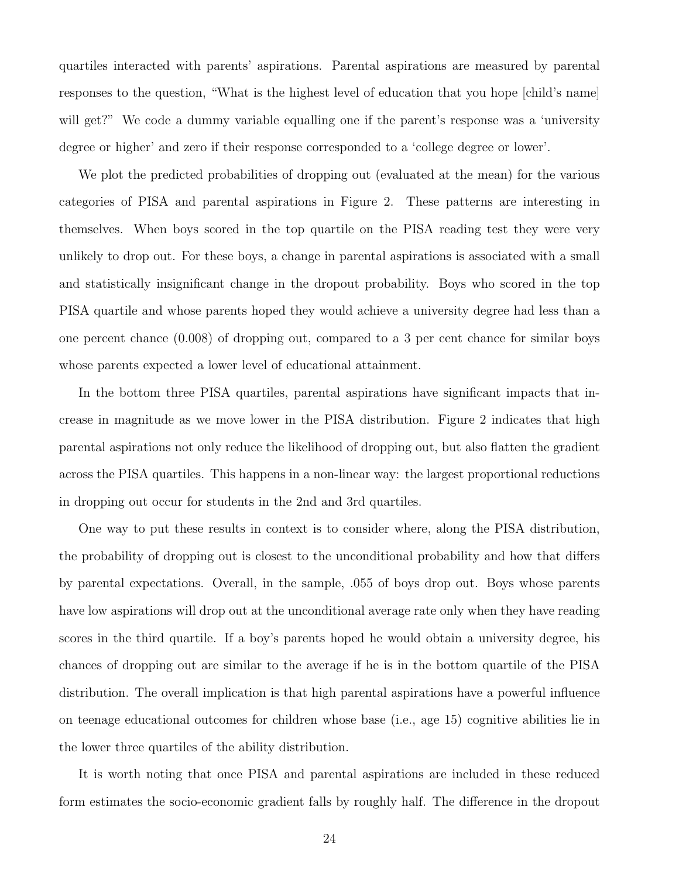quartiles interacted with parents' aspirations. Parental aspirations are measured by parental responses to the question, "What is the highest level of education that you hope [child's name] will get?" We code a dummy variable equalling one if the parent's response was a 'university degree or higher' and zero if their response corresponded to a 'college degree or lower'.

We plot the predicted probabilities of dropping out (evaluated at the mean) for the various categories of PISA and parental aspirations in Figure 2. These patterns are interesting in themselves. When boys scored in the top quartile on the PISA reading test they were very unlikely to drop out. For these boys, a change in parental aspirations is associated with a small and statistically insignificant change in the dropout probability. Boys who scored in the top PISA quartile and whose parents hoped they would achieve a university degree had less than a one percent chance (0.008) of dropping out, compared to a 3 per cent chance for similar boys whose parents expected a lower level of educational attainment.

In the bottom three PISA quartiles, parental aspirations have significant impacts that increase in magnitude as we move lower in the PISA distribution. Figure 2 indicates that high parental aspirations not only reduce the likelihood of dropping out, but also flatten the gradient across the PISA quartiles. This happens in a non-linear way: the largest proportional reductions in dropping out occur for students in the 2nd and 3rd quartiles.

One way to put these results in context is to consider where, along the PISA distribution, the probability of dropping out is closest to the unconditional probability and how that differs by parental expectations. Overall, in the sample, .055 of boys drop out. Boys whose parents have low aspirations will drop out at the unconditional average rate only when they have reading scores in the third quartile. If a boy's parents hoped he would obtain a university degree, his chances of dropping out are similar to the average if he is in the bottom quartile of the PISA distribution. The overall implication is that high parental aspirations have a powerful influence on teenage educational outcomes for children whose base (i.e., age 15) cognitive abilities lie in the lower three quartiles of the ability distribution.

It is worth noting that once PISA and parental aspirations are included in these reduced form estimates the socio-economic gradient falls by roughly half. The difference in the dropout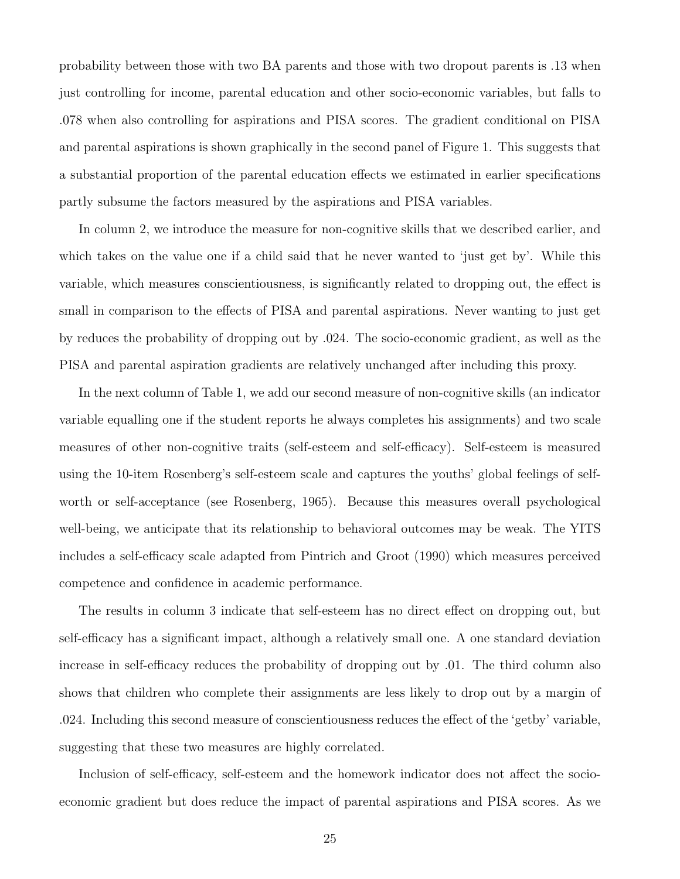probability between those with two BA parents and those with two dropout parents is .13 when just controlling for income, parental education and other socio-economic variables, but falls to .078 when also controlling for aspirations and PISA scores. The gradient conditional on PISA and parental aspirations is shown graphically in the second panel of Figure 1. This suggests that a substantial proportion of the parental education effects we estimated in earlier specifications partly subsume the factors measured by the aspirations and PISA variables.

In column 2, we introduce the measure for non-cognitive skills that we described earlier, and which takes on the value one if a child said that he never wanted to 'just get by'. While this variable, which measures conscientiousness, is significantly related to dropping out, the effect is small in comparison to the effects of PISA and parental aspirations. Never wanting to just get by reduces the probability of dropping out by .024. The socio-economic gradient, as well as the PISA and parental aspiration gradients are relatively unchanged after including this proxy.

In the next column of Table 1, we add our second measure of non-cognitive skills (an indicator variable equalling one if the student reports he always completes his assignments) and two scale measures of other non-cognitive traits (self-esteem and self-efficacy). Self-esteem is measured using the 10-item Rosenberg's self-esteem scale and captures the youths' global feelings of self-worth or self-acceptance (see Rosenberg, 1965). Because this measures overall psychological well-being, we anticipate that its relationship to behavioral outcomes may be weak. The YITS includes a self-efficacy scale adapted from Pintrich and Groot (1990) which measures perceived competence and confidence in academic performance.

The results in column 3 indicate that self-esteem has no direct effect on dropping out, but self-efficacy has a significant impact, although a relatively small one. A one standard deviation increase in self-efficacy reduces the probability of dropping out by .01. The third column also shows that children who complete their assignments are less likely to drop out by a margin of .024. Including this second measure of conscientiousness reduces the effect of the 'getby' variable, suggesting that these two measures are highly correlated.

Inclusion of self-efficacy, self-esteem and the homework indicator does not affect the socio-economic gradient but does reduce the impact of parental aspirations and PISA scores. As we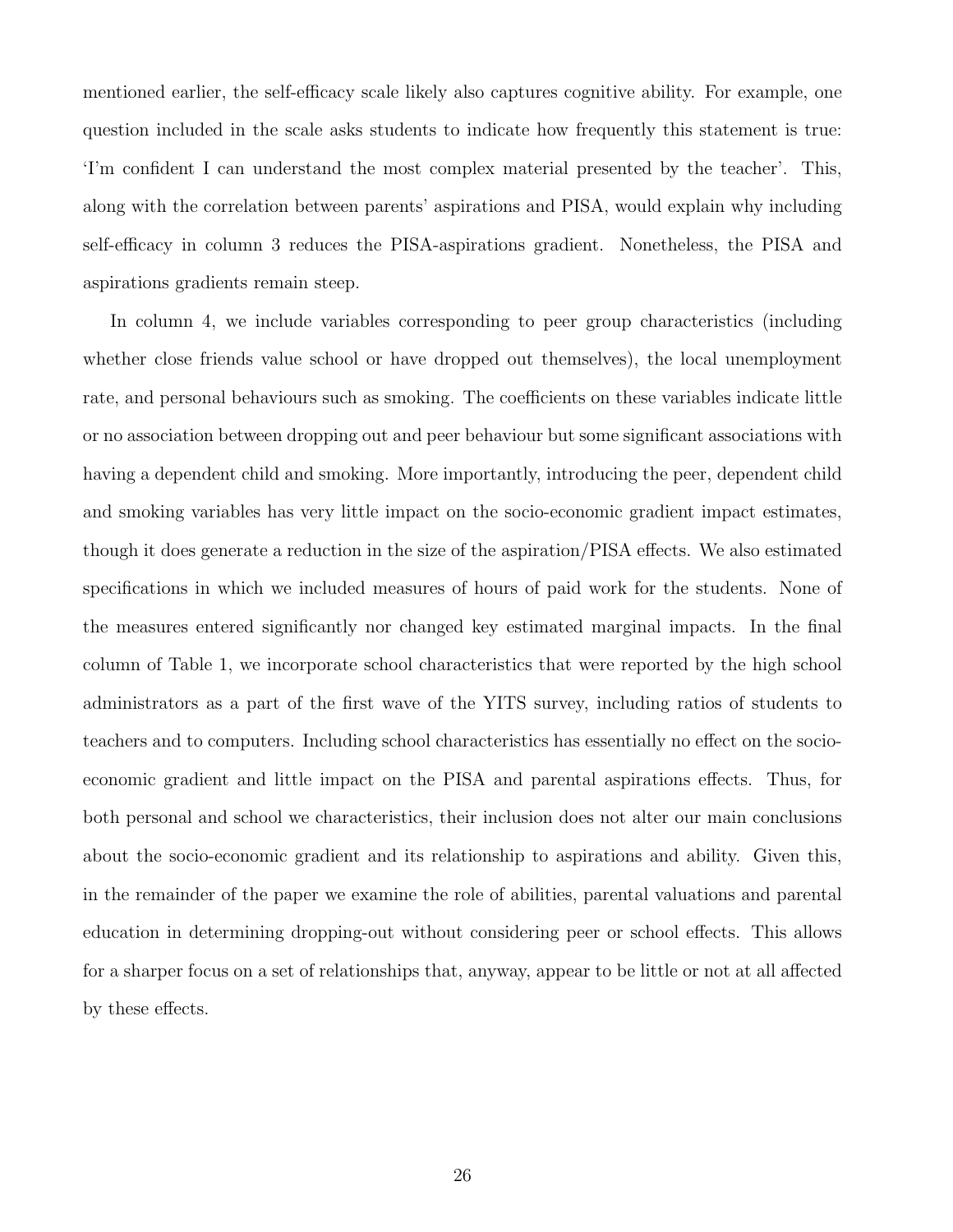mentioned earlier, the self-efficacy scale likely also captures cognitive ability. For example, one question included in the scale asks students to indicate how frequently this statement is true: 'I'm confident I can understand the most complex material presented by the teacher'. This, along with the correlation between parents' aspirations and PISA, would explain why including self-efficacy in column 3 reduces the PISA-aspirations gradient. Nonetheless, the PISA and aspirations gradients remain steep.

In column 4, we include variables corresponding to peer group characteristics (including whether close friends value school or have dropped out themselves), the local unemployment rate, and personal behaviours such as smoking. The coefficients on these variables indicate little or no association between dropping out and peer behaviour but some significant associations with having a dependent child and smoking. More importantly, introducing the peer, dependent child and smoking variables has very little impact on the socio-economic gradient impact estimates, though it does generate a reduction in the size of the aspiration/PISA effects. We also estimated specifications in which we included measures of hours of paid work for the students. None of the measures entered significantly nor changed key estimated marginal impacts. In the final column of Table 1, we incorporate school characteristics that were reported by the high school administrators as a part of the first wave of the YITS survey, including ratios of students to teachers and to computers. Including school characteristics has essentially no effect on the socio-economic gradient and little impact on the PISA and parental aspirations effects. Thus, for both personal and school we characteristics, their inclusion does not alter our main conclusions about the socio-economic gradient and its relationship to aspirations and ability. Given this, in the remainder of the paper we examine the role of abilities, parental valuations and parental education in determining dropping-out without considering peer or school effects. This allows for a sharper focus on a set of relationships that, anyway, appear to be little or not at all affected by these effects.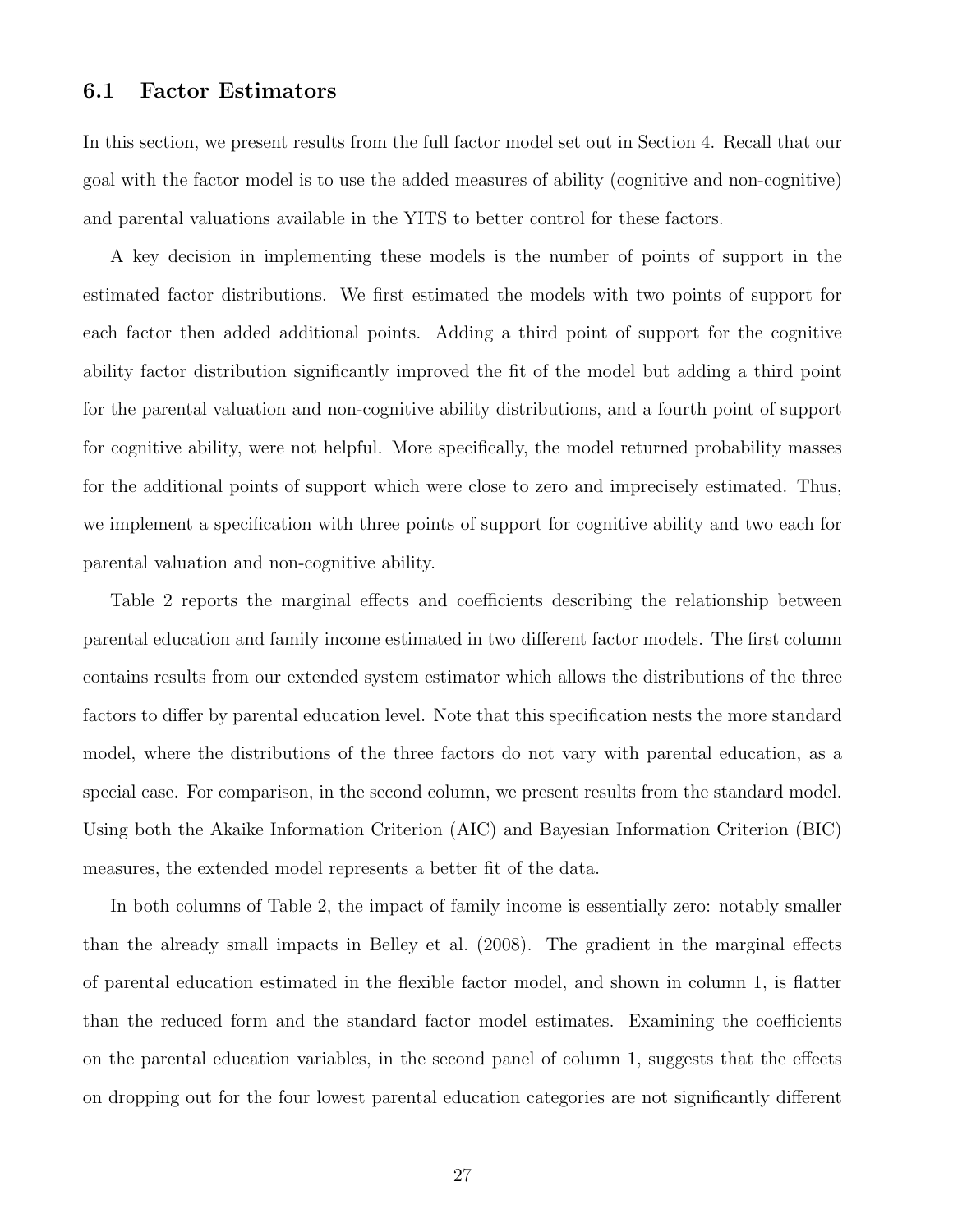### 6.1 Factor Estimators

In this section, we present results from the full factor model set out in Section 4. Recall that our goal with the factor model is to use the added measures of ability (cognitive and non-cognitive) and parental valuations available in the YITS to better control for these factors.

A key decision in implementing these models is the number of points of support in the estimated factor distributions. We first estimated the models with two points of support for each factor then added additional points. Adding a third point of support for the cognitive ability factor distribution significantly improved the fit of the model but adding a third point for the parental valuation and non-cognitive ability distributions, and a fourth point of support for cognitive ability, were not helpful. More specifically, the model returned probability masses for the additional points of support which were close to zero and imprecisely estimated. Thus, we implement a specification with three points of support for cognitive ability and two each for parental valuation and non-cognitive ability.

Table 2 reports the marginal effects and coefficients describing the relationship between parental education and family income estimated in two different factor models. The first column contains results from our extended system estimator which allows the distributions of the three factors to differ by parental education level. Note that this specification nests the more standard model, where the distributions of the three factors do not vary with parental education, as a special case. For comparison, in the second column, we present results from the standard model. Using both the Akaike Information Criterion (AIC) and Bayesian Information Criterion (BIC) measures, the extended model represents a better fit of the data.

In both columns of Table 2, the impact of family income is essentially zero: notably smaller than the already small impacts in Belley et al. (2008). The gradient in the marginal effects of parental education estimated in the flexible factor model, and shown in column 1, is flatter than the reduced form and the standard factor model estimates. Examining the coefficients on the parental education variables, in the second panel of column 1, suggests that the effects on dropping out for the four lowest parental education categories are not significantly different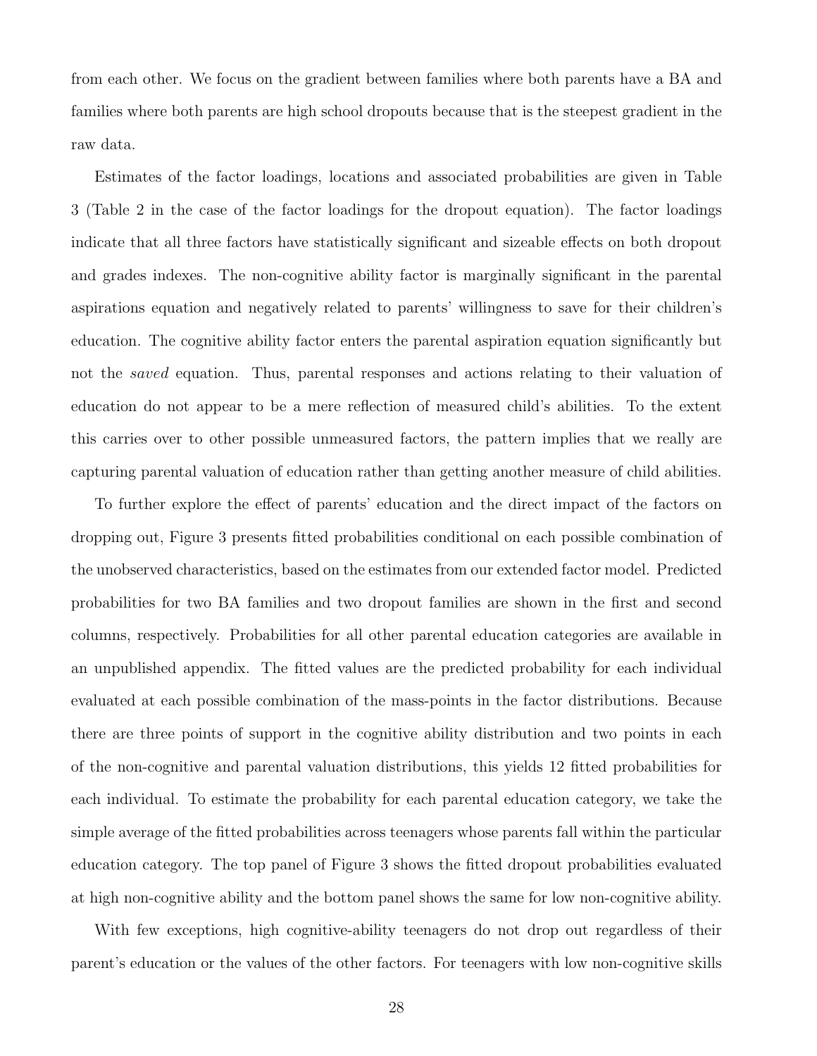from each other. We focus on the gradient between families where both parents have a BA and families where both parents are high school dropouts because that is the steepest gradient in the raw data.

Estimates of the factor loadings, locations and associated probabilities are given in Table 3 (Table 2 in the case of the factor loadings for the dropout equation). The factor loadings indicate that all three factors have statistically significant and sizeable effects on both dropout and grades indexes. The non-cognitive ability factor is marginally significant in the parental aspirations equation and negatively related to parents' willingness to save for their children's education. The cognitive ability factor enters the parental aspiration equation significantly but not the *saved* equation. Thus, parental responses and actions relating to their valuation of education do not appear to be a mere reflection of measured child's abilities. To the extent this carries over to other possible unmeasured factors, the pattern implies that we really are capturing parental valuation of education rather than getting another measure of child abilities.

To further explore the effect of parents' education and the direct impact of the factors on dropping out, Figure 3 presents fitted probabilities conditional on each possible combination of the unobserved characteristics, based on the estimates from our extended factor model. Predicted probabilities for two BA families and two dropout families are shown in the first and second columns, respectively. Probabilities for all other parental education categories are available in an unpublished appendix. The fitted values are the predicted probability for each individual evaluated at each possible combination of the mass-points in the factor distributions. Because there are three points of support in the cognitive ability distribution and two points in each of the non-cognitive and parental valuation distributions, this yields 12 fitted probabilities for each individual. To estimate the probability for each parental education category, we take the simple average of the fitted probabilities across teenagers whose parents fall within the particular education category. The top panel of Figure 3 shows the fitted dropout probabilities evaluated at high non-cognitive ability and the bottom panel shows the same for low non-cognitive ability.

With few exceptions, high cognitive-ability teenagers do not drop out regardless of their parent's education or the values of the other factors. For teenagers with low non-cognitive skills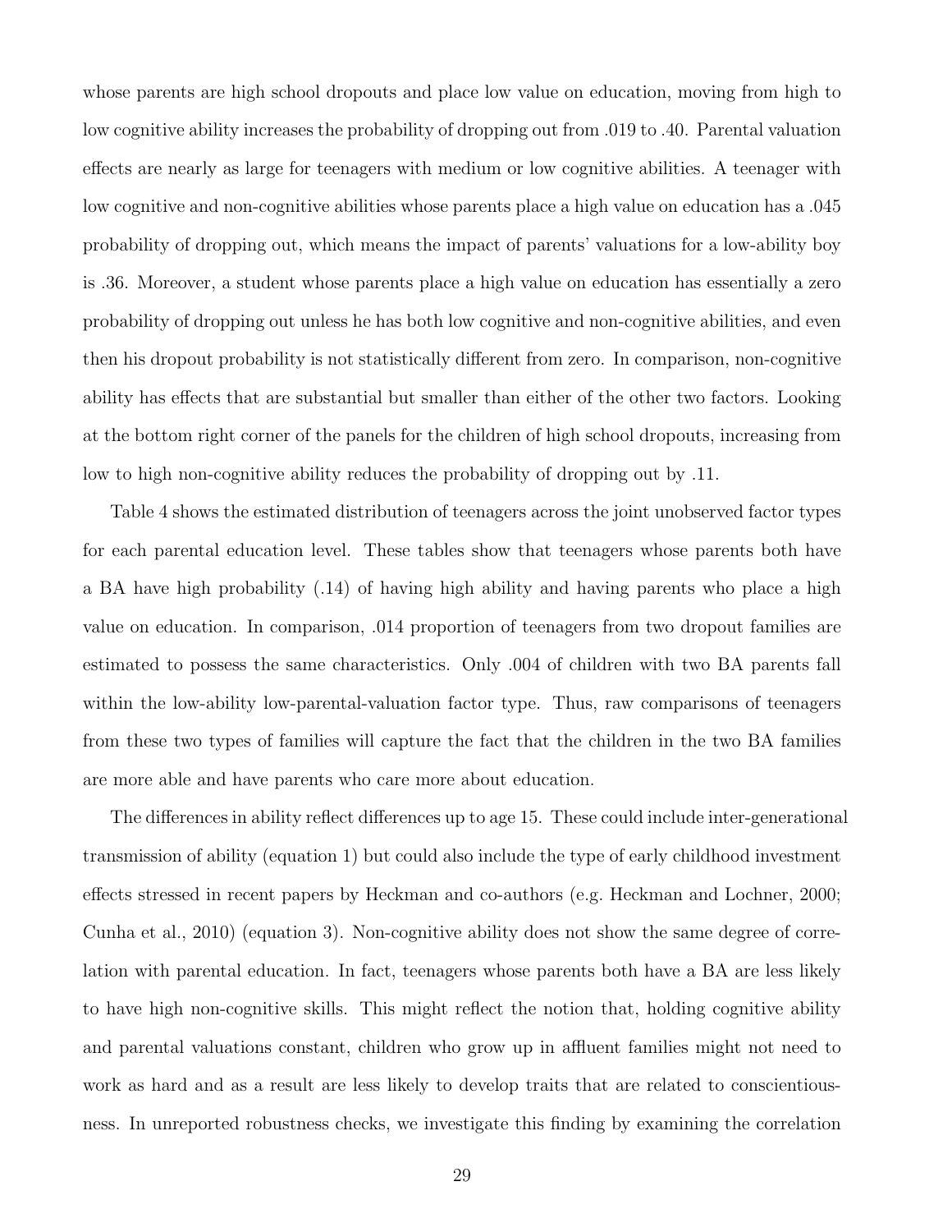whose parents are high school dropouts and place low value on education, moving from high to low cognitive ability increases the probability of dropping out from .019 to .40. Parental valuation effects are nearly as large for teenagers with medium or low cognitive abilities. A teenager with low cognitive and non-cognitive abilities whose parents place a high value on education has a .045 probability of dropping out, which means the impact of parents' valuations for a low-ability boy is .36. Moreover, a student whose parents place a high value on education has essentially a zero probability of dropping out unless he has both low cognitive and non-cognitive abilities, and even then his dropout probability is not statistically different from zero. In comparison, non-cognitive ability has effects that are substantial but smaller than either of the other two factors. Looking at the bottom right corner of the panels for the children of high school dropouts, increasing from low to high non-cognitive ability reduces the probability of dropping out by .11.

Table 4 shows the estimated distribution of teenagers across the joint unobserved factor types for each parental education level. These tables show that teenagers whose parents both have a BA have high probability (.14) of having high ability and having parents who place a high value on education. In comparison, .014 proportion of teenagers from two dropout families are estimated to possess the same characteristics. Only .004 of children with two BA parents fall within the low-ability low-parental-valuation factor type. Thus, raw comparisons of teenagers from these two types of families will capture the fact that the children in the two BA families are more able and have parents who care more about education.

The differences in ability reflect differences up to age 15. These could include inter-generational transmission of ability (equation 1) but could also include the type of early childhood investment effects stressed in recent papers by Heckman and co-authors (e.g. Heckman and Lochner, 2000; Cunha et al., 2010) (equation 3). Non-cognitive ability does not show the same degree of correlation with parental education. In fact, teenagers whose parents both have a BA are less likely to have high non-cognitive skills. This might reflect the notion that, holding cognitive ability and parental valuations constant, children who grow up in affluent families might not need to work as hard and as a result are less likely to develop traits that are related to conscientiousness. In unreported robustness checks, we investigate this finding by examining the correlation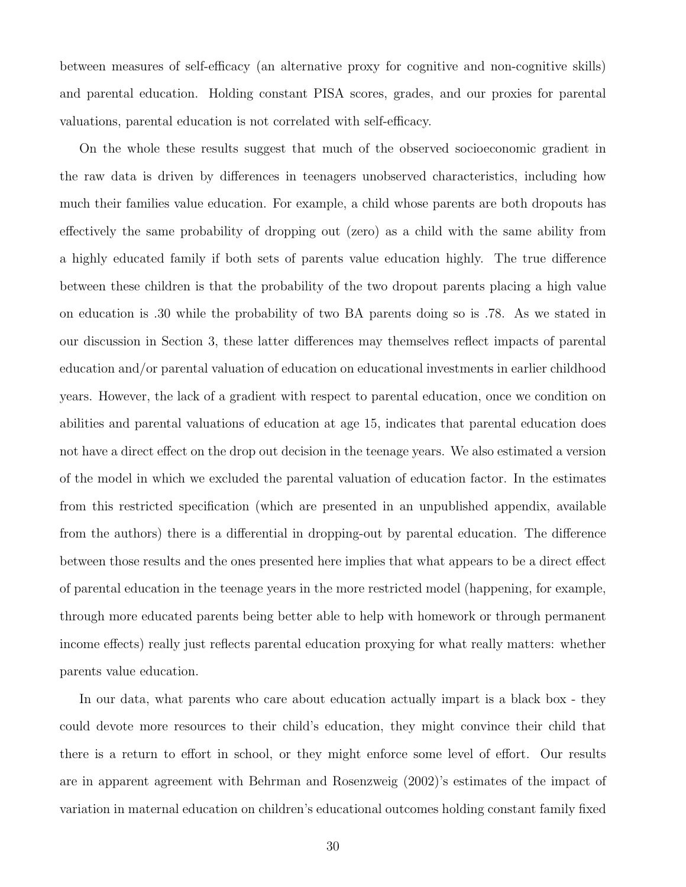between measures of self-efficacy (an alternative proxy for cognitive and non-cognitive skills) and parental education. Holding constant PISA scores, grades, and our proxies for parental valuations, parental education is not correlated with self-efficacy.

On the whole these results suggest that much of the observed socioeconomic gradient in the raw data is driven by differences in teenagers unobserved characteristics, including how much their families value education. For example, a child whose parents are both dropouts has effectively the same probability of dropping out (zero) as a child with the same ability from a highly educated family if both sets of parents value education highly. The true difference between these children is that the probability of the two dropout parents placing a high value on education is .30 while the probability of two BA parents doing so is .78. As we stated in our discussion in Section 3, these latter differences may themselves reflect impacts of parental education and/or parental valuation of education on educational investments in earlier childhood years. However, the lack of a gradient with respect to parental education, once we condition on abilities and parental valuations of education at age 15, indicates that parental education does not have a direct effect on the drop out decision in the teenage years. We also estimated a version of the model in which we excluded the parental valuation of education factor. In the estimates from this restricted specification (which are presented in an unpublished appendix, available from the authors) there is a differential in dropping-out by parental education. The difference between those results and the ones presented here implies that what appears to be a direct effect of parental education in the teenage years in the more restricted model (happening, for example, through more educated parents being better able to help with homework or through permanent income effects) really just reflects parental education proxying for what really matters: whether parents value education.

In our data, what parents who care about education actually impart is a black box - they could devote more resources to their child's education, they might convince their child that there is a return to effort in school, or they might enforce some level of effort. Our results are in apparent agreement with Behrman and Rosenzweig (2002)'s estimates of the impact of variation in maternal education on children's educational outcomes holding constant family fixed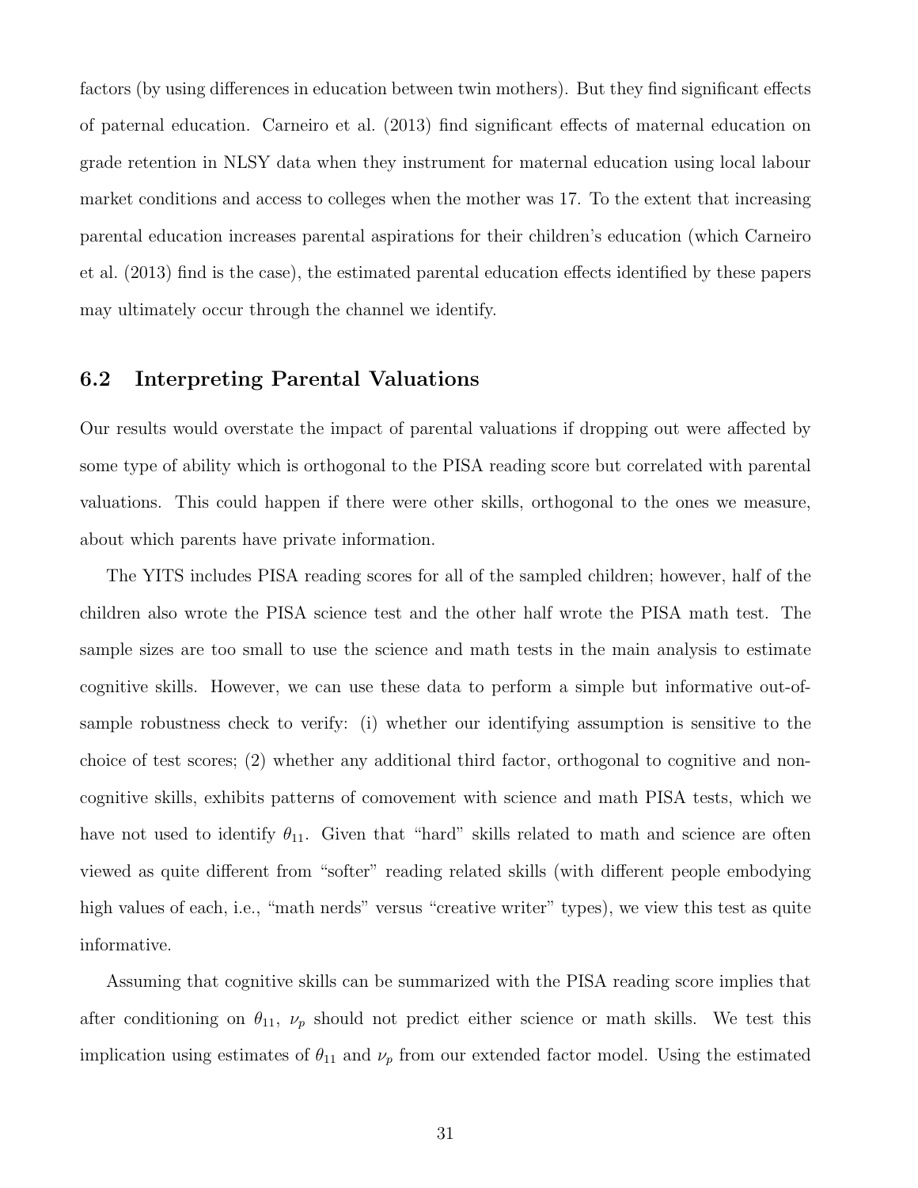factors (by using differences in education between twin mothers). But they find significant effects of paternal education. Carneiro et al. (2013) find significant effects of maternal education on grade retention in NLSY data when they instrument for maternal education using local labour market conditions and access to colleges when the mother was 17. To the extent that increasing parental education increases parental aspirations for their children's education (which Carneiro et al. (2013) find is the case), the estimated parental education effects identified by these papers may ultimately occur through the channel we identify.

## 6.2 Interpreting Parental Valuations

Our results would overstate the impact of parental valuations if dropping out were affected by some type of ability which is orthogonal to the PISA reading score but correlated with parental valuations. This could happen if there were other skills, orthogonal to the ones we measure, about which parents have private information.

The YITS includes PISA reading scores for all of the sampled children; however, half of the children also wrote the PISA science test and the other half wrote the PISA math test. The sample sizes are too small to use the science and math tests in the main analysis to estimate cognitive skills. However, we can use these data to perform a simple but informative out-of-sample robustness check to verify: (i) whether our identifying assumption is sensitive to the choice of test scores; (2) whether any additional third factor, orthogonal to cognitive and non-cognitive skills, exhibits patterns of comovement with science and math PISA tests, which we have not used to identify $\theta_{11}$. Given that "hard" skills related to math and science are often viewed as quite different from "softer" reading related skills (with different people embodying high values of each, i.e., "math nerds" versus "creative writer" types), we view this test as quite informative.

Assuming that cognitive skills can be summarized with the PISA reading score implies that after conditioning on $\theta_{11}$, $\nu_p$ should not predict either science or math skills. We test this implication using estimates of $\theta_{11}$ and $\nu_p$ from our extended factor model. Using the estimated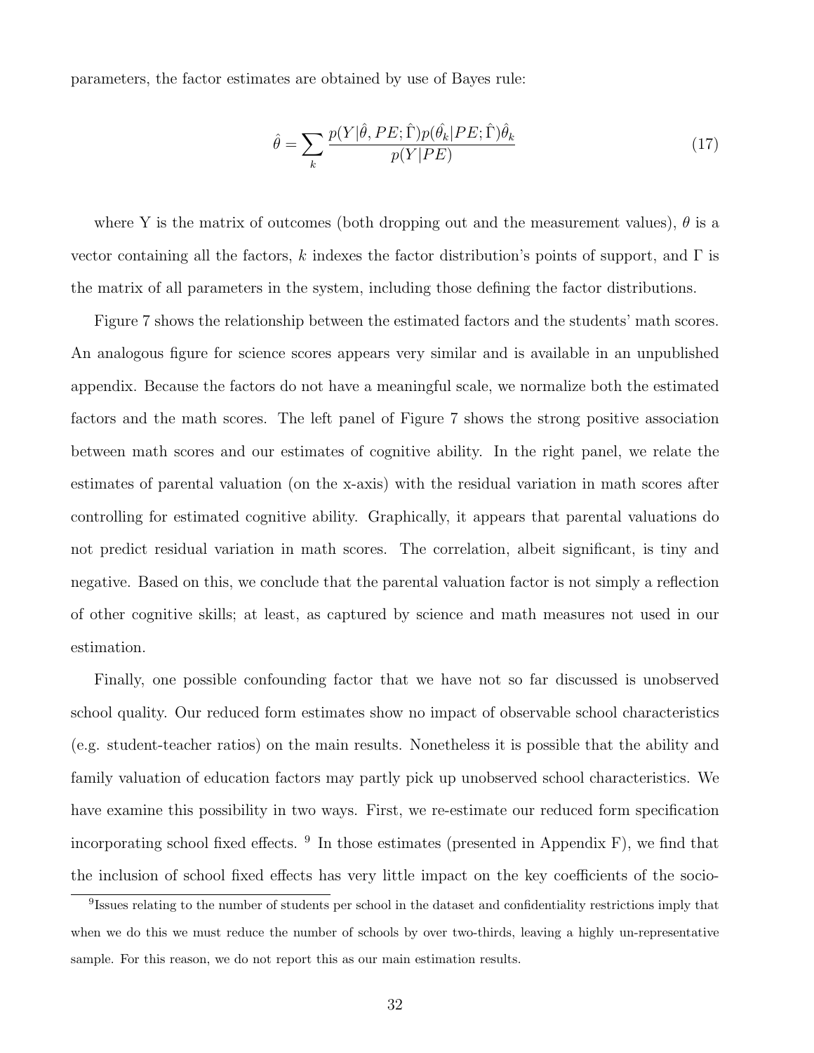parameters, the factor estimates are obtained by use of Bayes rule:

$$\hat{\theta} = \sum_k \frac{p(Y|\hat{\theta}, PE; \hat{\Gamma}) p(\hat{\theta}_k | PE; \hat{\Gamma}) \hat{\theta}_k}{p(Y|PE)} \tag{17}$$

where Y is the matrix of outcomes (both dropping out and the measurement values), $\theta$ is a vector containing all the factors, $k$ indexes the factor distribution's points of support, and $\Gamma$ is the matrix of all parameters in the system, including those defining the factor distributions.

Figure 7 shows the relationship between the estimated factors and the students' math scores. An analogous figure for science scores appears very similar and is available in an unpublished appendix. Because the factors do not have a meaningful scale, we normalize both the estimated factors and the math scores. The left panel of Figure 7 shows the strong positive association between math scores and our estimates of cognitive ability. In the right panel, we relate the estimates of parental valuation (on the x-axis) with the residual variation in math scores after controlling for estimated cognitive ability. Graphically, it appears that parental valuations do not predict residual variation in math scores. The correlation, albeit significant, is tiny and negative. Based on this, we conclude that the parental valuation factor is not simply a reflection of other cognitive skills; at least, as captured by science and math measures not used in our estimation.

Finally, one possible confounding factor that we have not so far discussed is unobserved school quality. Our reduced form estimates show no impact of observable school characteristics (e.g. student-teacher ratios) on the main results. Nonetheless it is possible that the ability and family valuation of education factors may partly pick up unobserved school characteristics. We have examine this possibility in two ways. First, we re-estimate our reduced form specification incorporating school fixed effects. [9] In those estimates (presented in Appendix F), we find that the inclusion of school fixed effects has very little impact on the key coefficients of the socio-

[9] Issues relating to the number of students per school in the dataset and confidentiality restrictions imply that when we do this we must reduce the number of schools by over two-thirds, leaving a highly un-representative sample. For this reason, we do not report this as our main estimation results.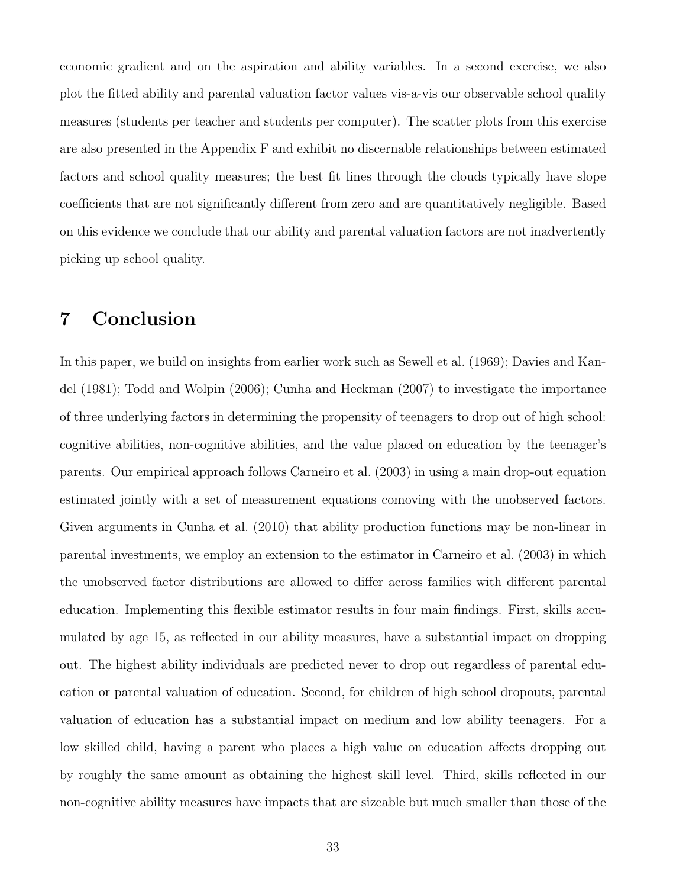economic gradient and on the aspiration and ability variables. In a second exercise, we also plot the fitted ability and parental valuation factor values vis-a-vis our observable school quality measures (students per teacher and students per computer). The scatter plots from this exercise are also presented in the Appendix F and exhibit no discernable relationships between estimated factors and school quality measures; the best fit lines through the clouds typically have slope coefficients that are not significantly different from zero and are quantitatively negligible. Based on this evidence we conclude that our ability and parental valuation factors are not inadvertently picking up school quality.

# 7 Conclusion

In this paper, we build on insights from earlier work such as Sewell et al. (1969); Davies and Kandel (1981); Todd and Wolpin (2006); Cunha and Heckman (2007) to investigate the importance of three underlying factors in determining the propensity of teenagers to drop out of high school: cognitive abilities, non-cognitive abilities, and the value placed on education by the teenager's parents. Our empirical approach follows Carneiro et al. (2003) in using a main drop-out equation estimated jointly with a set of measurement equations comoving with the unobserved factors. Given arguments in Cunha et al. (2010) that ability production functions may be non-linear in parental investments, we employ an extension to the estimator in Carneiro et al. (2003) in which the unobserved factor distributions are allowed to differ across families with different parental education. Implementing this flexible estimator results in four main findings. First, skills accumulated by age 15, as reflected in our ability measures, have a substantial impact on dropping out. The highest ability individuals are predicted never to drop out regardless of parental education or parental valuation of education. Second, for children of high school dropouts, parental valuation of education has a substantial impact on medium and low ability teenagers. For a low skilled child, having a parent who places a high value on education affects dropping out by roughly the same amount as obtaining the highest skill level. Third, skills reflected in our non-cognitive ability measures have impacts that are sizeable but much smaller than those of the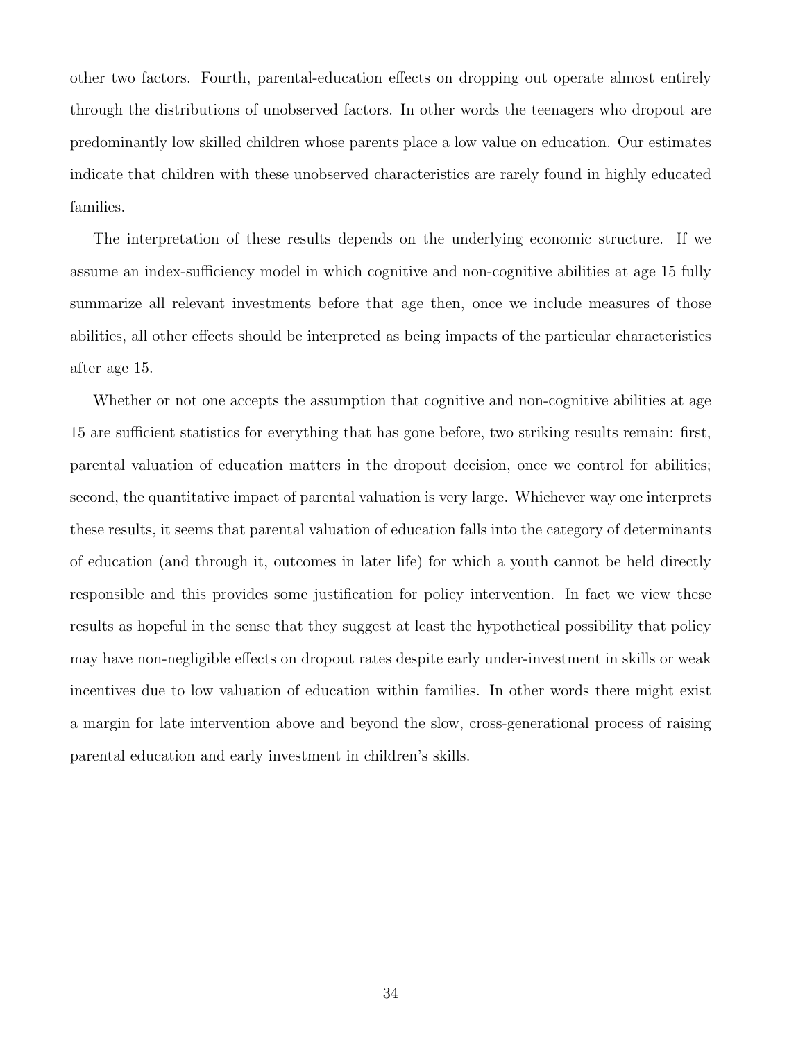other two factors. Fourth, parental-education effects on dropping out operate almost entirely through the distributions of unobserved factors. In other words the teenagers who dropout are predominantly low skilled children whose parents place a low value on education. Our estimates indicate that children with these unobserved characteristics are rarely found in highly educated families.

The interpretation of these results depends on the underlying economic structure. If we assume an index-sufficiency model in which cognitive and non-cognitive abilities at age 15 fully summarize all relevant investments before that age then, once we include measures of those abilities, all other effects should be interpreted as being impacts of the particular characteristics after age 15.

Whether or not one accepts the assumption that cognitive and non-cognitive abilities at age 15 are sufficient statistics for everything that has gone before, two striking results remain: first, parental valuation of education matters in the dropout decision, once we control for abilities; second, the quantitative impact of parental valuation is very large. Whichever way one interprets these results, it seems that parental valuation of education falls into the category of determinants of education (and through it, outcomes in later life) for which a youth cannot be held directly responsible and this provides some justification for policy intervention. In fact we view these results as hopeful in the sense that they suggest at least the hypothetical possibility that policy may have non-negligible effects on dropout rates despite early under-investment in skills or weak incentives due to low valuation of education within families. In other words there might exist a margin for late intervention above and beyond the slow, cross-generational process of raising parental education and early investment in children's skills.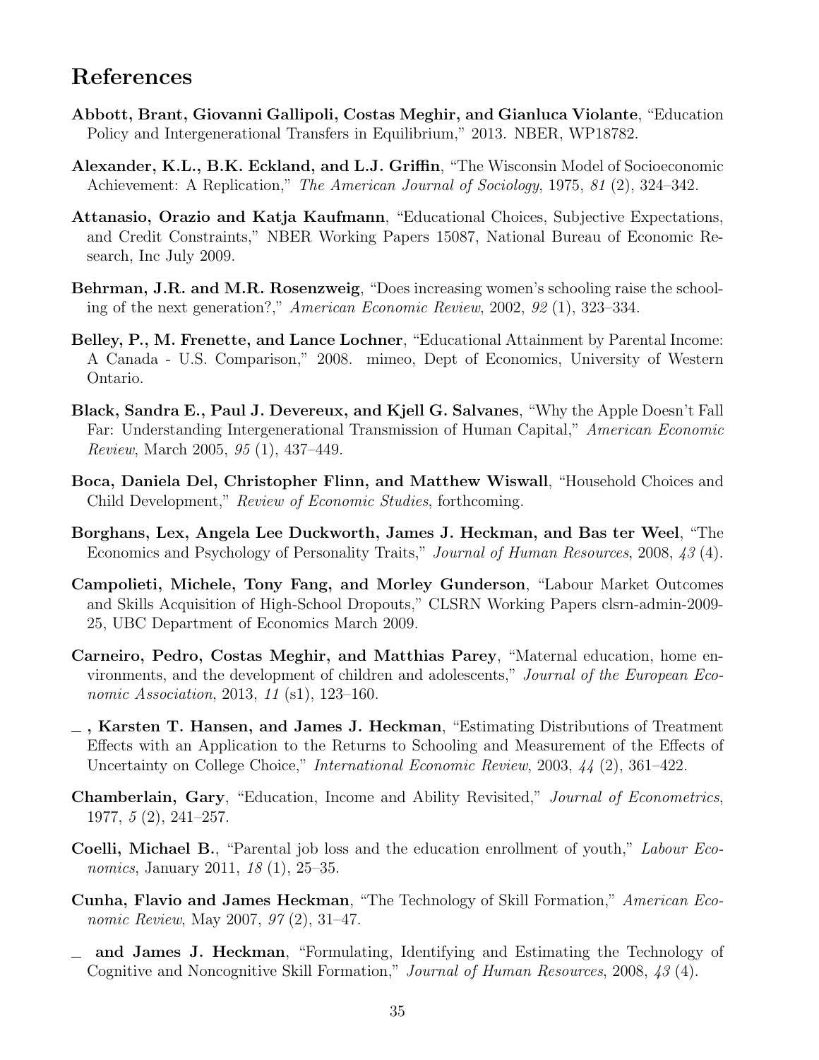# References

**Abbott, Brant, Giovanni Gallipoli, Costas Meghir, and Gianluca Violante**, "Education Policy and Intergenerational Transfers in Equilibrium," 2013. NBER, WP18782.

**Alexander, K.L., B.K. Eckland, and L.J. Griffin**, "The Wisconsin Model of Socioeconomic Achievement: A Replication," *The American Journal of Sociology*, 1975, *81* (2), 324–342.

**Attanasio, Orazio and Katja Kaufmann**, "Educational Choices, Subjective Expectations, and Credit Constraints," NBER Working Papers 15087, National Bureau of Economic Research, Inc July 2009.

**Behrman, J.R. and M.R. Rosenzweig**, "Does increasing women's schooling raise the schooling of the next generation?," *American Economic Review*, 2002, *92* (1), 323–334.

**Belley, P., M. Frenette, and Lance Lochner**, "Educational Attainment by Parental Income: A Canada - U.S. Comparison," 2008. mimeo, Dept of Economics, University of Western Ontario.

**Black, Sandra E., Paul J. Devereux, and Kjell G. Salvanes**, "Why the Apple Doesn't Fall Far: Understanding Intergenerational Transmission of Human Capital," *American Economic Review*, March 2005, *95* (1), 437–449.

**Boca, Daniela Del, Christopher Flinn, and Matthew Wiswall**, "Household Choices and Child Development," *Review of Economic Studies*, forthcoming.

**Borghans, Lex, Angela Lee Duckworth, James J. Heckman, and Bas ter Weel**, "The Economics and Psychology of Personality Traits," *Journal of Human Resources*, 2008, *43* (4).

**Campolieti, Michele, Tony Fang, and Morley Gunderson**, "Labour Market Outcomes and Skills Acquisition of High-School Dropouts," CLSRN Working Papers clsrn-admin-2009-25, UBC Department of Economics March 2009.

**Carneiro, Pedro, Costas Meghir, and Matthias Parey**, "Maternal education, home environments, and the development of children and adolescents," *Journal of the European Economic Association*, 2013, *11* (s1), 123–160.

**_ , Karsten T. Hansen, and James J. Heckman**, "Estimating Distributions of Treatment Effects with an Application to the Returns to Schooling and Measurement of the Effects of Uncertainty on College Choice," *International Economic Review*, 2003, *44* (2), 361–422.

**Chamberlain, Gary**, "Education, Income and Ability Revisited," *Journal of Econometrics*, 1977, *5* (2), 241–257.

**Coelli, Michael B.**, "Parental job loss and the education enrollment of youth," *Labour Economics*, January 2011, *18* (1), 25–35.

**Cunha, Flavio and James Heckman**, "The Technology of Skill Formation," *American Economic Review*, May 2007, *97* (2), 31–47.

**_ and James J. Heckman**, "Formulating, Identifying and Estimating the Technology of Cognitive and Noncognitive Skill Formation," *Journal of Human Resources*, 2008, *43* (4).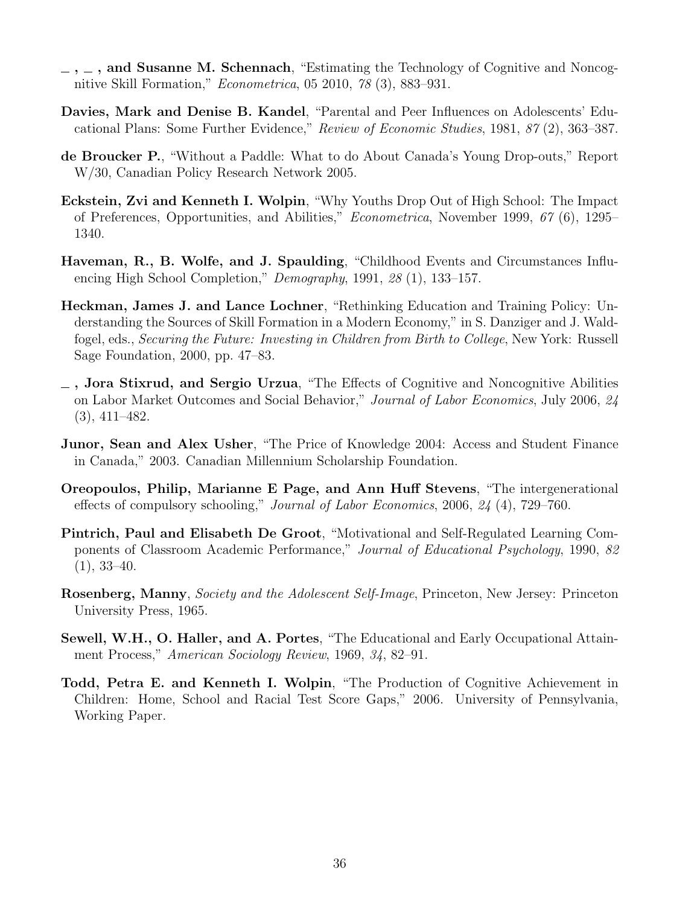**\_ , \_ , and Susanne M. Schennach**, "Estimating the Technology of Cognitive and Noncognitive Skill Formation," *Econometrica*, 05 2010, *78* (3), 883–931.

**Davies, Mark and Denise B. Kandel**, "Parental and Peer Influences on Adolescents' Educational Plans: Some Further Evidence," *Review of Economic Studies*, 1981, *87* (2), 363–387.

**de Broucker P.**, "Without a Paddle: What to do About Canada's Young Drop-outs," Report W/30, Canadian Policy Research Network 2005.

**Eckstein, Zvi and Kenneth I. Wolpin**, "Why Youths Drop Out of High School: The Impact of Preferences, Opportunities, and Abilities," *Econometrica*, November 1999, *67* (6), 1295–1340.

**Haveman, R., B. Wolfe, and J. Spaulding**, "Childhood Events and Circumstances Influencing High School Completion," *Demography*, 1991, *28* (1), 133–157.

**Heckman, James J. and Lance Lochner**, "Rethinking Education and Training Policy: Understanding the Sources of Skill Formation in a Modern Economy," in S. Danziger and J. Waldfogel, eds., *Securing the Future: Investing in Children from Birth to College*, New York: Russell Sage Foundation, 2000, pp. 47–83.

**\_ , Jora Stixrud, and Sergio Urzua**, "The Effects of Cognitive and Noncognitive Abilities on Labor Market Outcomes and Social Behavior," *Journal of Labor Economics*, July 2006, *24* (3), 411–482.

**Junor, Sean and Alex Usher**, "The Price of Knowledge 2004: Access and Student Finance in Canada," 2003. Canadian Millennium Scholarship Foundation.

**Oreopoulos, Philip, Marianne E Page, and Ann Huff Stevens**, "The intergenerational effects of compulsory schooling," *Journal of Labor Economics*, 2006, *24* (4), 729–760.

**Pintrich, Paul and Elisabeth De Groot**, "Motivational and Self-Regulated Learning Components of Classroom Academic Performance," *Journal of Educational Psychology*, 1990, *82* (1), 33–40.

**Rosenberg, Manny**, *Society and the Adolescent Self-Image*, Princeton, New Jersey: Princeton University Press, 1965.

**Sewell, W.H., O. Haller, and A. Portes**, "The Educational and Early Occupational Attainment Process," *American Sociology Review*, 1969, *34*, 82–91.

**Todd, Petra E. and Kenneth I. Wolpin**, "The Production of Cognitive Achievement in Children: Home, School and Racial Test Score Gaps," 2006. University of Pennsylvania, Working Paper.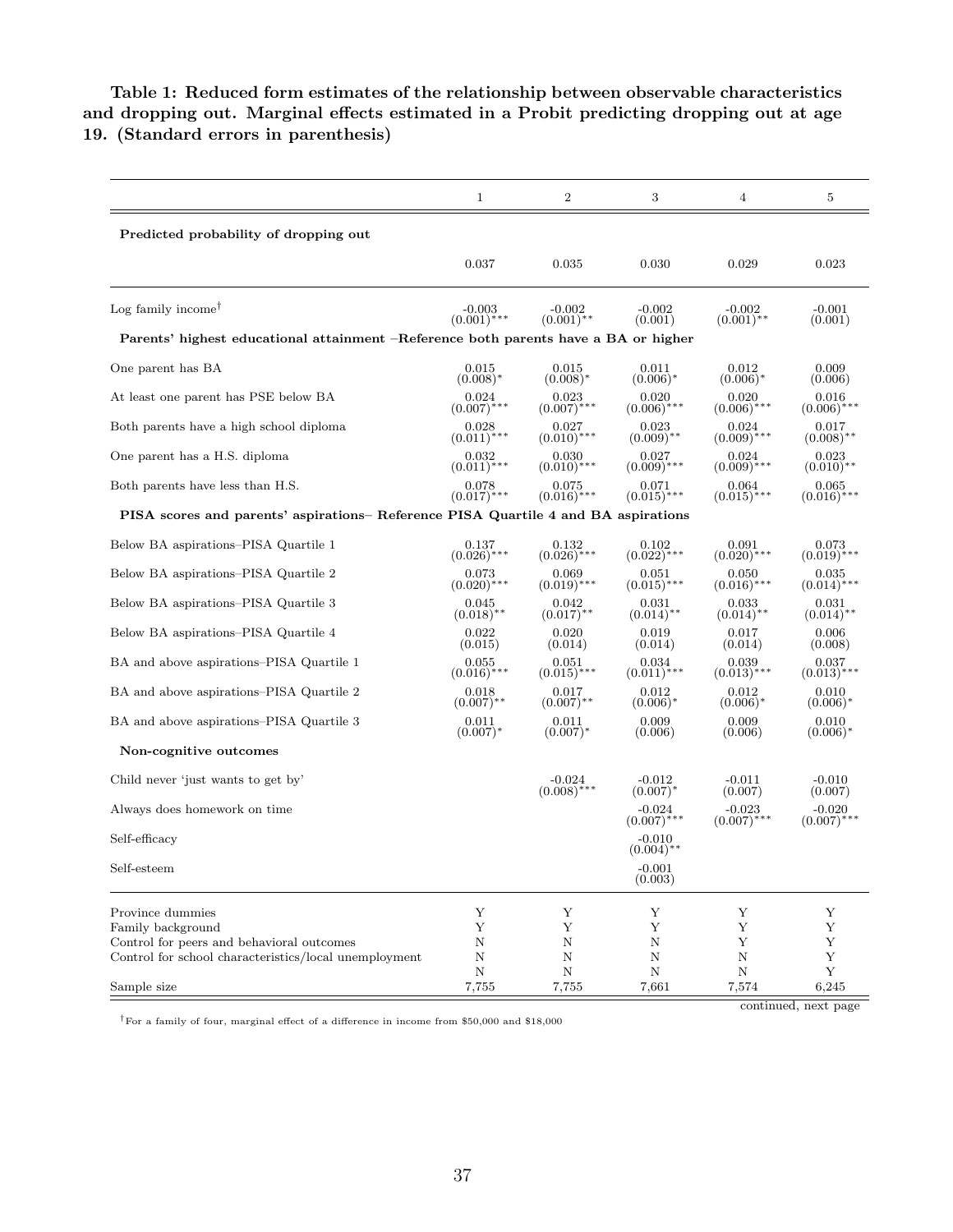**Table 1: Reduced form estimates of the relationship between observable characteristics and dropping out. Marginal effects estimated in a Probit predicting dropping out at age 19. (Standard errors in parenthesis)**

| | 1 | 2 | 3 | 4 | 5 |
|---|---|---|---|---|---|
| **Predicted probability of dropping out** | | | | | |
| | 0.037 | 0.035 | 0.030 | 0.029 | 0.023 |
| Log family income† | -0.003 (0.001)*** | -0.002 (0.001)** | -0.002 (0.001) | -0.002 (0.001)** | -0.001 (0.001) |
| **Parents' highest educational attainment –Reference both parents have a BA or higher** | | | | | |
| One parent has BA | 0.015 (0.008)* | 0.015 (0.008)* | 0.011 (0.006)* | 0.012 (0.006)* | 0.009 (0.006) |
| At least one parent has PSE below BA | 0.024 (0.007)*** | 0.023 (0.007)*** | 0.020 (0.006)*** | 0.020 (0.006)*** | 0.016 (0.006)*** |
| Both parents have a high school diploma | 0.028 (0.011)*** | 0.027 (0.010)*** | 0.023 (0.009)** | 0.024 (0.009)*** | 0.017 (0.008)** |
| One parent has a H.S. diploma | 0.032 (0.011)*** | 0.030 (0.010)*** | 0.027 (0.009)*** | 0.024 (0.009)*** | 0.023 (0.010)** |
| Both parents have less than H.S. | 0.078 (0.017)*** | 0.075 (0.016)*** | 0.071 (0.015)*** | 0.064 (0.015)*** | 0.065 (0.016)*** |
| **PISA scores and parents' aspirations– Reference PISA Quartile 4 and BA aspirations** | | | | | |
| Below BA aspirations–PISA Quartile 1 | 0.137 (0.026)*** | 0.132 (0.026)*** | 0.102 (0.022)*** | 0.091 (0.020)*** | 0.073 (0.019)*** |
| Below BA aspirations–PISA Quartile 2 | 0.073 (0.020)*** | 0.069 (0.019)*** | 0.051 (0.015)*** | 0.050 (0.016)*** | 0.035 (0.014)*** |
| Below BA aspirations–PISA Quartile 3 | 0.045 (0.018)** | 0.042 (0.017)** | 0.031 (0.014)** | 0.033 (0.014)** | 0.031 (0.014)** |
| Below BA aspirations–PISA Quartile 4 | 0.022 (0.015) | 0.020 (0.014) | 0.019 (0.014) | 0.017 (0.014) | 0.006 (0.008) |
| BA and above aspirations–PISA Quartile 1 | 0.055 (0.016)*** | 0.051 (0.015)*** | 0.034 (0.011)*** | 0.039 (0.013)*** | 0.037 (0.013)*** |
| BA and above aspirations–PISA Quartile 2 | 0.018 (0.007)** | 0.017 (0.007)** | 0.012 (0.006)* | 0.012 (0.006)* | 0.010 (0.006)* |
| BA and above aspirations–PISA Quartile 3 | 0.011 (0.007)* | 0.011 (0.007)* | 0.009 (0.006) | 0.009 (0.006) | 0.010 (0.006)* |
| **Non-cognitive outcomes** | | | | | |
| Child never 'just wants to get by' | | -0.024 (0.008)*** | -0.012 (0.007)* | -0.011 (0.007) | -0.010 (0.007) |
| Always does homework on time | | | -0.024 (0.007)*** | -0.023 (0.007)*** | -0.020 (0.007)*** |
| Self-efficacy | | | -0.010 (0.004)** | | |
| Self-esteem | | | -0.001 (0.003) | | |
| Province dummies | Y | Y | Y | Y | Y |
| Family background | Y | Y | Y | Y | Y |
| Control for peers and behavioral outcomes | N | N | N | Y | Y |
| Control for school characteristics/local unemployment | N | N | N | N | Y |
| | N | N | N | N | Y |
| Sample size | 7,755 | 7,755 | 7,661 | 7,574 | 6,245 |

continued, next page

†For a family of four, marginal effect of a difference in income from $50,000 and $18,000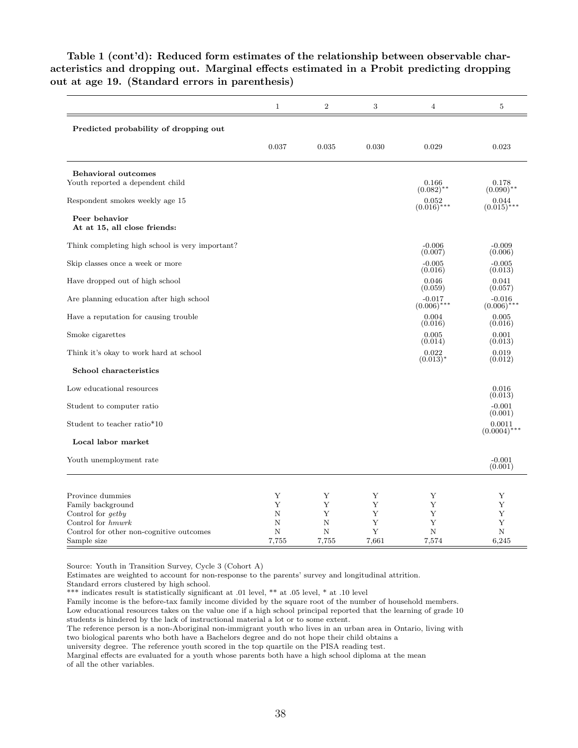**Table 1 (cont'd): Reduced form estimates of the relationship between observable characteristics and dropping out. Marginal effects estimated in a Probit predicting dropping out at age 19. (Standard errors in parenthesis)**

| | 1 | 2 | 3 | 4 | 5 |
|---|---|---|---|---|---|
| **Predicted probability of dropping out** | | | | | |
| | 0.037 | 0.035 | 0.030 | 0.029 | 0.023 |
| **Behavioral outcomes** | | | | | |
| Youth reported a dependent child | | | | 0.166 (0.082)** | 0.178 (0.090)** |
| Respondent smokes weekly age 15 | | | | 0.052 (0.016)*** | 0.044 (0.015)*** |
| **Peer behavior** | | | | | |
| **At at 15, all close friends:** | | | | | |
| Think completing high school is very important? | | | | -0.006 (0.007) | -0.009 (0.006) |
| Skip classes once a week or more | | | | -0.005 (0.016) | -0.005 (0.013) |
| Have dropped out of high school | | | | 0.046 (0.059) | 0.041 (0.057) |
| Are planning education after high school | | | | -0.017 (0.006)*** | -0.016 (0.006)*** |
| Have a reputation for causing trouble | | | | 0.004 (0.016) | 0.005 (0.016) |
| Smoke cigarettes | | | | 0.005 (0.014) | 0.001 (0.013) |
| Think it's okay to work hard at school | | | | 0.022 (0.013)* | 0.019 (0.012) |
| **School characteristics** | | | | | |
| Low educational resources | | | | | 0.016 (0.013) |
| Student to computer ratio | | | | | -0.001 (0.001) |
| Student to teacher ratio*10 | | | | | 0.0011 (0.0004)*** |
| **Local labor market** | | | | | |
| Youth unemployment rate | | | | | -0.001 (0.001) |
| Province dummies | Y | Y | Y | Y | Y |
| Family background | Y | Y | Y | Y | Y |
| Control for *getby* | N | Y | Y | Y | Y |
| Control for *hmwrk* | N | N | Y | Y | Y |
| Control for other non-cognitive outcomes | N | N | Y | N | N |
| Sample size | 7,755 | 7,755 | 7,661 | 7,574 | 6,245 |

Source: Youth in Transition Survey, Cycle 3 (Cohort A)
Estimates are weighted to account for non-response to the parents' survey and longitudinal attrition.
Standard errors clustered by high school.
*** indicates result is statistically significant at .01 level, ** at .05 level, * at .10 level
Family income is the before-tax family income divided by the square root of the number of household members.
Low educational resources takes on the value one if a high school principal reported that the learning of grade 10 students is hindered by the lack of instructional material a lot or to some extent.
The reference person is a non-Aboriginal non-immigrant youth who lives in an urban area in Ontario, living with two biological parents who both have a Bachelors degree and do not hope their child obtains a university degree. The reference youth scored in the top quartile on the PISA reading test.
Marginal effects are evaluated for a youth whose parents both have a high school diploma at the mean of all the other variables.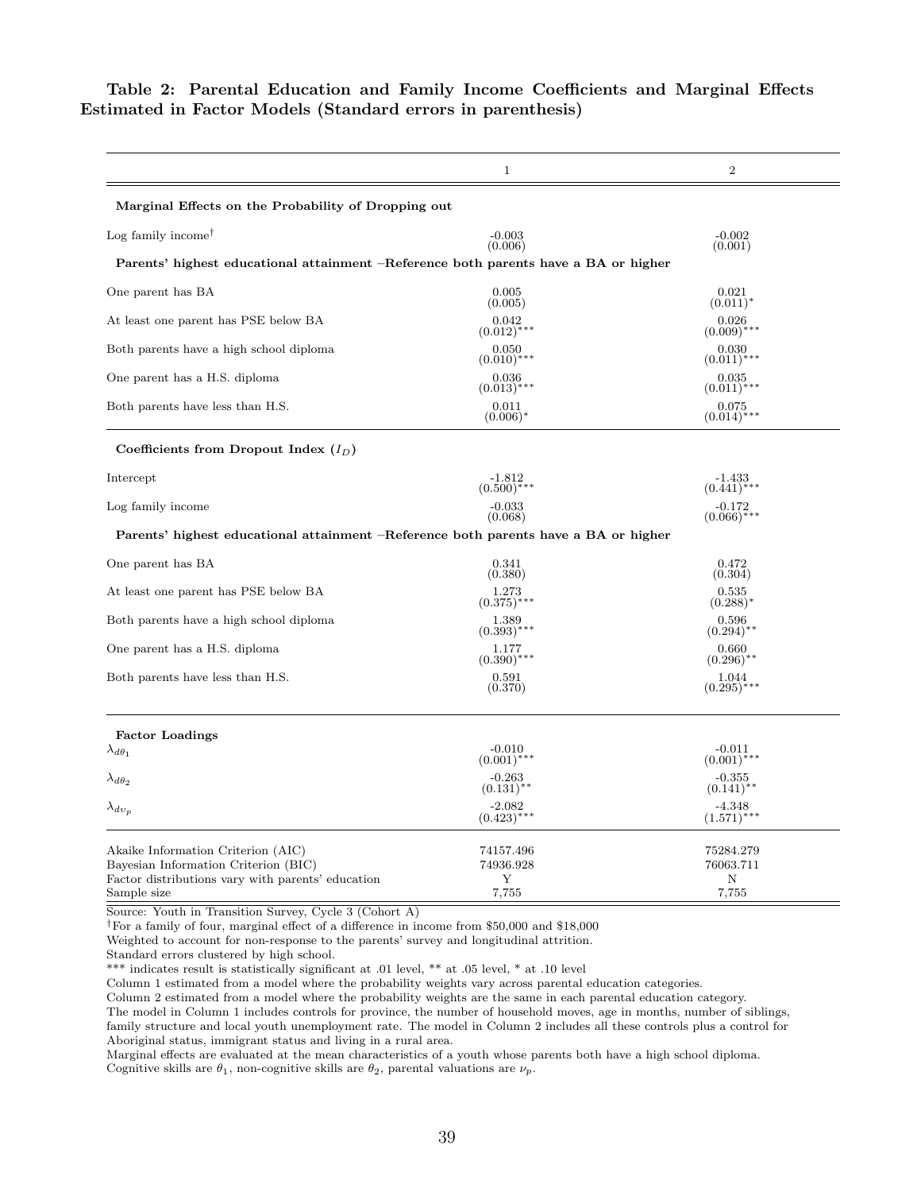**Table 2: Parental Education and Family Income Coefficients and Marginal Effects Estimated in Factor Models (Standard errors in parenthesis)**

| | 1 | 2 |
|---|---|---|
| **Marginal Effects on the Probability of Dropping out** | | |
| Log family income[†] | -0.003 (0.006) | -0.002 (0.001) |
| **Parents' highest educational attainment –Reference both parents have a BA or higher** | | |
| One parent has BA | 0.005 (0.005) | 0.021 (0.011)* |
| At least one parent has PSE below BA | 0.042 (0.012)*** | 0.026 (0.009)*** |
| Both parents have a high school diploma | 0.050 (0.010)*** | 0.030 (0.011)*** |
| One parent has a H.S. diploma | 0.036 (0.013)*** | 0.035 (0.011)*** |
| Both parents have less than H.S. | 0.011 (0.006)* | 0.075 (0.014)*** |
| **Coefficients from Dropout Index ($I_D$)** | | |
| Intercept | -1.812 (0.500)*** | -1.433 (0.441)*** |
| Log family income | -0.033 (0.068) | -0.172 (0.066)*** |
| **Parents' highest educational attainment –Reference both parents have a BA or higher** | | |
| One parent has BA | 0.341 (0.380) | 0.472 (0.304) |
| At least one parent has PSE below BA | 1.273 (0.375)*** | 0.535 (0.288)* |
| Both parents have a high school diploma | 1.389 (0.393)*** | 0.596 (0.294)** |
| One parent has a H.S. diploma | 1.177 (0.390)*** | 0.660 (0.296)** |
| Both parents have less than H.S. | 0.591 (0.370) | 1.044 (0.295)*** |
| **Factor Loadings** | | |
| $\lambda_{d\theta_1}$ | -0.010 (0.001)*** | -0.011 (0.001)*** |
| $\lambda_{d\theta_2}$ | -0.263 (0.131)** | -0.355 (0.141)** |
| $\lambda_{d\upsilon_p}$ | -2.082 (0.423)*** | -4.348 (1.571)*** |
| Akaike Information Criterion (AIC) | 74157.496 | 75284.279 |
| Bayesian Information Criterion (BIC) | 74936.928 | 76063.711 |
| Factor distributions vary with parents' education | Y | N |
| Sample size | 7,755 | 7,755 |

Source: Youth in Transition Survey, Cycle 3 (Cohort A)

[†]For a family of four, marginal effect of a difference in income from \$50,000 and \$18,000

Weighted to account for non-response to the parents' survey and longitudinal attrition.

Standard errors clustered by high school.

*** indicates result is statistically significant at .01 level, ** at .05 level, * at .10 level

Column 1 estimated from a model where the probability weights vary across parental education categories.

Column 2 estimated from a model where the probability weights are the same in each parental education category.

The model in Column 1 includes controls for province, the number of household moves, age in months, number of siblings, family structure and local youth unemployment rate. The model in Column 2 includes all these controls plus a control for Aboriginal status, immigrant status and living in a rural area.

Marginal effects are evaluated at the mean characteristics of a youth whose parents both have a high school diploma.

Cognitive skills are $\theta_1$, non-cognitive skills are $\theta_2$, parental valuations are $\nu_p$.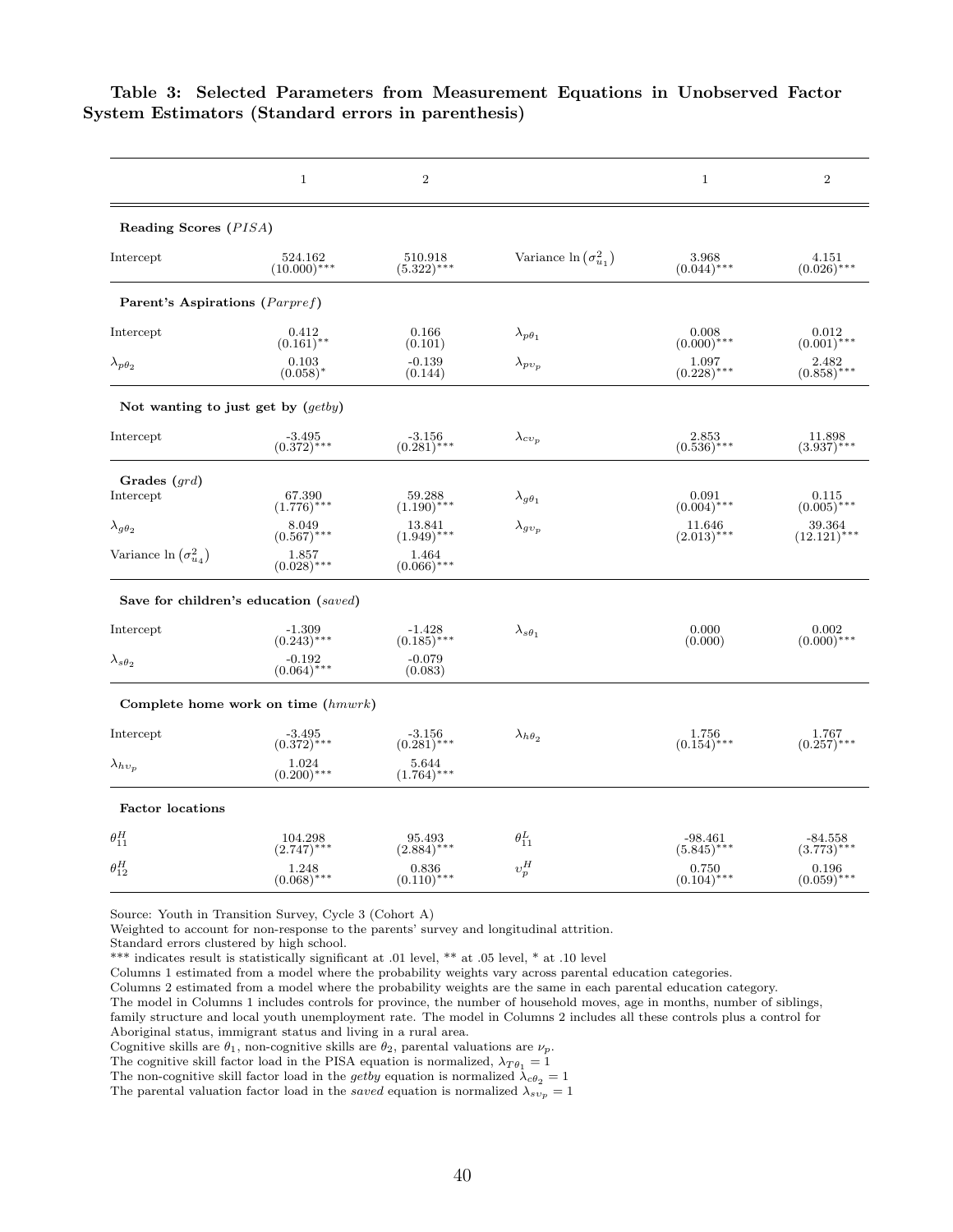**Table 3: Selected Parameters from Measurement Equations in Unobserved Factor System Estimators (Standard errors in parenthesis)**

| | 1 | 2 | | 1 | 2 |
|---|---|---|---|---|---|
| **Reading Scores (*PISA*)** | | | | | |
| Intercept | 524.162 (10.000)*** | 510.918 (5.322)*** | Variance $\ln(\sigma^2_{u_1})$ | 3.968 (0.044)*** | 4.151 (0.026)*** |
| **Parent's Aspirations (*Parpref*)** | | | | | |
| Intercept | 0.412 (0.161)** | 0.166 (0.101) | $\lambda_{p\theta_1}$ | 0.008 (0.000)*** | 0.012 (0.001)*** |
| $\lambda_{p\theta_2}$ | 0.103 (0.058)* | -0.139 (0.144) | $\lambda_{pv_p}$ | 1.097 (0.228)*** | 2.482 (0.858)*** |
| **Not wanting to just get by (*getby*)** | | | | | |
| Intercept | -3.495 (0.372)*** | -3.156 (0.281)*** | $\lambda_{cv_p}$ | 2.853 (0.536)*** | 11.898 (3.937)*** |
| **Grades (*grd*)** | | | | | |
| Intercept | 67.390 (1.776)*** | 59.288 (1.190)*** | $\lambda_{g\theta_1}$ | 0.091 (0.004)*** | 0.115 (0.005)*** |
| $\lambda_{g\theta_2}$ | 8.049 (0.567)*** | 13.841 (1.949)*** | $\lambda_{gv_p}$ | 11.646 (2.013)*** | 39.364 (12.121)*** |
| Variance $\ln(\sigma^2_{u_4})$ | 1.857 (0.028)*** | 1.464 (0.066)*** | | | |
| **Save for children's education (*saved*)** | | | | | |
| Intercept | -1.309 (0.243)*** | -1.428 (0.185)*** | $\lambda_{s\theta_1}$ | 0.000 (0.000) | 0.002 (0.000)*** |
| $\lambda_{s\theta_2}$ | -0.192 (0.064)*** | -0.079 (0.083) | | | |
| **Complete home work on time (*hmwrk*)** | | | | | |
| Intercept | -3.495 (0.372)*** | -3.156 (0.281)*** | $\lambda_{h\theta_2}$ | 1.756 (0.154)*** | 1.767 (0.257)*** |
| $\lambda_{hv_p}$ | 1.024 (0.200)*** | 5.644 (1.764)*** | | | |
| **Factor locations** | | | | | |
| $\theta^H_{11}$ | 104.298 (2.747)*** | 95.493 (2.884)*** | $\theta^L_{11}$ | -98.461 (5.845)*** | -84.558 (3.773)*** |
| $\theta^H_{12}$ | 1.248 (0.068)*** | 0.836 (0.110)*** | $v^H_p$ | 0.750 (0.104)*** | 0.196 (0.059)*** |

Source: Youth in Transition Survey, Cycle 3 (Cohort A)
Weighted to account for non-response to the parents' survey and longitudinal attrition.
Standard errors clustered by high school.
*** indicates result is statistically significant at .01 level, ** at .05 level, * at .10 level
Columns 1 estimated from a model where the probability weights vary across parental education categories.
Columns 2 estimated from a model where the probability weights are the same in each parental education category.
The model in Columns 1 includes controls for province, the number of household moves, age in months, number of siblings, family structure and local youth unemployment rate. The model in Columns 2 includes all these controls plus a control for Aboriginal status, immigrant status and living in a rural area.
Cognitive skills are $\theta_1$, non-cognitive skills are $\theta_2$, parental valuations are $\nu_p$.
The cognitive skill factor load in the PISA equation is normalized, $\lambda_{T\theta_1} = 1$
The non-cognitive skill factor load in the *getby* equation is normalized $\lambda_{c\theta_2} = 1$
The parental valuation factor load in the *saved* equation is normalized $\lambda_{sv_p} = 1$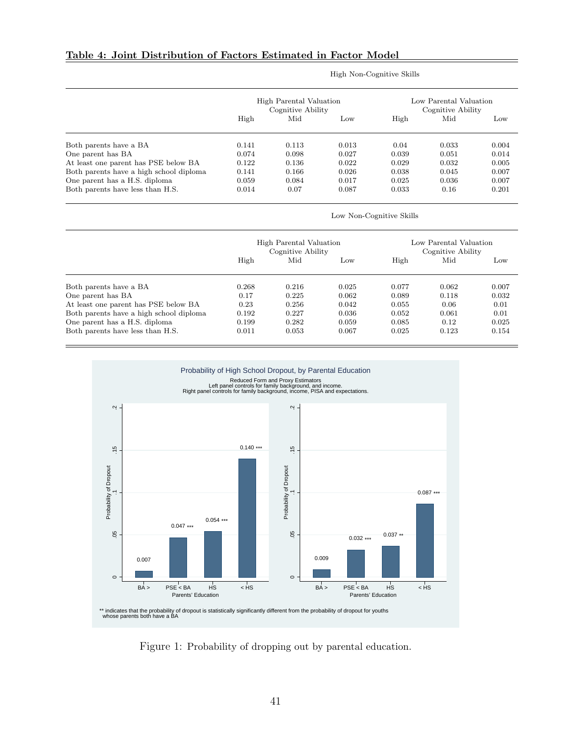**Table 4: Joint Distribution of Factors Estimated in Factor Model**

| | High Non-Cognitive Skills | | | | | |
|---|---|---|---|---|---|---|
| | High Parental Valuation Cognitive Ability | | | Low Parental Valuation Cognitive Ability | | |
| | High | Mid | Low | High | Mid | Low |
| Both parents have a BA | 0.141 | 0.113 | 0.013 | 0.04 | 0.033 | 0.004 |
| One parent has BA | 0.074 | 0.098 | 0.027 | 0.039 | 0.051 | 0.014 |
| At least one parent has PSE below BA | 0.122 | 0.136 | 0.022 | 0.029 | 0.032 | 0.005 |
| Both parents have a high school diploma | 0.141 | 0.166 | 0.026 | 0.038 | 0.045 | 0.007 |
| One parent has a H.S. diploma | 0.059 | 0.084 | 0.017 | 0.025 | 0.036 | 0.007 |
| Both parents have less than H.S. | 0.014 | 0.07 | 0.087 | 0.033 | 0.16 | 0.201 |
| | **Low Non-Cognitive Skills** | | | | | |
| | High Parental Valuation Cognitive Ability | | | Low Parental Valuation Cognitive Ability | | |
| | High | Mid | Low | High | Mid | Low |
| Both parents have a BA | 0.268 | 0.216 | 0.025 | 0.077 | 0.062 | 0.007 |
| One parent has BA | 0.17 | 0.225 | 0.062 | 0.089 | 0.118 | 0.032 |
| At least one parent has PSE below BA | 0.23 | 0.256 | 0.042 | 0.055 | 0.06 | 0.01 |
| Both parents have a high school diploma | 0.192 | 0.227 | 0.036 | 0.052 | 0.061 | 0.01 |
| One parent has a H.S. diploma | 0.199 | 0.282 | 0.059 | 0.085 | 0.12 | 0.025 |
| Both parents have less than H.S. | 0.011 | 0.053 | 0.067 | 0.025 | 0.123 | 0.154 |

Figure 1: Probability of dropping out by parental education.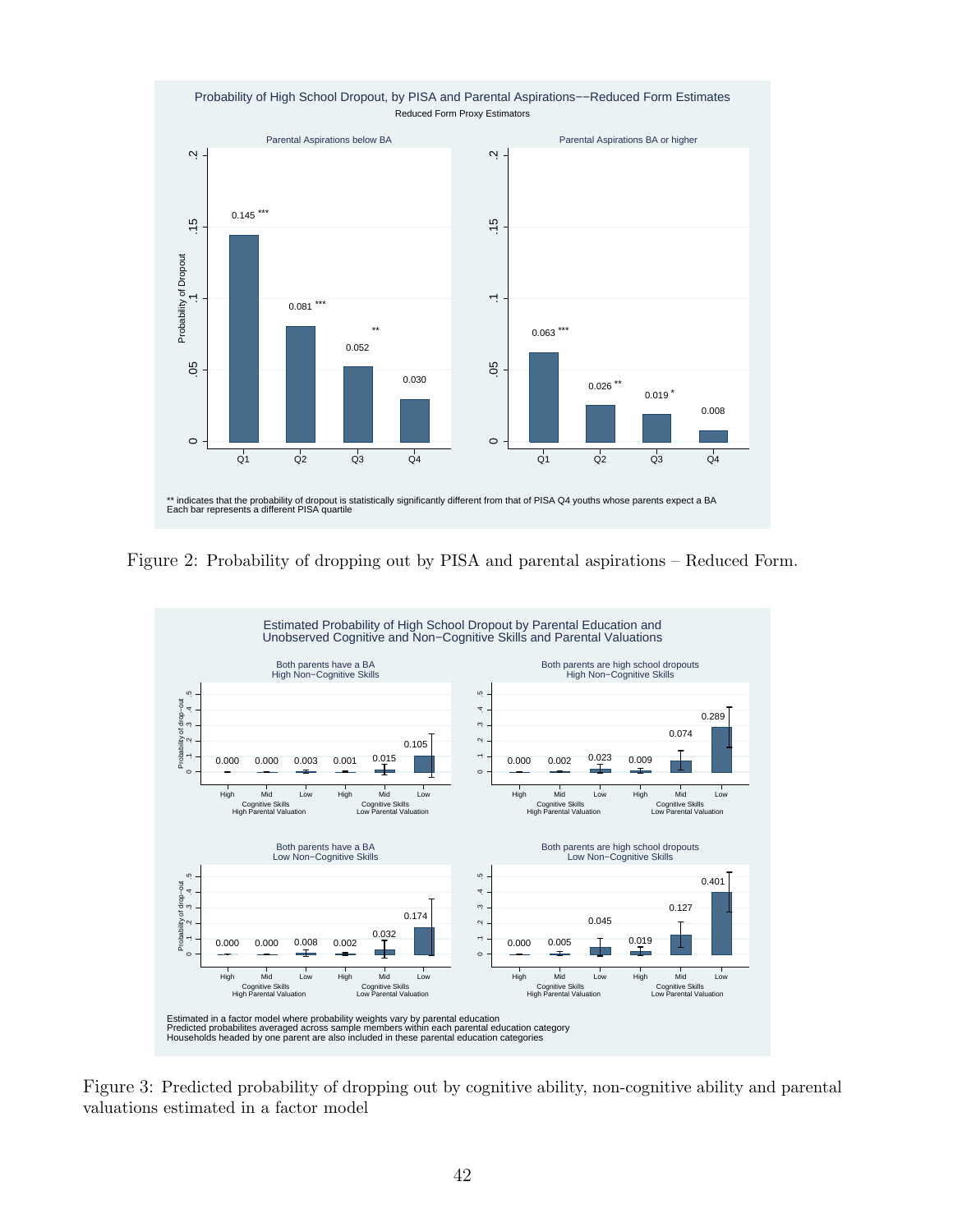Figure 2: Probability of dropping out by PISA and parental aspirations – Reduced Form.

Figure 3: Predicted probability of dropping out by cognitive ability, non-cognitive ability and parental valuations estimated in a factor model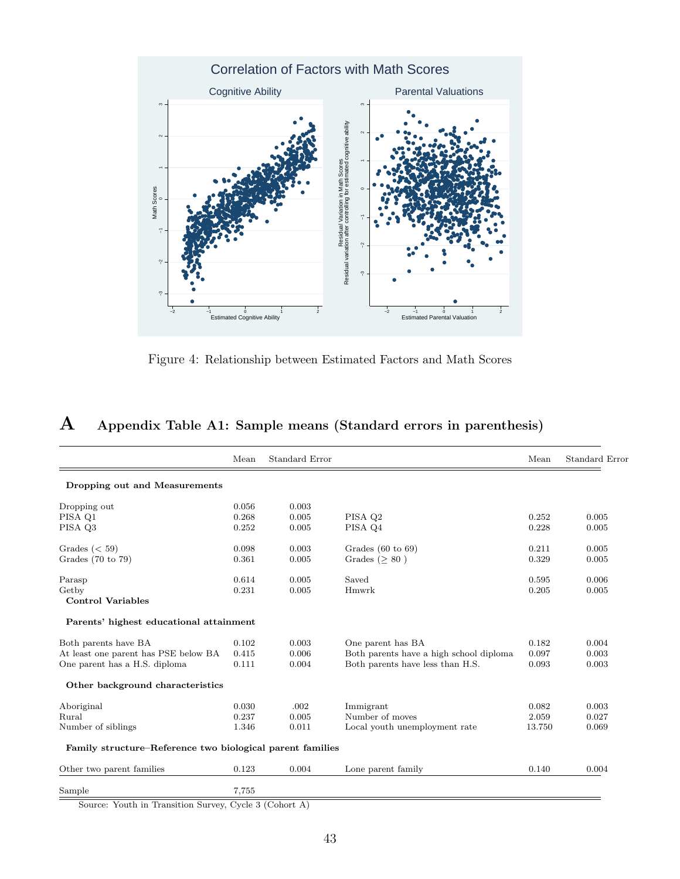Figure 4: Relationship between Estimated Factors and Math Scores

# A Appendix Table A1: Sample means (Standard errors in parenthesis)

| | Mean | Standard Error | | Mean | Standard Error |
|---|---|---|---|---|---|
| **Dropping out and Measurements** | | | | | |
| Dropping out | 0.056 | 0.003 | | | |
| PISA Q1 | 0.268 | 0.005 | PISA Q2 | 0.252 | 0.005 |
| PISA Q3 | 0.252 | 0.005 | PISA Q4 | 0.228 | 0.005 |
| Grades (< 59) | 0.098 | 0.003 | Grades (60 to 69) | 0.211 | 0.005 |
| Grades (70 to 79) | 0.361 | 0.005 | Grades (≥ 80 ) | 0.329 | 0.005 |
| Parasp | 0.614 | 0.005 | Saved | 0.595 | 0.006 |
| Getby | 0.231 | 0.005 | Hmwrk | 0.205 | 0.005 |
| **Control Variables** | | | | | |
| **Parents' highest educational attainment** | | | | | |
| Both parents have BA | 0.102 | 0.003 | One parent has BA | 0.182 | 0.004 |
| At least one parent has PSE below BA | 0.415 | 0.006 | Both parents have a high school diploma | 0.097 | 0.003 |
| One parent has a H.S. diploma | 0.111 | 0.004 | Both parents have less than H.S. | 0.093 | 0.003 |
| **Other background characteristics** | | | | | |
| Aboriginal | 0.030 | .002 | Immigrant | 0.082 | 0.003 |
| Rural | 0.237 | 0.005 | Number of moves | 2.059 | 0.027 |
| Number of siblings | 1.346 | 0.011 | Local youth unemployment rate | 13.750 | 0.069 |
| **Family structure–Reference two biological parent families** | | | | | |
| Other two parent families | 0.123 | 0.004 | Lone parent family | 0.140 | 0.004 |
| Sample | 7,755 | | | | |

Source: Youth in Transition Survey, Cycle 3 (Cohort A)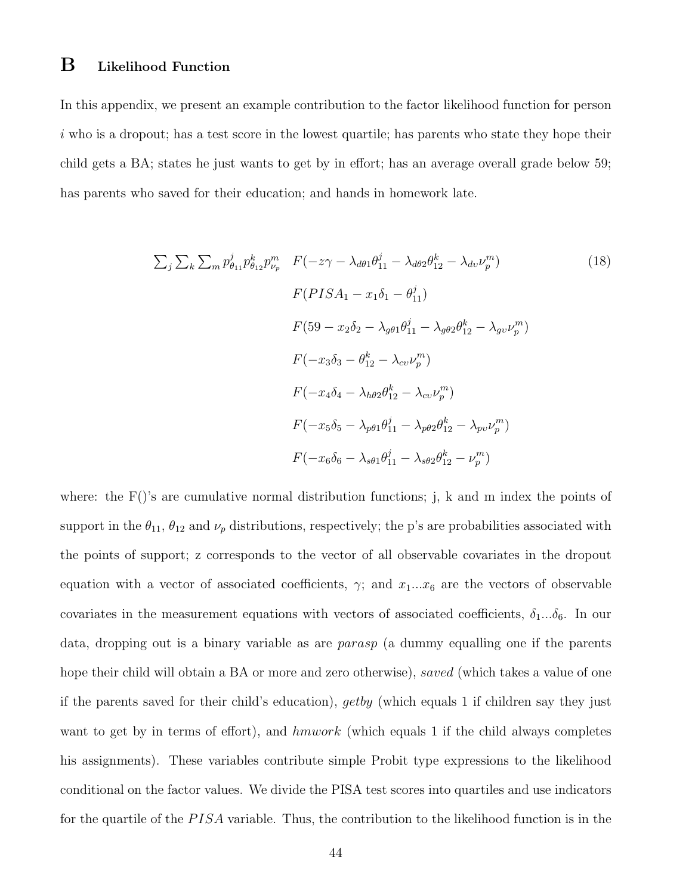# B Likelihood Function

In this appendix, we present an example contribution to the factor likelihood function for person $i$ who is a dropout; has a test score in the lowest quartile; has parents who state they hope their child gets a BA; states he just wants to get by in effort; has an average overall grade below 59; has parents who saved for their education; and hands in homework late.

$$
\begin{aligned}
\sum_j \sum_k \sum_m p^j_{\theta_{11}} p^k_{\theta_{12}} p^m_{\nu_p} \quad & F(-z\gamma - \lambda_{d\theta 1}\theta^j_{11} - \lambda_{d\theta 2}\theta^k_{12} - \lambda_{dv}\nu^m_p) \\
& F(PISA_1 - x_1\delta_1 - \theta^j_{11}) \\
& F(59 - x_2\delta_2 - \lambda_{g\theta 1}\theta^j_{11} - \lambda_{g\theta 2}\theta^k_{12} - \lambda_{gv}\nu^m_p) \\
& F(-x_3\delta_3 - \theta^k_{12} - \lambda_{cv}\nu^m_p) \\
& F(-x_4\delta_4 - \lambda_{h\theta 2}\theta^k_{12} - \lambda_{cv}\nu^m_p) \\
& F(-x_5\delta_5 - \lambda_{p\theta 1}\theta^j_{11} - \lambda_{p\theta 2}\theta^k_{12} - \lambda_{pv}\nu^m_p) \\
& F(-x_6\delta_6 - \lambda_{s\theta 1}\theta^j_{11} - \lambda_{s\theta 2}\theta^k_{12} - \nu^m_p)
\end{aligned}
\tag{18}
$$

where: the F()'s are cumulative normal distribution functions; j, k and m index the points of support in the $\theta_{11}$, $\theta_{12}$ and $\nu_p$ distributions, respectively; the p's are probabilities associated with the points of support; z corresponds to the vector of all observable covariates in the dropout equation with a vector of associated coefficients, $\gamma$; and $x_1 ... x_6$ are the vectors of observable covariates in the measurement equations with vectors of associated coefficients, $\delta_1 ... \delta_6$. In our data, dropping out is a binary variable as are *parasp* (a dummy equalling one if the parents hope their child will obtain a BA or more and zero otherwise), *saved* (which takes a value of one if the parents saved for their child's education), *getby* (which equals 1 if children say they just want to get by in terms of effort), and *hmwork* (which equals 1 if the child always completes his assignments). These variables contribute simple Probit type expressions to the likelihood conditional on the factor values. We divide the PISA test scores into quartiles and use indicators for the quartile of the $PISA$ variable. Thus, the contribution to the likelihood function is in the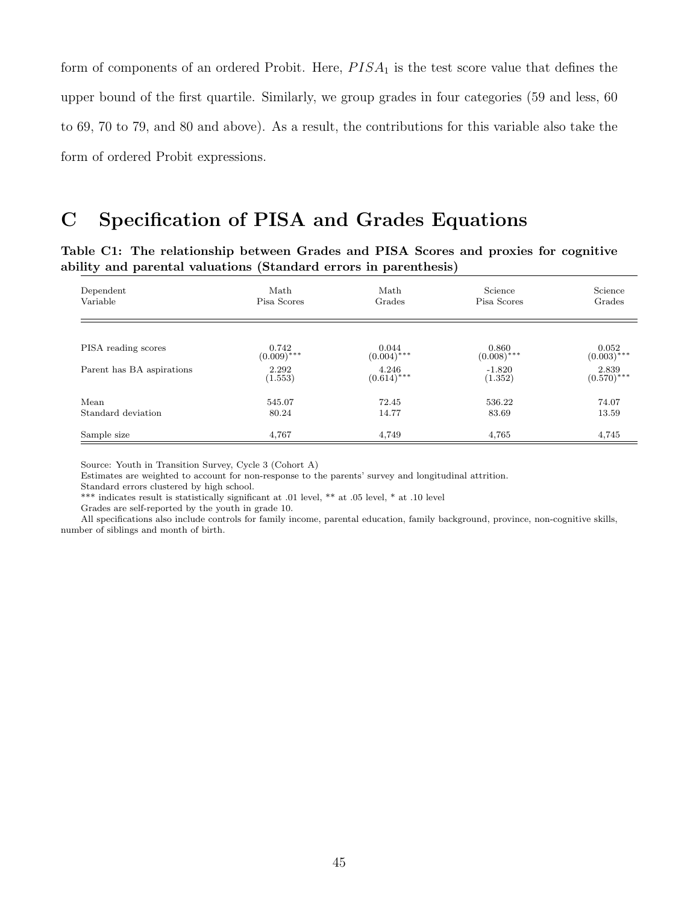form of components of an ordered Probit. Here, $PISA_1$ is the test score value that defines the upper bound of the first quartile. Similarly, we group grades in four categories (59 and less, 60 to 69, 70 to 79, and 80 and above). As a result, the contributions for this variable also take the form of ordered Probit expressions.

# C Specification of PISA and Grades Equations

**Table C1: The relationship between Grades and PISA Scores and proxies for cognitive ability and parental valuations (Standard errors in parenthesis)**

| Dependent Variable | Math Pisa Scores | Math Grades | Science Pisa Scores | Science Grades |
|---|---|---|---|---|
| PISA reading scores | 0.742 (0.009)*** | 0.044 (0.004)*** | 0.860 (0.008)*** | 0.052 (0.003)*** |
| Parent has BA aspirations | 2.292 (1.553) | 4.246 (0.614)*** | -1.820 (1.352) | 2.839 (0.570)*** |
| Mean | 545.07 | 72.45 | 536.22 | 74.07 |
| Standard deviation | 80.24 | 14.77 | 83.69 | 13.59 |
| Sample size | 4,767 | 4,749 | 4,765 | 4,745 |

Source: Youth in Transition Survey, Cycle 3 (Cohort A)

Estimates are weighted to account for non-response to the parents' survey and longitudinal attrition.

Standard errors clustered by high school.

*** indicates result is statistically significant at .01 level, ** at .05 level, * at .10 level

Grades are self-reported by the youth in grade 10.

All specifications also include controls for family income, parental education, family background, province, non-cognitive skills, number of siblings and month of birth.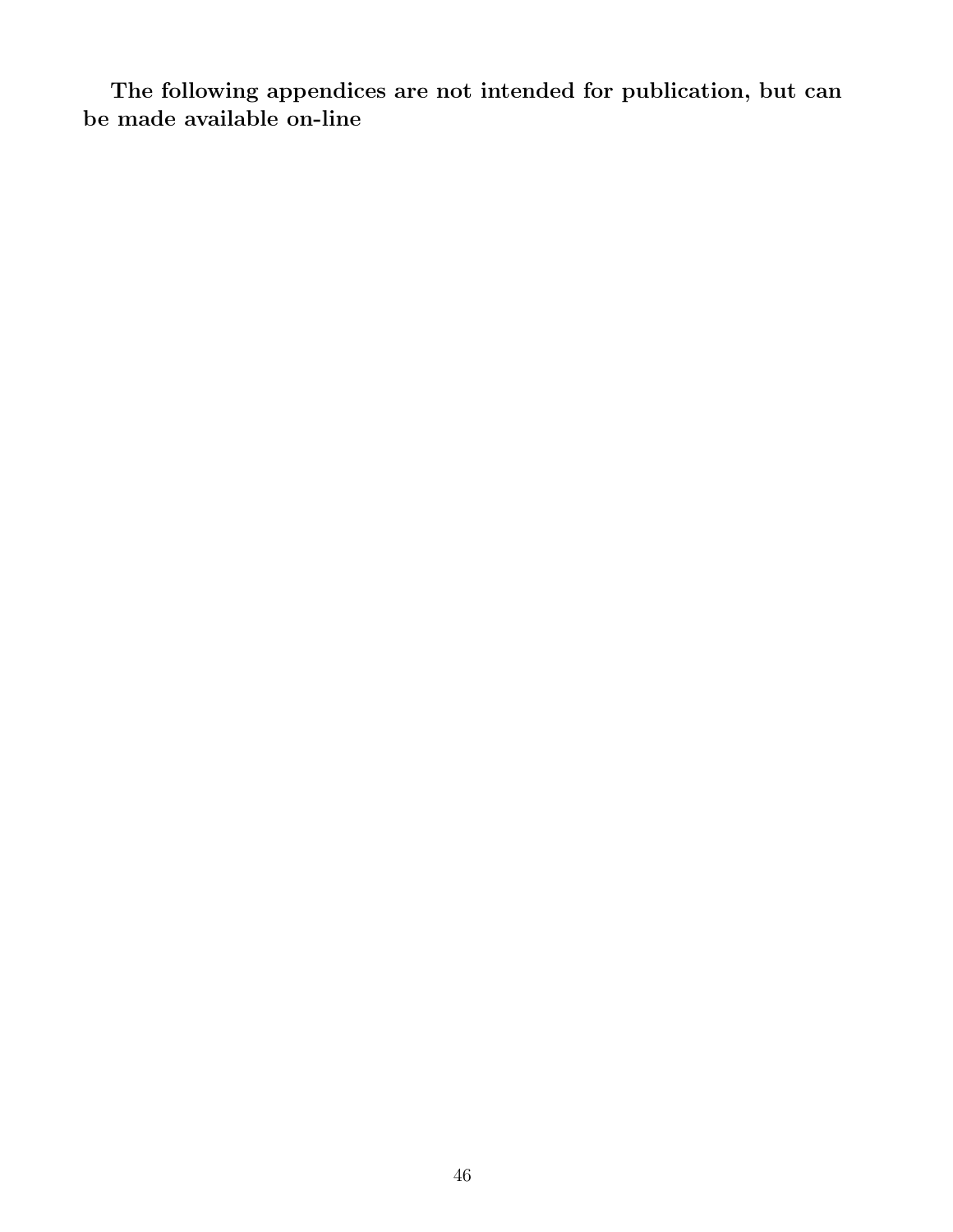**The following appendices are not intended for publication, but can be made available on-line**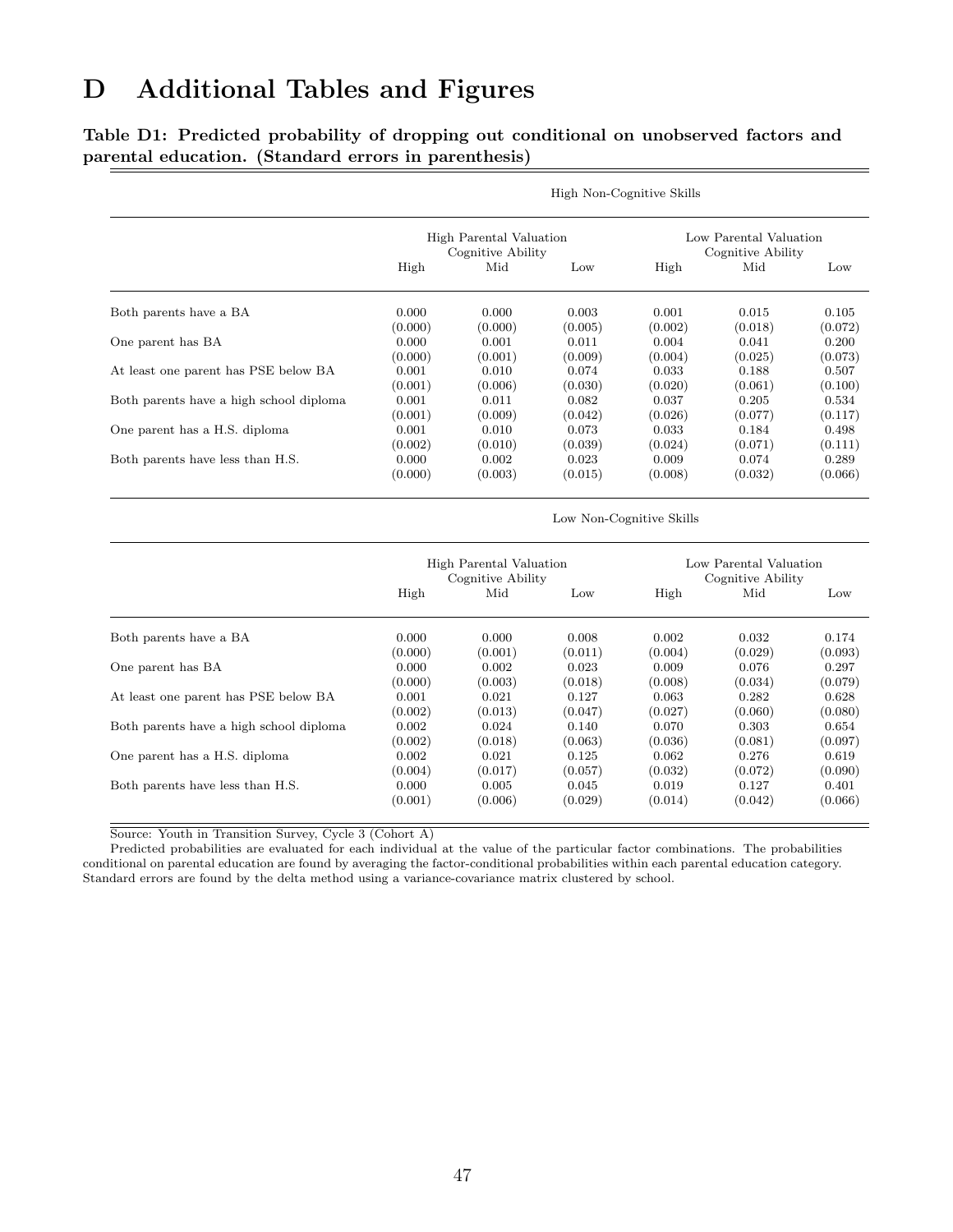# D Additional Tables and Figures

**Table D1: Predicted probability of dropping out conditional on unobserved factors and parental education. (Standard errors in parenthesis)**

| | High Non-Cognitive Skills | | | | | |
|---|---|---|---|---|---|---|
| | High Parental Valuation Cognitive Ability | | | Low Parental Valuation Cognitive Ability | | |
| | High | Mid | Low | High | Mid | Low |
| Both parents have a BA | 0.000 | 0.000 | 0.003 | 0.001 | 0.015 | 0.105 |
| | (0.000) | (0.000) | (0.005) | (0.002) | (0.018) | (0.072) |
| One parent has BA | 0.000 | 0.001 | 0.011 | 0.004 | 0.041 | 0.200 |
| | (0.000) | (0.001) | (0.009) | (0.004) | (0.025) | (0.073) |
| At least one parent has PSE below BA | 0.001 | 0.010 | 0.074 | 0.033 | 0.188 | 0.507 |
| | (0.001) | (0.006) | (0.030) | (0.020) | (0.061) | (0.100) |
| Both parents have a high school diploma | 0.001 | 0.011 | 0.082 | 0.037 | 0.205 | 0.534 |
| | (0.001) | (0.009) | (0.042) | (0.026) | (0.077) | (0.117) |
| One parent has a H.S. diploma | 0.001 | 0.010 | 0.073 | 0.033 | 0.184 | 0.498 |
| | (0.002) | (0.010) | (0.039) | (0.024) | (0.071) | (0.111) |
| Both parents have less than H.S. | 0.000 | 0.002 | 0.023 | 0.009 | 0.074 | 0.289 |
| | (0.000) | (0.003) | (0.015) | (0.008) | (0.032) | (0.066) |

| | Low Non-Cognitive Skills | | | | | |
|---|---|---|---|---|---|---|
| | High Parental Valuation Cognitive Ability | | | Low Parental Valuation Cognitive Ability | | |
| | High | Mid | Low | High | Mid | Low |
| Both parents have a BA | 0.000 | 0.000 | 0.008 | 0.002 | 0.032 | 0.174 |
| | (0.000) | (0.001) | (0.011) | (0.004) | (0.029) | (0.093) |
| One parent has BA | 0.000 | 0.002 | 0.023 | 0.009 | 0.076 | 0.297 |
| | (0.000) | (0.003) | (0.018) | (0.008) | (0.034) | (0.079) |
| At least one parent has PSE below BA | 0.001 | 0.021 | 0.127 | 0.063 | 0.282 | 0.628 |
| | (0.002) | (0.013) | (0.047) | (0.027) | (0.060) | (0.080) |
| Both parents have a high school diploma | 0.002 | 0.024 | 0.140 | 0.070 | 0.303 | 0.654 |
| | (0.002) | (0.018) | (0.063) | (0.036) | (0.081) | (0.097) |
| One parent has a H.S. diploma | 0.002 | 0.021 | 0.125 | 0.062 | 0.276 | 0.619 |
| | (0.004) | (0.017) | (0.057) | (0.032) | (0.072) | (0.090) |
| Both parents have less than H.S. | 0.000 | 0.005 | 0.045 | 0.019 | 0.127 | 0.401 |
| | (0.001) | (0.006) | (0.029) | (0.014) | (0.042) | (0.066) |

Source: Youth in Transition Survey, Cycle 3 (Cohort A)

Predicted probabilities are evaluated for each individual at the value of the particular factor combinations. The probabilities conditional on parental education are found by averaging the factor-conditional probabilities within each parental education category. Standard errors are found by the delta method using a variance-covariance matrix clustered by school.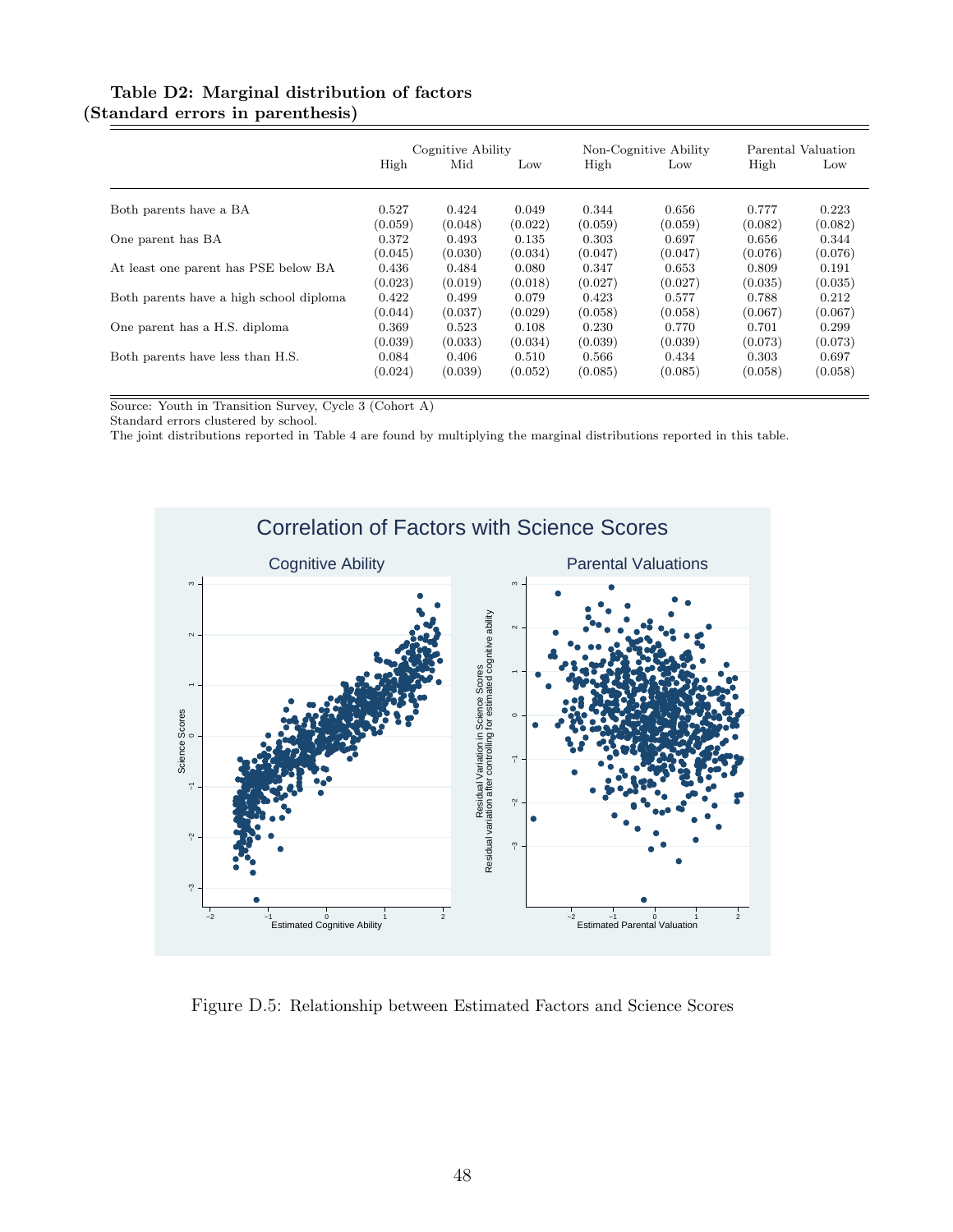**Table D2: Marginal distribution of factors (Standard errors in parenthesis)**

| | Cognitive Ability | | | Non-Cognitive Ability | | Parental Valuation | |
|---|---|---|---|---|---|---|---|
| | High | Mid | Low | High | Low | High | Low |
| Both parents have a BA | 0.527 | 0.424 | 0.049 | 0.344 | 0.656 | 0.777 | 0.223 |
| | (0.059) | (0.048) | (0.022) | (0.059) | (0.059) | (0.082) | (0.082) |
| One parent has BA | 0.372 | 0.493 | 0.135 | 0.303 | 0.697 | 0.656 | 0.344 |
| | (0.045) | (0.030) | (0.034) | (0.047) | (0.047) | (0.076) | (0.076) |
| At least one parent has PSE below BA | 0.436 | 0.484 | 0.080 | 0.347 | 0.653 | 0.809 | 0.191 |
| | (0.023) | (0.019) | (0.018) | (0.027) | (0.027) | (0.035) | (0.035) |
| Both parents have a high school diploma | 0.422 | 0.499 | 0.079 | 0.423 | 0.577 | 0.788 | 0.212 |
| | (0.044) | (0.037) | (0.029) | (0.058) | (0.058) | (0.067) | (0.067) |
| One parent has a H.S. diploma | 0.369 | 0.523 | 0.108 | 0.230 | 0.770 | 0.701 | 0.299 |
| | (0.039) | (0.033) | (0.034) | (0.039) | (0.039) | (0.073) | (0.073) |
| Both parents have less than H.S. | 0.084 | 0.406 | 0.510 | 0.566 | 0.434 | 0.303 | 0.697 |
| | (0.024) | (0.039) | (0.052) | (0.085) | (0.085) | (0.058) | (0.058) |

Source: Youth in Transition Survey, Cycle 3 (Cohort A)
Standard errors clustered by school.
The joint distributions reported in Table 4 are found by multiplying the marginal distributions reported in this table.

Figure D.5: Relationship between Estimated Factors and Science Scores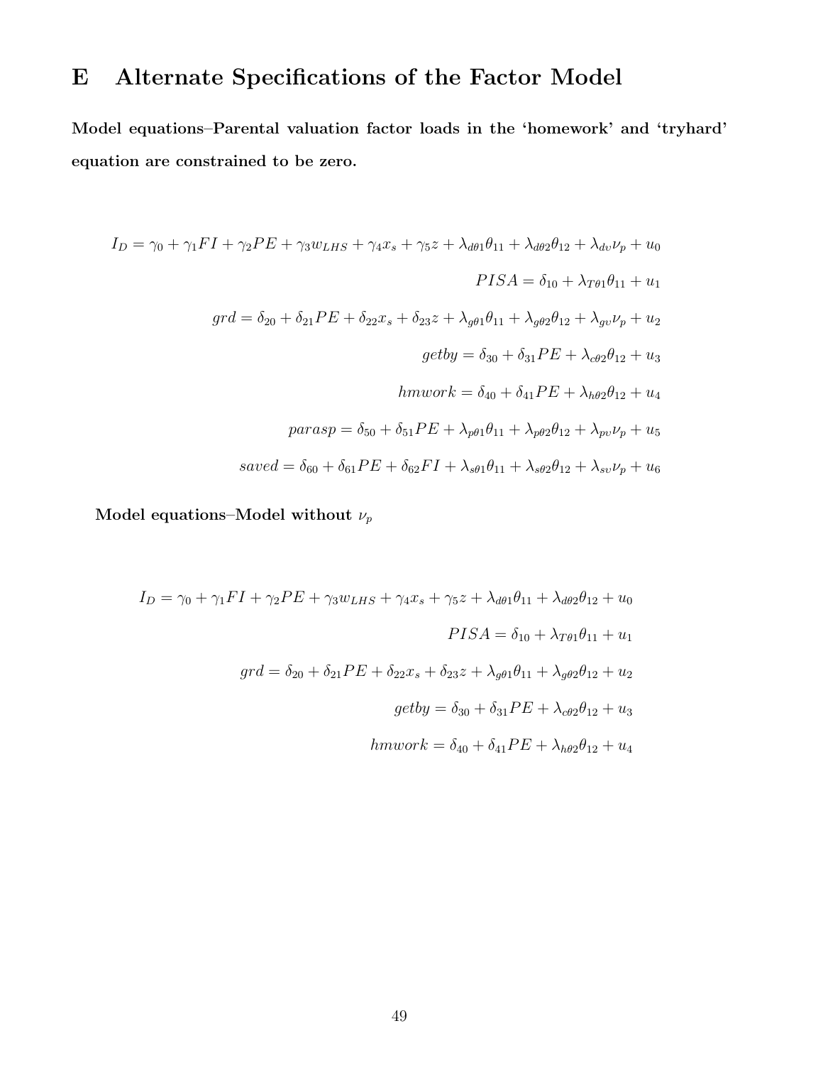# E Alternate Specifications of the Factor Model

**Model equations–Parental valuation factor loads in the 'homework' and 'tryhard' equation are constrained to be zero.**

$$I_D = \gamma_0 + \gamma_1 FI + \gamma_2 PE + \gamma_3 w_{LHS} + \gamma_4 x_s + \gamma_5 z + \lambda_{d\theta1}\theta_{11} + \lambda_{d\theta2}\theta_{12} + \lambda_{dv}\nu_p + u_0$$

$$PISA = \delta_{10} + \lambda_{T\theta1}\theta_{11} + u_1$$

$$grd = \delta_{20} + \delta_{21} PE + \delta_{22} x_s + \delta_{23} z + \lambda_{g\theta1}\theta_{11} + \lambda_{g\theta2}\theta_{12} + \lambda_{gv}\nu_p + u_2$$

$$getby = \delta_{30} + \delta_{31} PE + \lambda_{c\theta2}\theta_{12} + u_3$$

$$hmwork = \delta_{40} + \delta_{41} PE + \lambda_{h\theta2}\theta_{12} + u_4$$

$$parasp = \delta_{50} + \delta_{51} PE + \lambda_{p\theta1}\theta_{11} + \lambda_{p\theta2}\theta_{12} + \lambda_{pv}\nu_p + u_5$$

$$saved = \delta_{60} + \delta_{61} PE + \delta_{62} FI + \lambda_{s\theta1}\theta_{11} + \lambda_{s\theta2}\theta_{12} + \lambda_{sv}\nu_p + u_6$$

**Model equations–Model without $\nu_p$**

$$I_D = \gamma_0 + \gamma_1 FI + \gamma_2 PE + \gamma_3 w_{LHS} + \gamma_4 x_s + \gamma_5 z + \lambda_{d\theta1}\theta_{11} + \lambda_{d\theta2}\theta_{12} + u_0$$

$$PISA = \delta_{10} + \lambda_{T\theta1}\theta_{11} + u_1$$

$$grd = \delta_{20} + \delta_{21} PE + \delta_{22} x_s + \delta_{23} z + \lambda_{g\theta1}\theta_{11} + \lambda_{g\theta2}\theta_{12} + u_2$$

$$getby = \delta_{30} + \delta_{31} PE + \lambda_{c\theta2}\theta_{12} + u_3$$

$$hmwork = \delta_{40} + \delta_{41} PE + \lambda_{h\theta2}\theta_{12} + u_4$$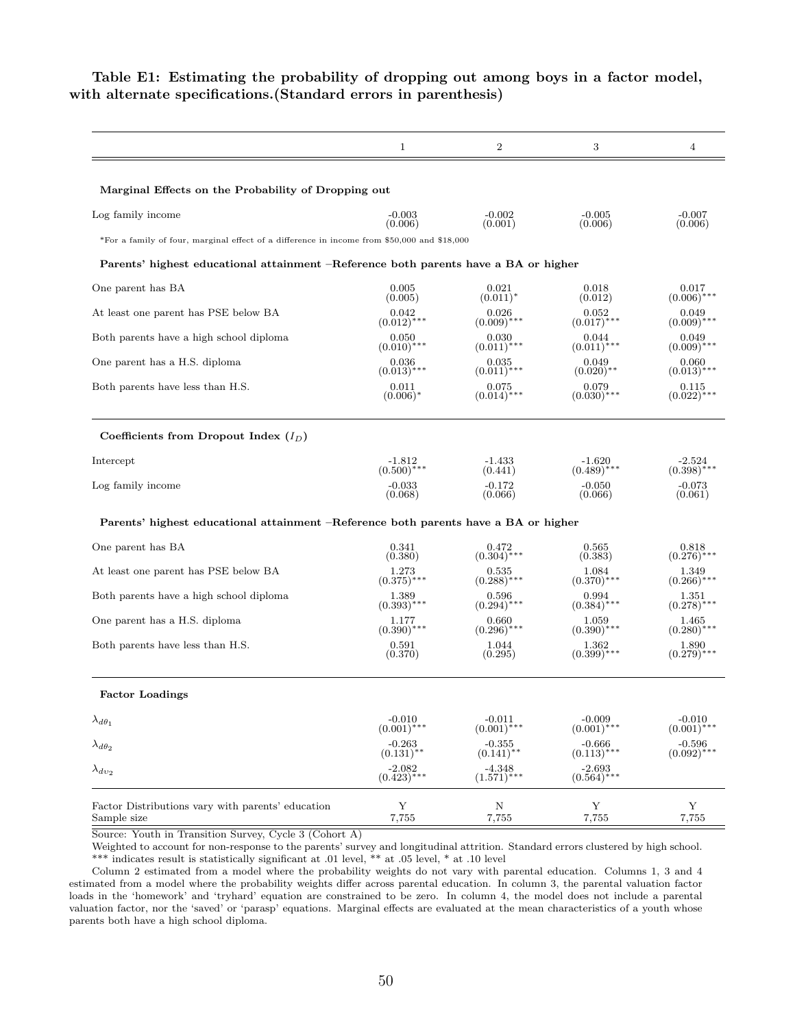**Table E1: Estimating the probability of dropping out among boys in a factor model, with alternate specifications.(Standard errors in parenthesis)**

| | 1 | 2 | 3 | 4 |
|---|---|---|---|---|
| **Marginal Effects on the Probability of Dropping out** | | | | |
| Log family income | -0.003 (0.006) | -0.002 (0.001) | -0.005 (0.006) | -0.007 (0.006) |
| *For a family of four, marginal effect of a difference in income from \$50,000 and \$18,000 | | | | |
| **Parents' highest educational attainment –Reference both parents have a BA or higher** | | | | |
| One parent has BA | 0.005 (0.005) | 0.021 (0.011)* | 0.018 (0.012) | 0.017 (0.006)*** |
| At least one parent has PSE below BA | 0.042 (0.012)*** | 0.026 (0.009)*** | 0.052 (0.017)*** | 0.049 (0.009)*** |
| Both parents have a high school diploma | 0.050 (0.010)*** | 0.030 (0.011)*** | 0.044 (0.011)*** | 0.049 (0.009)*** |
| One parent has a H.S. diploma | 0.036 (0.013)*** | 0.035 (0.011)*** | 0.049 (0.020)** | 0.060 (0.013)*** |
| Both parents have less than H.S. | 0.011 (0.006)* | 0.075 (0.014)*** | 0.079 (0.030)*** | 0.115 (0.022)*** |
| **Coefficients from Dropout Index ($I_D$)** | | | | |
| Intercept | -1.812 (0.500)*** | -1.433 (0.441) | -1.620 (0.489)*** | -2.524 (0.398)*** |
| Log family income | -0.033 (0.068) | -0.172 (0.066) | -0.050 (0.066) | -0.073 (0.061) |
| **Parents' highest educational attainment –Reference both parents have a BA or higher** | | | | |
| One parent has BA | 0.341 (0.380) | 0.472 (0.304)*** | 0.565 (0.383) | 0.818 (0.276)*** |
| At least one parent has PSE below BA | 1.273 (0.375)*** | 0.535 (0.288)*** | 1.084 (0.370)*** | 1.349 (0.266)*** |
| Both parents have a high school diploma | 1.389 (0.393)*** | 0.596 (0.294)*** | 0.994 (0.384)*** | 1.351 (0.278)*** |
| One parent has a H.S. diploma | 1.177 (0.390)*** | 0.660 (0.296)*** | 1.059 (0.390)*** | 1.465 (0.280)*** |
| Both parents have less than H.S. | 0.591 (0.370) | 1.044 (0.295) | 1.362 (0.399)*** | 1.890 (0.279)*** |
| **Factor Loadings** | | | | |
| $\lambda_{d\theta_1}$ | -0.010 (0.001)*** | -0.011 (0.001)*** | -0.009 (0.001)*** | -0.010 (0.001)*** |
| $\lambda_{d\theta_2}$ | -0.263 (0.131)** | -0.355 (0.141)** | -0.666 (0.113)*** | -0.596 (0.092)*** |
| $\lambda_{d\upsilon_2}$ | -2.082 (0.423)*** | -4.348 (1.571)*** | -2.693 (0.564)*** | |
| Factor Distributions vary with parents' education | Y | N | Y | Y |
| Sample size | 7,755 | 7,755 | 7,755 | 7,755 |

Source: Youth in Transition Survey, Cycle 3 (Cohort A)

Weighted to account for non-response to the parents' survey and longitudinal attrition. Standard errors clustered by high school.
*** indicates result is statistically significant at .01 level, ** at .05 level, * at .10 level

Column 2 estimated from a model where the probability weights do not vary with parental education. Columns 1, 3 and 4 estimated from a model where the probability weights differ across parental education. In column 3, the parental valuation factor loads in the 'homework' and 'tryhard' equation are constrained to be zero. In column 4, the model does not include a parental valuation factor, nor the 'saved' or 'parasp' equations. Marginal effects are evaluated at the mean characteristics of a youth whose parents both have a high school diploma.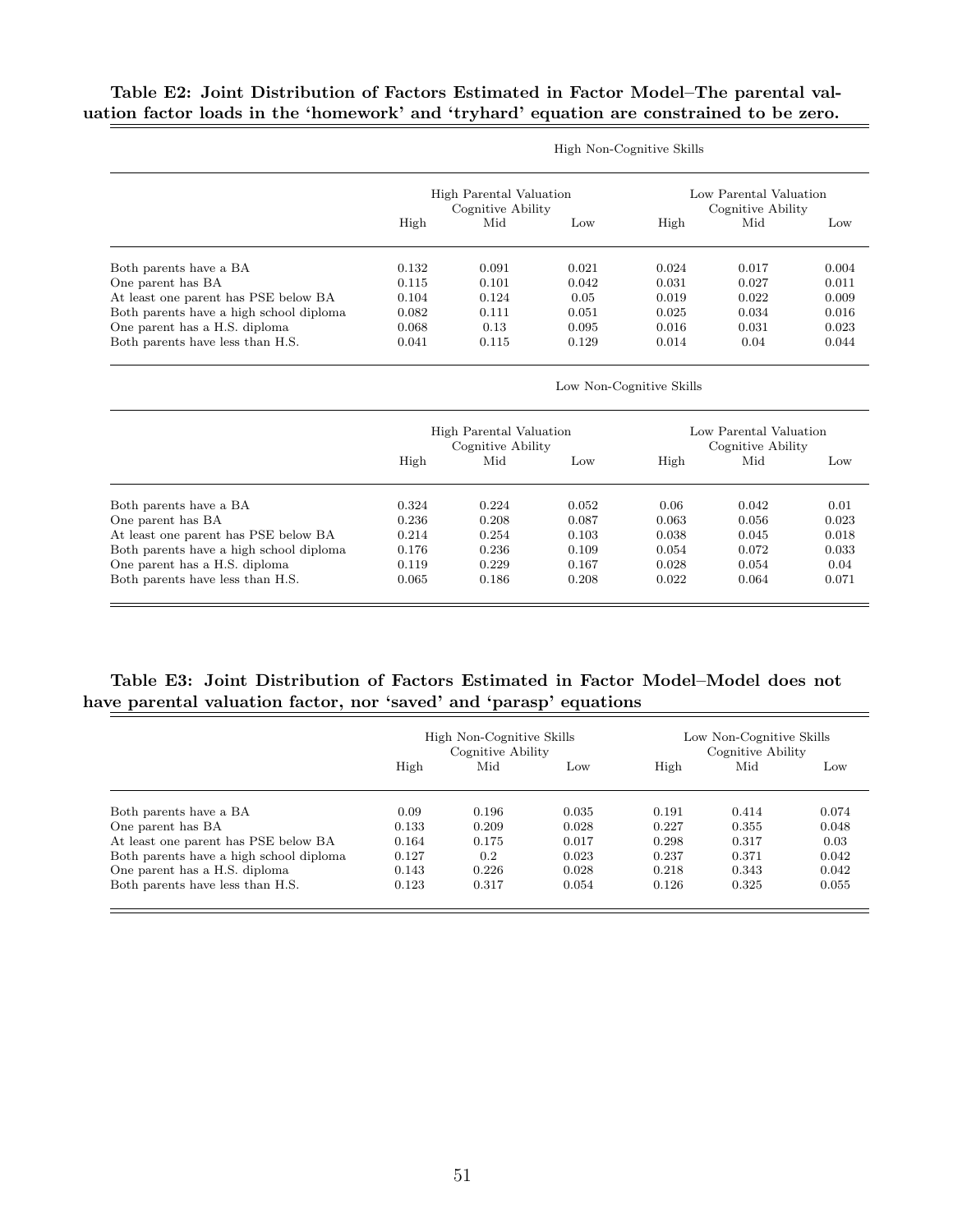**Table E2: Joint Distribution of Factors Estimated in Factor Model–The parental valuation factor loads in the 'homework' and 'tryhard' equation are constrained to be zero.**

| | High Non-Cognitive Skills | | | | | |
|---|---|---|---|---|---|---|
| | High Parental Valuation Cognitive Ability | | | Low Parental Valuation Cognitive Ability | | |
| | High | Mid | Low | High | Mid | Low |
| Both parents have a BA | 0.132 | 0.091 | 0.021 | 0.024 | 0.017 | 0.004 |
| One parent has BA | 0.115 | 0.101 | 0.042 | 0.031 | 0.027 | 0.011 |
| At least one parent has PSE below BA | 0.104 | 0.124 | 0.05 | 0.019 | 0.022 | 0.009 |
| Both parents have a high school diploma | 0.082 | 0.111 | 0.051 | 0.025 | 0.034 | 0.016 |
| One parent has a H.S. diploma | 0.068 | 0.13 | 0.095 | 0.016 | 0.031 | 0.023 |
| Both parents have less than H.S. | 0.041 | 0.115 | 0.129 | 0.014 | 0.04 | 0.044 |

| | Low Non-Cognitive Skills | | | | | |
|---|---|---|---|---|---|---|
| | High Parental Valuation Cognitive Ability | | | Low Parental Valuation Cognitive Ability | | |
| | High | Mid | Low | High | Mid | Low |
| Both parents have a BA | 0.324 | 0.224 | 0.052 | 0.06 | 0.042 | 0.01 |
| One parent has BA | 0.236 | 0.208 | 0.087 | 0.063 | 0.056 | 0.023 |
| At least one parent has PSE below BA | 0.214 | 0.254 | 0.103 | 0.038 | 0.045 | 0.018 |
| Both parents have a high school diploma | 0.176 | 0.236 | 0.109 | 0.054 | 0.072 | 0.033 |
| One parent has a H.S. diploma | 0.119 | 0.229 | 0.167 | 0.028 | 0.054 | 0.04 |
| Both parents have less than H.S. | 0.065 | 0.186 | 0.208 | 0.022 | 0.064 | 0.071 |

**Table E3: Joint Distribution of Factors Estimated in Factor Model–Model does not have parental valuation factor, nor 'saved' and 'parasp' equations**

| | High Non-Cognitive Skills Cognitive Ability | | | Low Non-Cognitive Skills Cognitive Ability | | |
|---|---|---|---|---|---|---|
| | High | Mid | Low | High | Mid | Low |
| Both parents have a BA | 0.09 | 0.196 | 0.035 | 0.191 | 0.414 | 0.074 |
| One parent has BA | 0.133 | 0.209 | 0.028 | 0.227 | 0.355 | 0.048 |
| At least one parent has PSE below BA | 0.164 | 0.175 | 0.017 | 0.298 | 0.317 | 0.03 |
| Both parents have a high school diploma | 0.127 | 0.2 | 0.023 | 0.237 | 0.371 | 0.042 |
| One parent has a H.S. diploma | 0.143 | 0.226 | 0.028 | 0.218 | 0.343 | 0.042 |
| Both parents have less than H.S. | 0.123 | 0.317 | 0.054 | 0.126 | 0.325 | 0.055 |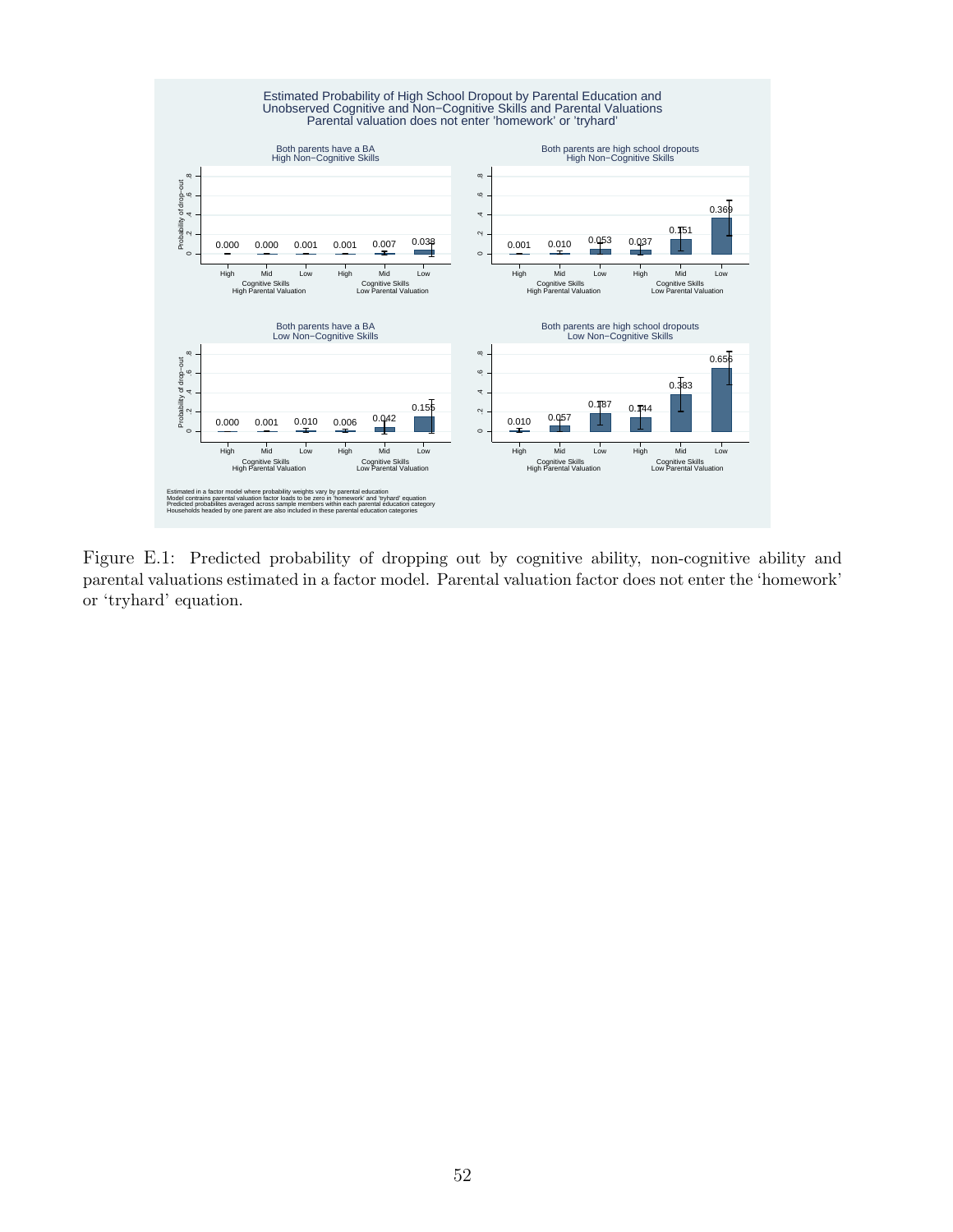Estimated Probability of High School Dropout by Parental Education and Unobserved Cognitive and Non−Cognitive Skills and Parental Valuations
Parental valuation does not enter 'homework' or 'tryhard'

Estimated in a factor model where probability weights vary by parental education
Model contains parental valuation factor loads to be zero in 'homework' and 'tryhard' equation
Predicted probabilites averaged across sample members within each parental education category
Households headed by one parent are also included in these parental education categories

Figure E.1: Predicted probability of dropping out by cognitive ability, non-cognitive ability and parental valuations estimated in a factor model. Parental valuation factor does not enter the 'homework' or 'tryhard' equation.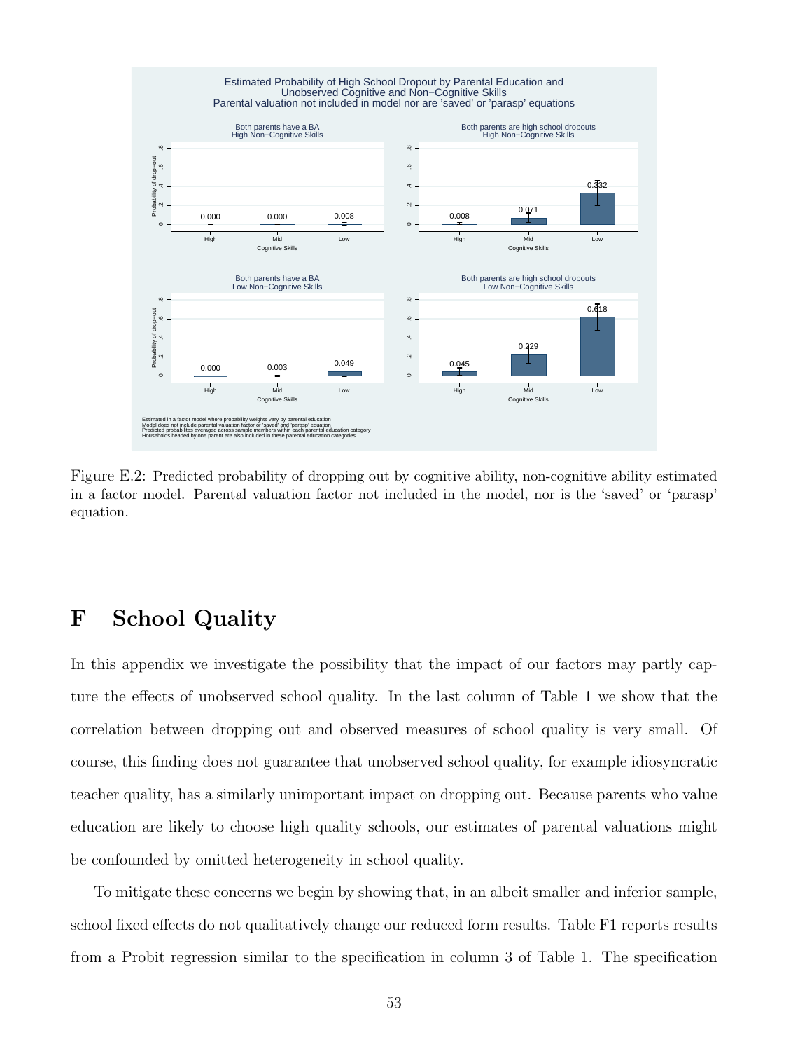Figure E.2: Predicted probability of dropping out by cognitive ability, non-cognitive ability estimated in a factor model. Parental valuation factor not included in the model, nor is the 'saved' or 'parasp' equation.

# F School Quality

In this appendix we investigate the possibility that the impact of our factors may partly capture the effects of unobserved school quality. In the last column of Table 1 we show that the correlation between dropping out and observed measures of school quality is very small. Of course, this finding does not guarantee that unobserved school quality, for example idiosyncratic teacher quality, has a similarly unimportant impact on dropping out. Because parents who value education are likely to choose high quality schools, our estimates of parental valuations might be confounded by omitted heterogeneity in school quality.

To mitigate these concerns we begin by showing that, in an albeit smaller and inferior sample, school fixed effects do not qualitatively change our reduced form results. Table F1 reports results from a Probit regression similar to the specification in column 3 of Table 1. The specification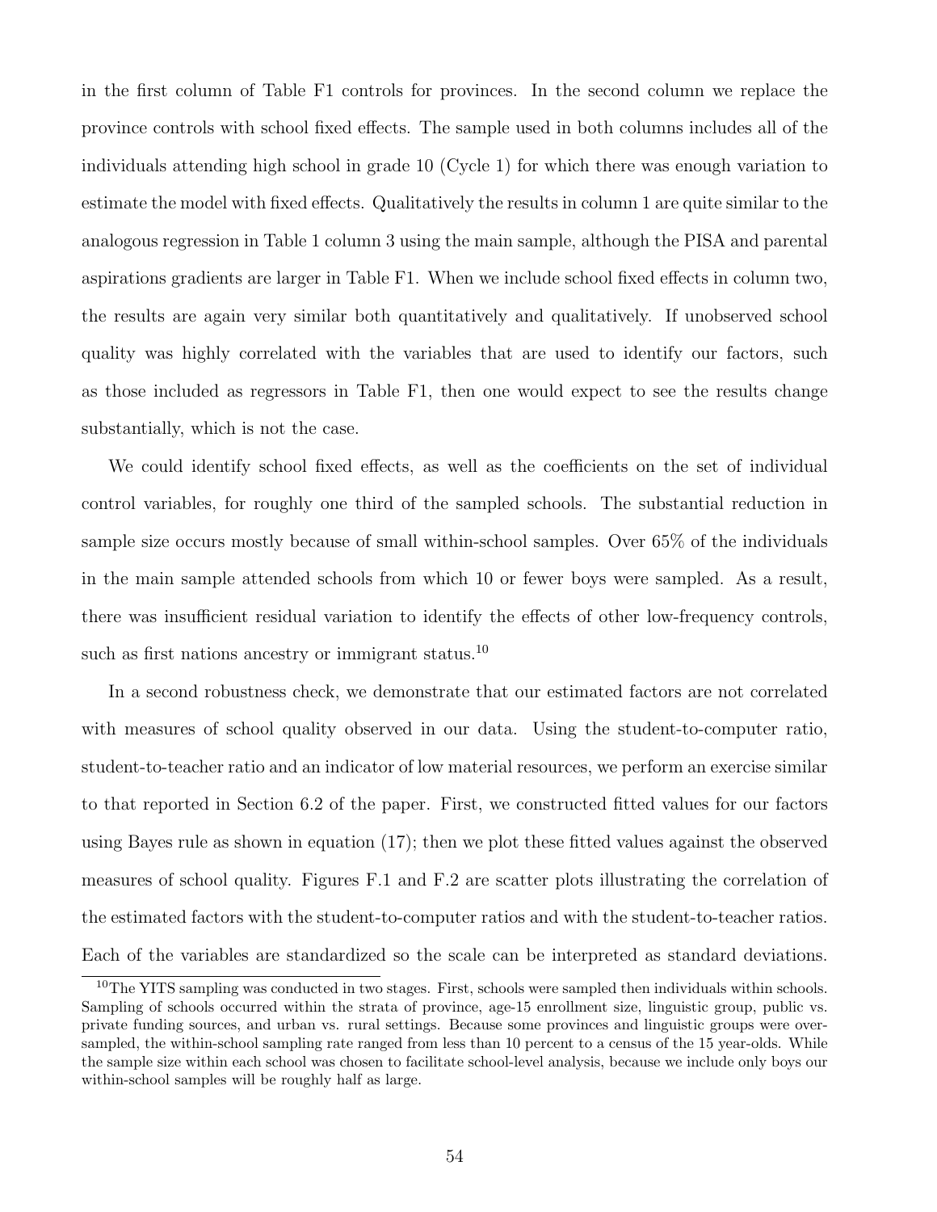in the first column of Table F1 controls for provinces. In the second column we replace the province controls with school fixed effects. The sample used in both columns includes all of the individuals attending high school in grade 10 (Cycle 1) for which there was enough variation to estimate the model with fixed effects. Qualitatively the results in column 1 are quite similar to the analogous regression in Table 1 column 3 using the main sample, although the PISA and parental aspirations gradients are larger in Table F1. When we include school fixed effects in column two, the results are again very similar both quantitatively and qualitatively. If unobserved school quality was highly correlated with the variables that are used to identify our factors, such as those included as regressors in Table F1, then one would expect to see the results change substantially, which is not the case.

We could identify school fixed effects, as well as the coefficients on the set of individual control variables, for roughly one third of the sampled schools. The substantial reduction in sample size occurs mostly because of small within-school samples. Over 65% of the individuals in the main sample attended schools from which 10 or fewer boys were sampled. As a result, there was insufficient residual variation to identify the effects of other low-frequency controls, such as first nations ancestry or immigrant status.[10]

In a second robustness check, we demonstrate that our estimated factors are not correlated with measures of school quality observed in our data. Using the student-to-computer ratio, student-to-teacher ratio and an indicator of low material resources, we perform an exercise similar to that reported in Section 6.2 of the paper. First, we constructed fitted values for our factors using Bayes rule as shown in equation (17); then we plot these fitted values against the observed measures of school quality. Figures F.1 and F.2 are scatter plots illustrating the correlation of the estimated factors with the student-to-computer ratios and with the student-to-teacher ratios. Each of the variables are standardized so the scale can be interpreted as standard deviations.

[10] The YITS sampling was conducted in two stages. First, schools were sampled then individuals within schools. Sampling of schools occurred within the strata of province, age-15 enrollment size, linguistic group, public vs. private funding sources, and urban vs. rural settings. Because some provinces and linguistic groups were over-sampled, the within-school sampling rate ranged from less than 10 percent to a census of the 15 year-olds. While the sample size within each school was chosen to facilitate school-level analysis, because we include only boys our within-school samples will be roughly half as large.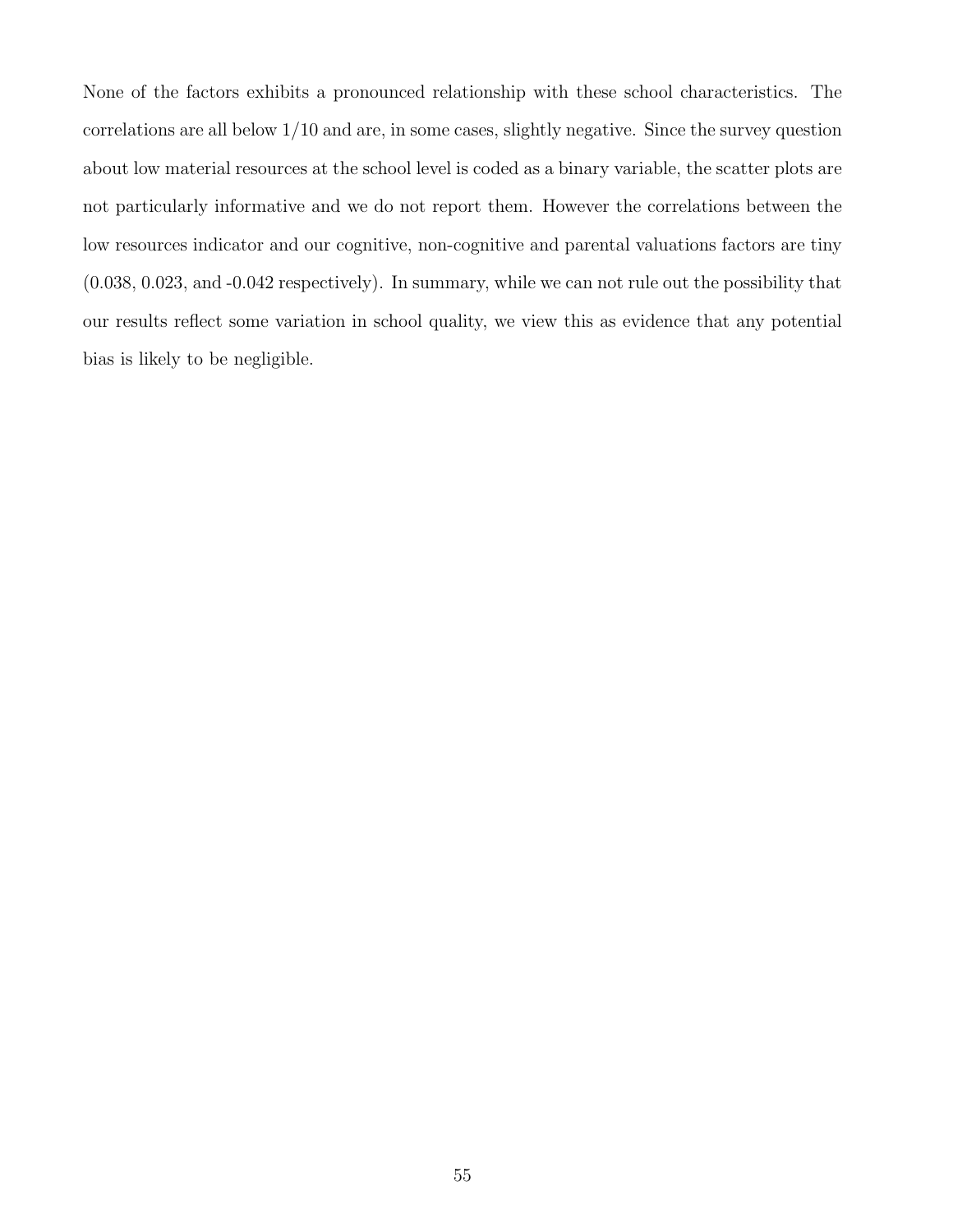None of the factors exhibits a pronounced relationship with these school characteristics. The correlations are all below 1/10 and are, in some cases, slightly negative. Since the survey question about low material resources at the school level is coded as a binary variable, the scatter plots are not particularly informative and we do not report them. However the correlations between the low resources indicator and our cognitive, non-cognitive and parental valuations factors are tiny (0.038, 0.023, and -0.042 respectively). In summary, while we can not rule out the possibility that our results reflect some variation in school quality, we view this as evidence that any potential bias is likely to be negligible.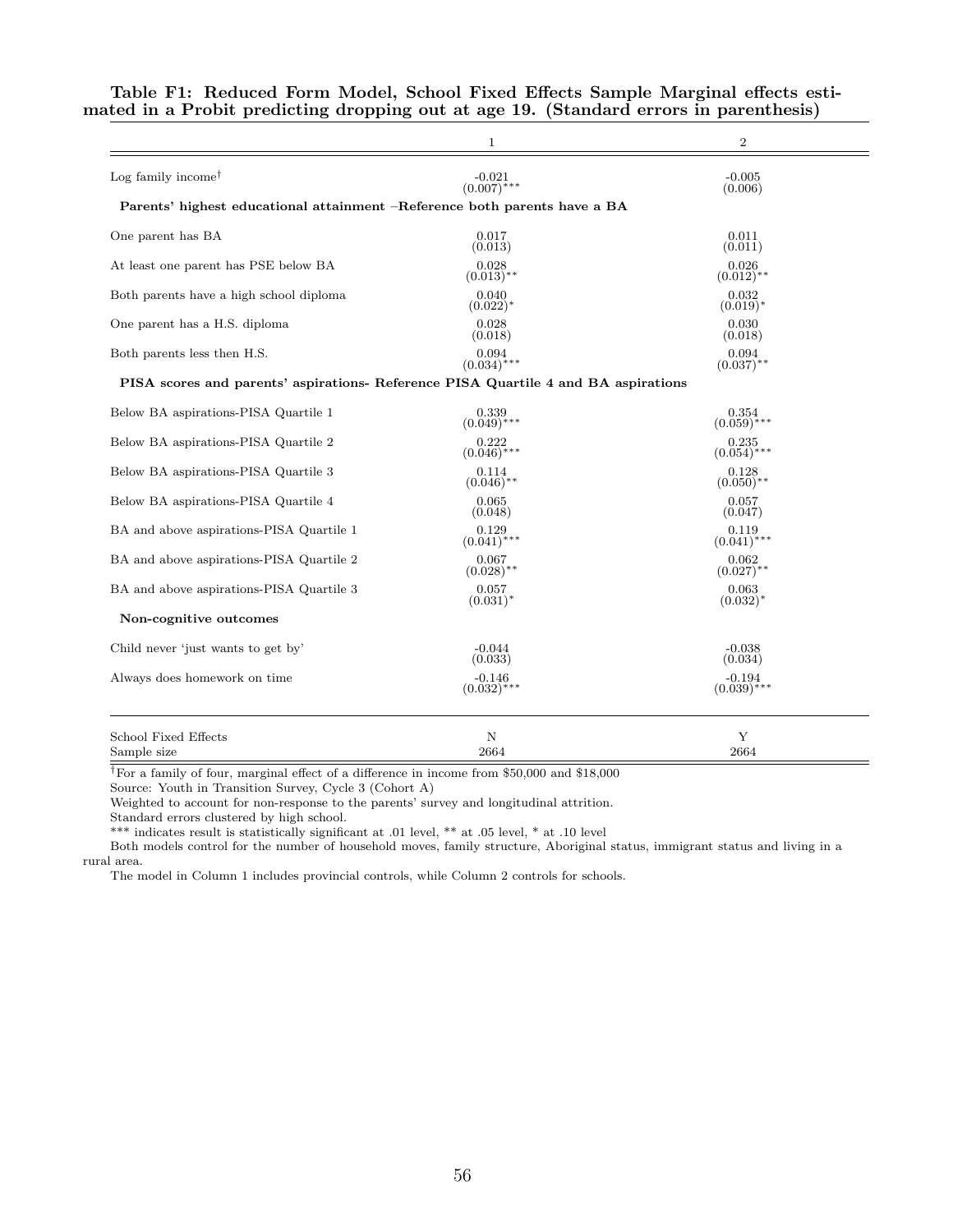**Table F1: Reduced Form Model, School Fixed Effects Sample Marginal effects estimated in a Probit predicting dropping out at age 19. (Standard errors in parenthesis)**

| | 1 | 2 |
|---|---|---|
| Log family income† | -0.021 (0.007)*** | -0.005 (0.006) |
| **Parents' highest educational attainment –Reference both parents have a BA** | | |
| One parent has BA | 0.017 (0.013) | 0.011 (0.011) |
| At least one parent has PSE below BA | 0.028 (0.013)** | 0.026 (0.012)** |
| Both parents have a high school diploma | 0.040 (0.022)* | 0.032 (0.019)* |
| One parent has a H.S. diploma | 0.028 (0.018) | 0.030 (0.018) |
| Both parents less then H.S. | 0.094 (0.034)*** | 0.094 (0.037)** |
| **PISA scores and parents' aspirations- Reference PISA Quartile 4 and BA aspirations** | | |
| Below BA aspirations-PISA Quartile 1 | 0.339 (0.049)*** | 0.354 (0.059)*** |
| Below BA aspirations-PISA Quartile 2 | 0.222 (0.046)*** | 0.235 (0.054)*** |
| Below BA aspirations-PISA Quartile 3 | 0.114 (0.046)** | 0.128 (0.050)** |
| Below BA aspirations-PISA Quartile 4 | 0.065 (0.048) | 0.057 (0.047) |
| BA and above aspirations-PISA Quartile 1 | 0.129 (0.041)*** | 0.119 (0.041)*** |
| BA and above aspirations-PISA Quartile 2 | 0.067 (0.028)** | 0.062 (0.027)** |
| BA and above aspirations-PISA Quartile 3 | 0.057 (0.031)* | 0.063 (0.032)* |
| **Non-cognitive outcomes** | | |
| Child never 'just wants to get by' | -0.044 (0.033) | -0.038 (0.034) |
| Always does homework on time | -0.146 (0.032)*** | -0.194 (0.039)*** |
| School Fixed Effects | N | Y |
| Sample size | 2664 | 2664 |

†For a family of four, marginal effect of a difference in income from $50,000 and $18,000

Source: Youth in Transition Survey, Cycle 3 (Cohort A)

Weighted to account for non-response to the parents' survey and longitudinal attrition.

Standard errors clustered by high school.

*** indicates result is statistically significant at .01 level, ** at .05 level, * at .10 level

Both models control for the number of household moves, family structure, Aboriginal status, immigrant status and living in a rural area.

The model in Column 1 includes provincial controls, while Column 2 controls for schools.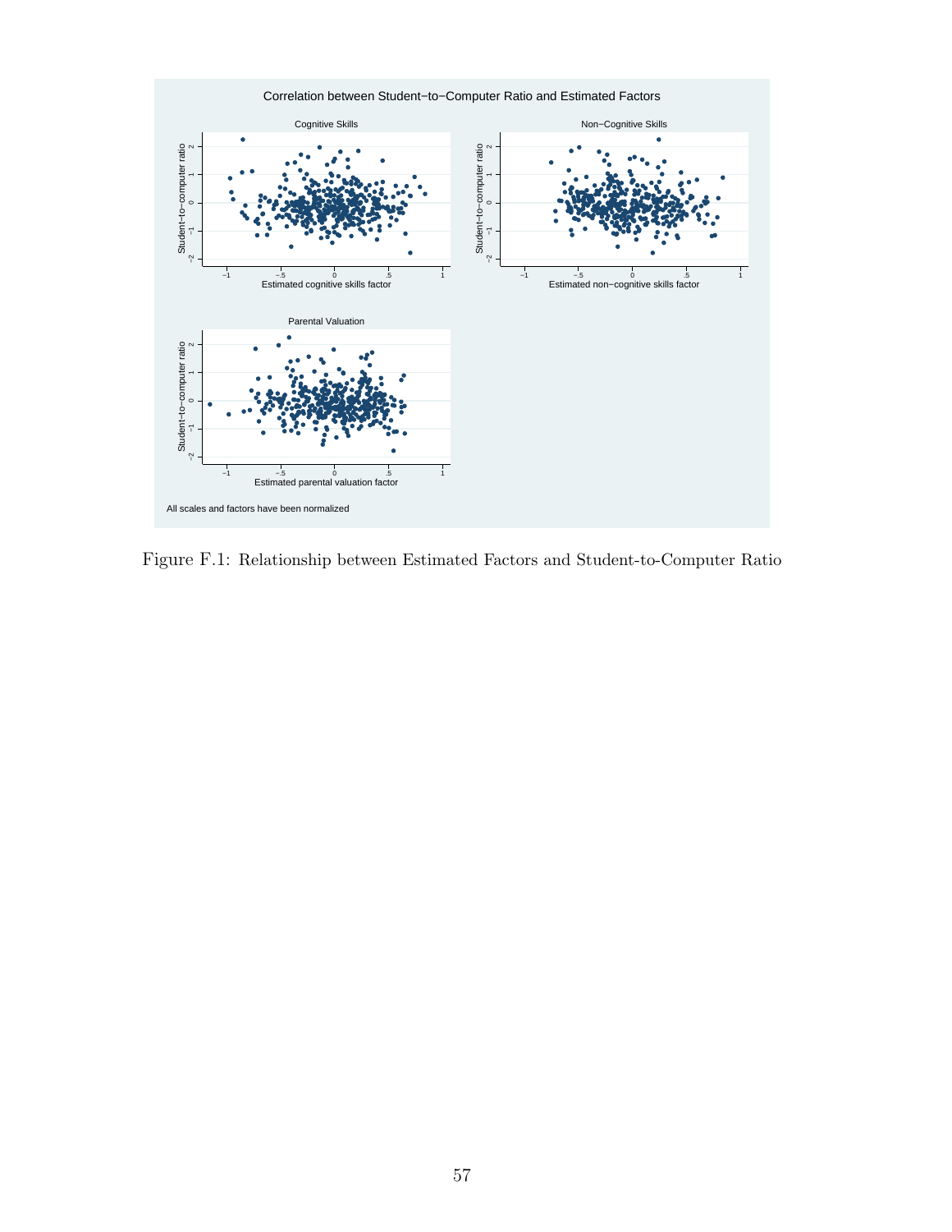Figure F.1: Relationship between Estimated Factors and Student-to-Computer Ratio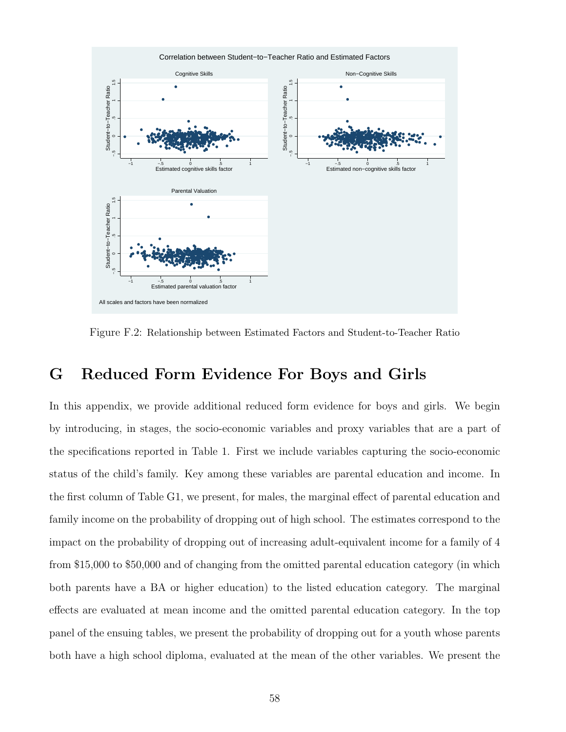Figure F.2: Relationship between Estimated Factors and Student-to-Teacher Ratio

# G Reduced Form Evidence For Boys and Girls

In this appendix, we provide additional reduced form evidence for boys and girls. We begin by introducing, in stages, the socio-economic variables and proxy variables that are a part of the specifications reported in Table 1. First we include variables capturing the socio-economic status of the child's family. Key among these variables are parental education and income. In the first column of Table G1, we present, for males, the marginal effect of parental education and family income on the probability of dropping out of high school. The estimates correspond to the impact on the probability of dropping out of increasing adult-equivalent income for a family of 4 from \$15,000 to \$50,000 and of changing from the omitted parental education category (in which both parents have a BA or higher education) to the listed education category. The marginal effects are evaluated at mean income and the omitted parental education category. In the top panel of the ensuing tables, we present the probability of dropping out for a youth whose parents both have a high school diploma, evaluated at the mean of the other variables. We present the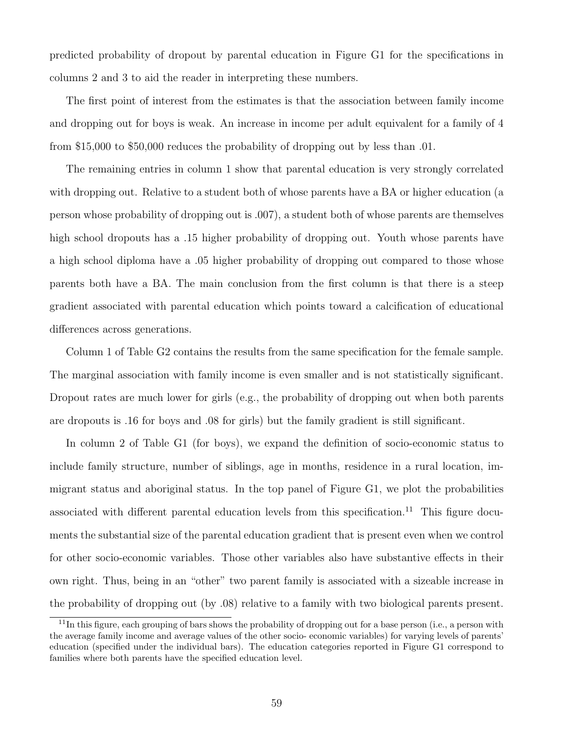predicted probability of dropout by parental education in Figure G1 for the specifications in columns 2 and 3 to aid the reader in interpreting these numbers.

The first point of interest from the estimates is that the association between family income and dropping out for boys is weak. An increase in income per adult equivalent for a family of 4 from $15,000 to $50,000 reduces the probability of dropping out by less than .01.

The remaining entries in column 1 show that parental education is very strongly correlated with dropping out. Relative to a student both of whose parents have a BA or higher education (a person whose probability of dropping out is .007), a student both of whose parents are themselves high school dropouts has a .15 higher probability of dropping out. Youth whose parents have a high school diploma have a .05 higher probability of dropping out compared to those whose parents both have a BA. The main conclusion from the first column is that there is a steep gradient associated with parental education which points toward a calcification of educational differences across generations.

Column 1 of Table G2 contains the results from the same specification for the female sample. The marginal association with family income is even smaller and is not statistically significant. Dropout rates are much lower for girls (e.g., the probability of dropping out when both parents are dropouts is .16 for boys and .08 for girls) but the family gradient is still significant.

In column 2 of Table G1 (for boys), we expand the definition of socio-economic status to include family structure, number of siblings, age in months, residence in a rural location, immigrant status and aboriginal status. In the top panel of Figure G1, we plot the probabilities associated with different parental education levels from this specification.[11] This figure documents the substantial size of the parental education gradient that is present even when we control for other socio-economic variables. Those other variables also have substantive effects in their own right. Thus, being in an "other" two parent family is associated with a sizeable increase in the probability of dropping out (by .08) relative to a family with two biological parents present.

[11] In this figure, each grouping of bars shows the probability of dropping out for a base person (i.e., a person with the average family income and average values of the other socio- economic variables) for varying levels of parents' education (specified under the individual bars). The education categories reported in Figure G1 correspond to families where both parents have the specified education level.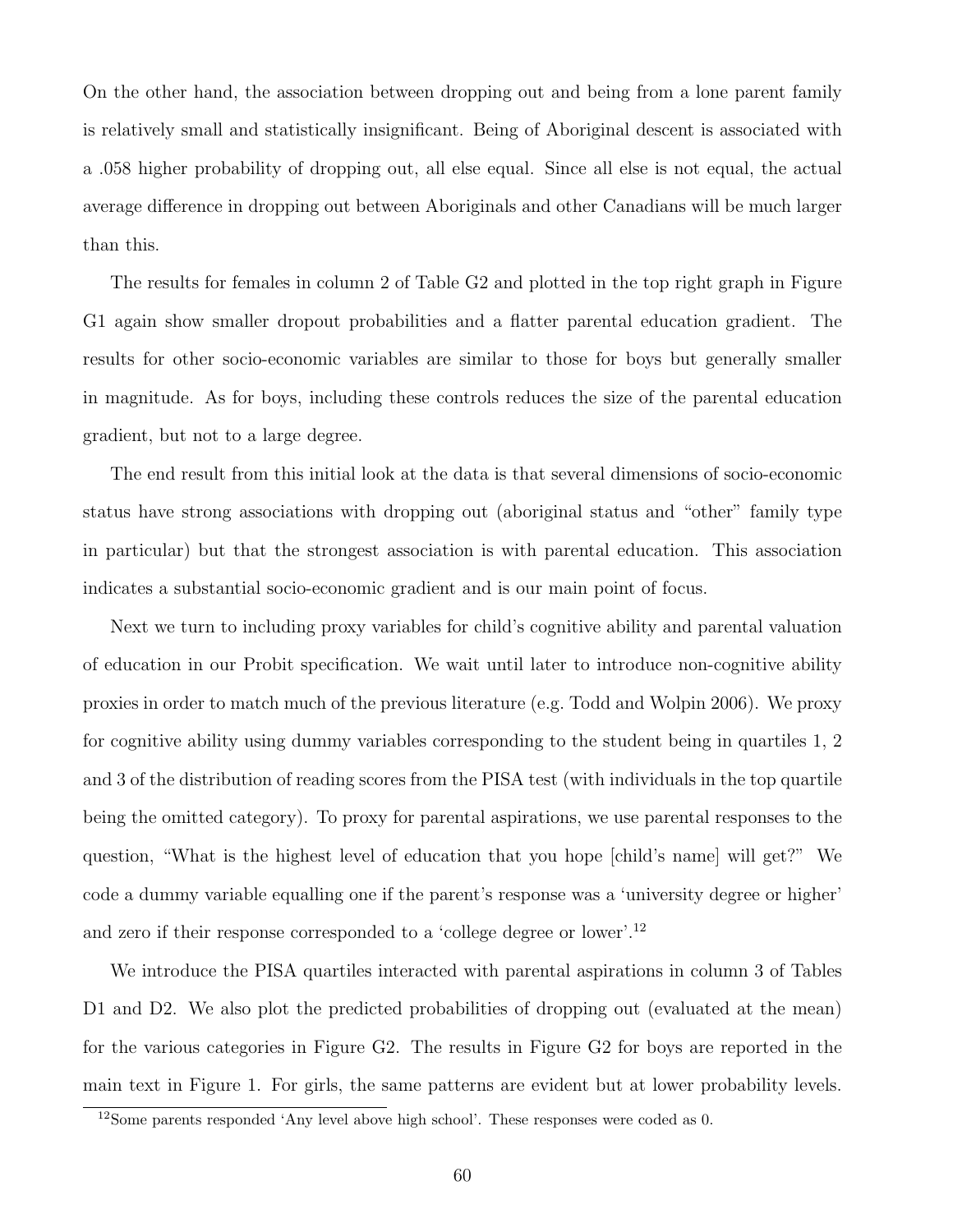On the other hand, the association between dropping out and being from a lone parent family is relatively small and statistically insignificant. Being of Aboriginal descent is associated with a .058 higher probability of dropping out, all else equal. Since all else is not equal, the actual average difference in dropping out between Aboriginals and other Canadians will be much larger than this.

The results for females in column 2 of Table G2 and plotted in the top right graph in Figure G1 again show smaller dropout probabilities and a flatter parental education gradient. The results for other socio-economic variables are similar to those for boys but generally smaller in magnitude. As for boys, including these controls reduces the size of the parental education gradient, but not to a large degree.

The end result from this initial look at the data is that several dimensions of socio-economic status have strong associations with dropping out (aboriginal status and "other" family type in particular) but that the strongest association is with parental education. This association indicates a substantial socio-economic gradient and is our main point of focus.

Next we turn to including proxy variables for child's cognitive ability and parental valuation of education in our Probit specification. We wait until later to introduce non-cognitive ability proxies in order to match much of the previous literature (e.g. Todd and Wolpin 2006). We proxy for cognitive ability using dummy variables corresponding to the student being in quartiles 1, 2 and 3 of the distribution of reading scores from the PISA test (with individuals in the top quartile being the omitted category). To proxy for parental aspirations, we use parental responses to the question, "What is the highest level of education that you hope [child's name] will get?" We code a dummy variable equalling one if the parent's response was a 'university degree or higher' and zero if their response corresponded to a 'college degree or lower'.[12]

We introduce the PISA quartiles interacted with parental aspirations in column 3 of Tables D1 and D2. We also plot the predicted probabilities of dropping out (evaluated at the mean) for the various categories in Figure G2. The results in Figure G2 for boys are reported in the main text in Figure 1. For girls, the same patterns are evident but at lower probability levels.

[12]Some parents responded 'Any level above high school'. These responses were coded as 0.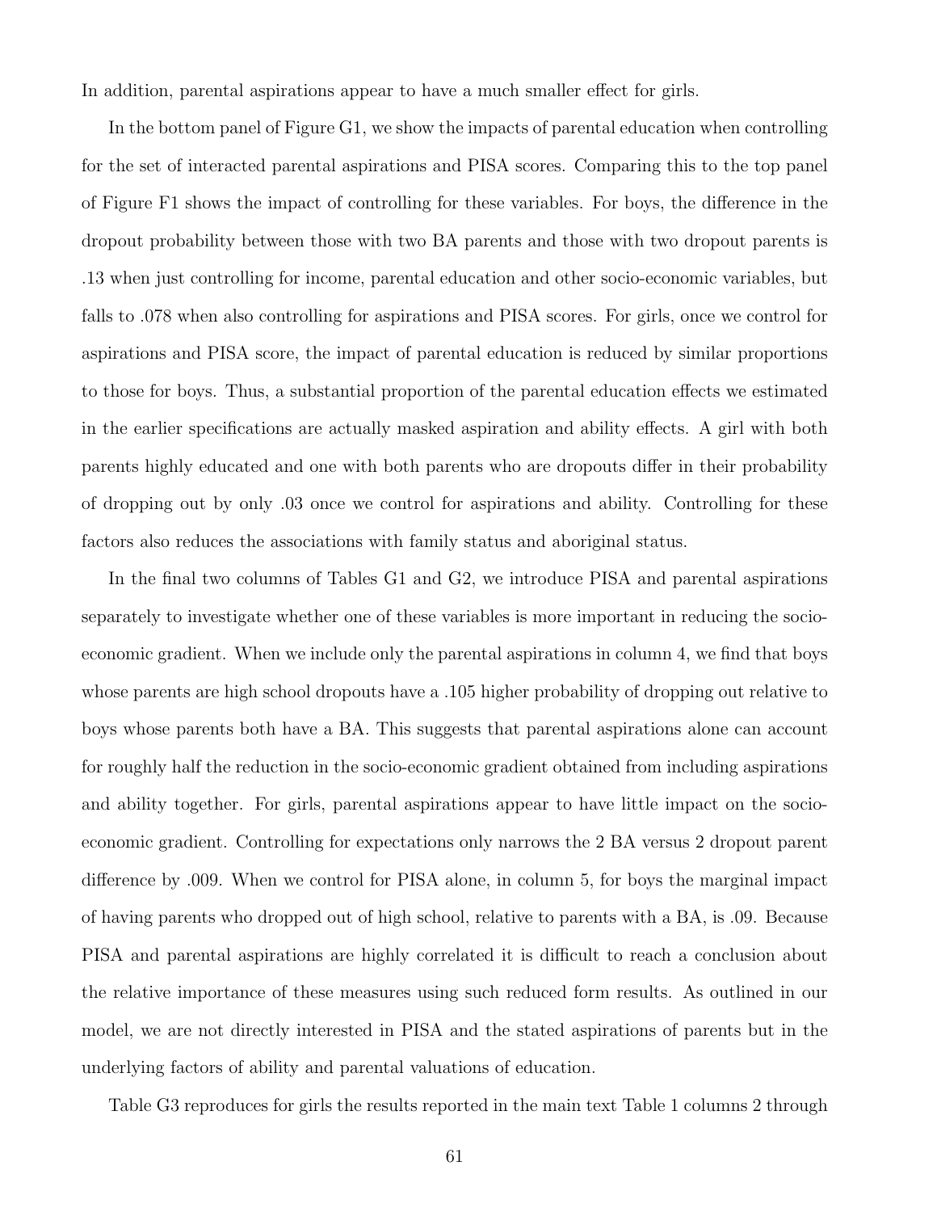In addition, parental aspirations appear to have a much smaller effect for girls.

In the bottom panel of Figure G1, we show the impacts of parental education when controlling for the set of interacted parental aspirations and PISA scores. Comparing this to the top panel of Figure F1 shows the impact of controlling for these variables. For boys, the difference in the dropout probability between those with two BA parents and those with two dropout parents is .13 when just controlling for income, parental education and other socio-economic variables, but falls to .078 when also controlling for aspirations and PISA scores. For girls, once we control for aspirations and PISA score, the impact of parental education is reduced by similar proportions to those for boys. Thus, a substantial proportion of the parental education effects we estimated in the earlier specifications are actually masked aspiration and ability effects. A girl with both parents highly educated and one with both parents who are dropouts differ in their probability of dropping out by only .03 once we control for aspirations and ability. Controlling for these factors also reduces the associations with family status and aboriginal status.

In the final two columns of Tables G1 and G2, we introduce PISA and parental aspirations separately to investigate whether one of these variables is more important in reducing the socio-economic gradient. When we include only the parental aspirations in column 4, we find that boys whose parents are high school dropouts have a .105 higher probability of dropping out relative to boys whose parents both have a BA. This suggests that parental aspirations alone can account for roughly half the reduction in the socio-economic gradient obtained from including aspirations and ability together. For girls, parental aspirations appear to have little impact on the socio-economic gradient. Controlling for expectations only narrows the 2 BA versus 2 dropout parent difference by .009. When we control for PISA alone, in column 5, for boys the marginal impact of having parents who dropped out of high school, relative to parents with a BA, is .09. Because PISA and parental aspirations are highly correlated it is difficult to reach a conclusion about the relative importance of these measures using such reduced form results. As outlined in our model, we are not directly interested in PISA and the stated aspirations of parents but in the underlying factors of ability and parental valuations of education.

Table G3 reproduces for girls the results reported in the main text Table 1 columns 2 through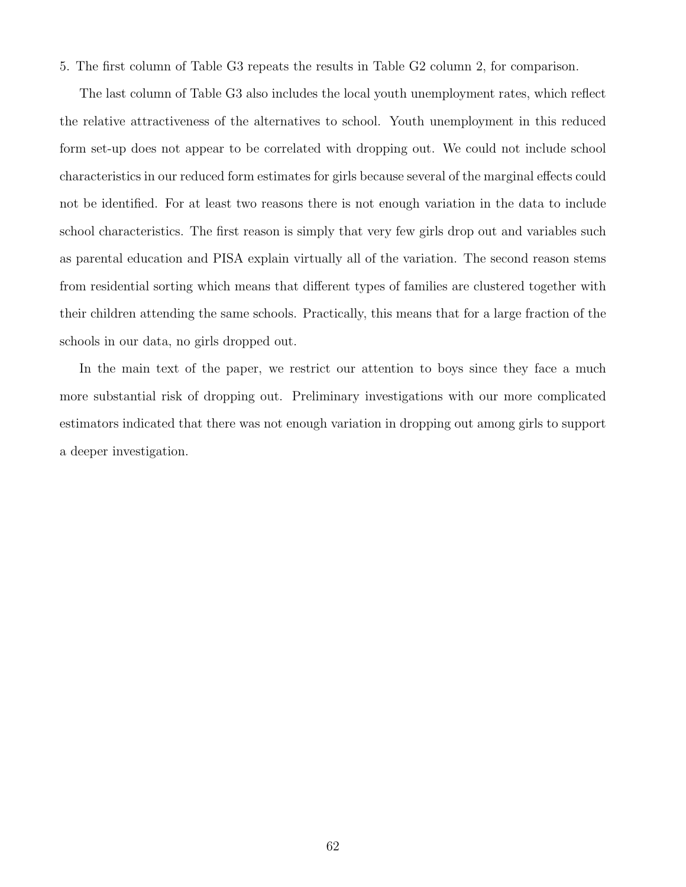5. The first column of Table G3 repeats the results in Table G2 column 2, for comparison.

The last column of Table G3 also includes the local youth unemployment rates, which reflect the relative attractiveness of the alternatives to school. Youth unemployment in this reduced form set-up does not appear to be correlated with dropping out. We could not include school characteristics in our reduced form estimates for girls because several of the marginal effects could not be identified. For at least two reasons there is not enough variation in the data to include school characteristics. The first reason is simply that very few girls drop out and variables such as parental education and PISA explain virtually all of the variation. The second reason stems from residential sorting which means that different types of families are clustered together with their children attending the same schools. Practically, this means that for a large fraction of the schools in our data, no girls dropped out.

In the main text of the paper, we restrict our attention to boys since they face a much more substantial risk of dropping out. Preliminary investigations with our more complicated estimators indicated that there was not enough variation in dropping out among girls to support a deeper investigation.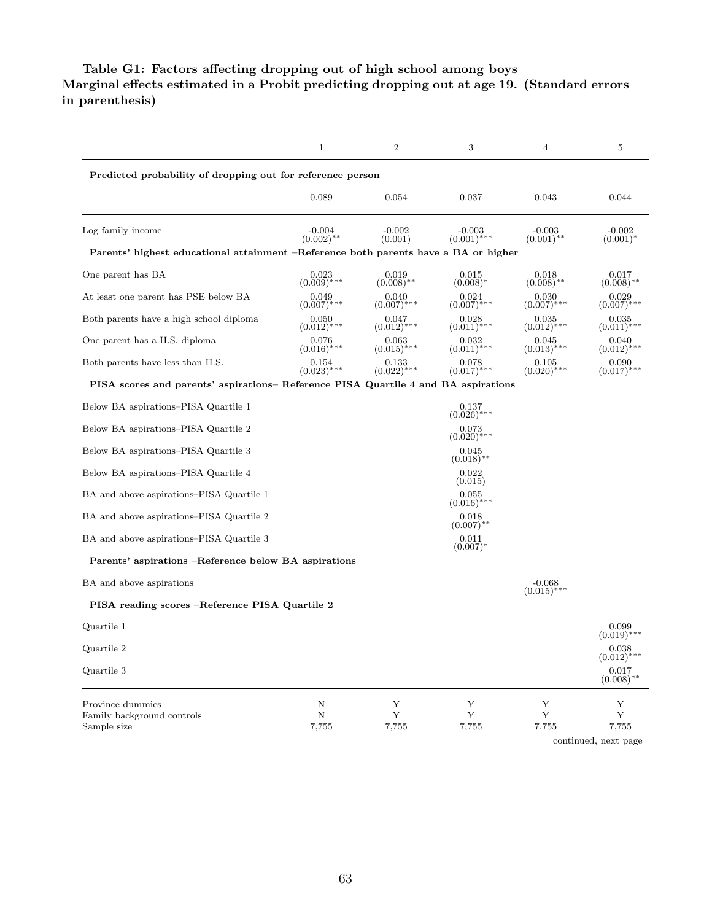**Table G1: Factors affecting dropping out of high school among boys**
**Marginal effects estimated in a Probit predicting dropping out at age 19. (Standard errors in parenthesis)**

| | 1 | 2 | 3 | 4 | 5 |
|---|---|---|---|---|---|
| **Predicted probability of dropping out for reference person** | | | | | |
| | 0.089 | 0.054 | 0.037 | 0.043 | 0.044 |
| Log family income | -0.004 (0.002)** | -0.002 (0.001) | -0.003 (0.001)*** | -0.003 (0.001)** | -0.002 (0.001)* |
| **Parents' highest educational attainment –Reference both parents have a BA or higher** | | | | | |
| One parent has BA | 0.023 (0.009)*** | 0.019 (0.008)** | 0.015 (0.008)* | 0.018 (0.008)** | 0.017 (0.008)** |
| At least one parent has PSE below BA | 0.049 (0.007)*** | 0.040 (0.007)*** | 0.024 (0.007)*** | 0.030 (0.007)*** | 0.029 (0.007)*** |
| Both parents have a high school diploma | 0.050 (0.012)*** | 0.047 (0.012)*** | 0.028 (0.011)*** | 0.035 (0.012)*** | 0.035 (0.011)*** |
| One parent has a H.S. diploma | 0.076 (0.016)*** | 0.063 (0.015)*** | 0.032 (0.011)*** | 0.045 (0.013)*** | 0.040 (0.012)*** |
| Both parents have less than H.S. | 0.154 (0.023)*** | 0.133 (0.022)*** | 0.078 (0.017)*** | 0.105 (0.020)*** | 0.090 (0.017)*** |
| **PISA scores and parents' aspirations– Reference PISA Quartile 4 and BA aspirations** | | | | | |
| Below BA aspirations–PISA Quartile 1 | | | 0.137 (0.026)*** | | |
| Below BA aspirations–PISA Quartile 2 | | | 0.073 (0.020)*** | | |
| Below BA aspirations–PISA Quartile 3 | | | 0.045 (0.018)** | | |
| Below BA aspirations–PISA Quartile 4 | | | 0.022 (0.015) | | |
| BA and above aspirations–PISA Quartile 1 | | | 0.055 (0.016)*** | | |
| BA and above aspirations–PISA Quartile 2 | | | 0.018 (0.007)** | | |
| BA and above aspirations–PISA Quartile 3 | | | 0.011 (0.007)* | | |
| **Parents' aspirations –Reference below BA aspirations** | | | | | |
| BA and above aspirations | | | | -0.068 (0.015)*** | |
| **PISA reading scores –Reference PISA Quartile 2** | | | | | |
| Quartile 1 | | | | | 0.099 (0.019)*** |
| Quartile 2 | | | | | 0.038 (0.012)*** |
| Quartile 3 | | | | | 0.017 (0.008)** |
| Province dummies | N | Y | Y | Y | Y |
| Family background controls | N | Y | Y | Y | Y |
| Sample size | 7,755 | 7,755 | 7,755 | 7,755 | 7,755 |

continued, next page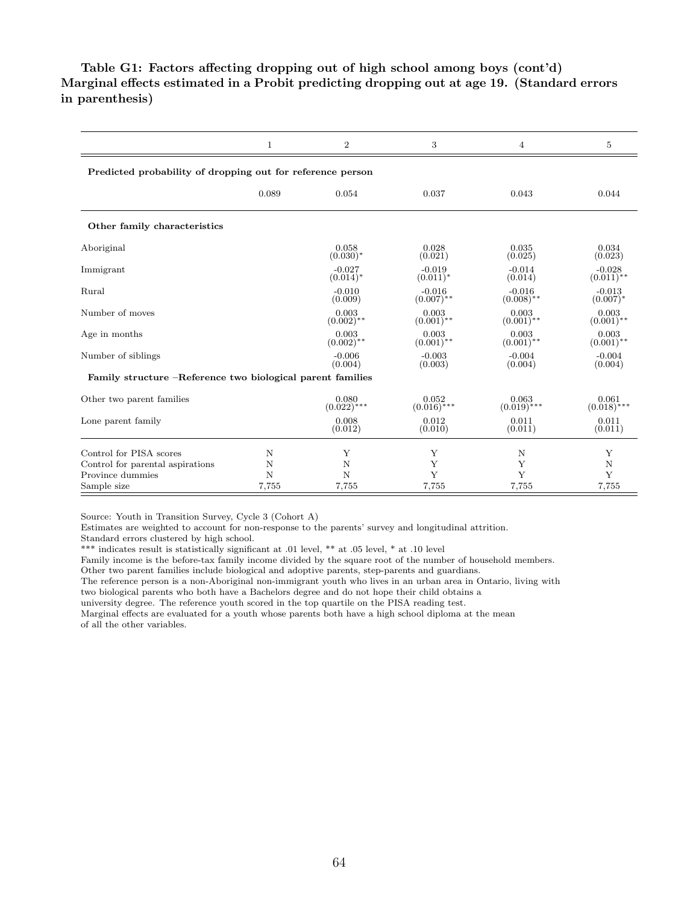**Table G1: Factors affecting dropping out of high school among boys (cont'd) Marginal effects estimated in a Probit predicting dropping out at age 19. (Standard errors in parenthesis)**

| | 1 | 2 | 3 | 4 | 5 |
|---|---|---|---|---|---|
| **Predicted probability of dropping out for reference person** | | | | | |
| | 0.089 | 0.054 | 0.037 | 0.043 | 0.044 |
| **Other family characteristics** | | | | | |
| Aboriginal | | 0.058 (0.030)* | 0.028 (0.021) | 0.035 (0.025) | 0.034 (0.023) |
| Immigrant | | -0.027 (0.014)* | -0.019 (0.011)* | -0.014 (0.014) | -0.028 (0.011)** |
| Rural | | -0.010 (0.009) | -0.016 (0.007)** | -0.016 (0.008)** | -0.013 (0.007)* |
| Number of moves | | 0.003 (0.002)** | 0.003 (0.001)** | 0.003 (0.001)** | 0.003 (0.001)** |
| Age in months | | 0.003 (0.002)** | 0.003 (0.001)** | 0.003 (0.001)** | 0.003 (0.001)** |
| Number of siblings | | -0.006 (0.004) | -0.003 (0.003) | -0.004 (0.004) | -0.004 (0.004) |
| **Family structure –Reference two biological parent families** | | | | | |
| Other two parent families | | 0.080 (0.022)*** | 0.052 (0.016)*** | 0.063 (0.019)*** | 0.061 (0.018)*** |
| Lone parent family | | 0.008 (0.012) | 0.012 (0.010) | 0.011 (0.011) | 0.011 (0.011) |
| Control for PISA scores | N | Y | Y | N | Y |
| Control for parental aspirations | N | N | Y | Y | N |
| Province dummies | N | N | Y | Y | Y |
| Sample size | 7,755 | 7,755 | 7,755 | 7,755 | 7,755 |

Source: Youth in Transition Survey, Cycle 3 (Cohort A)
Estimates are weighted to account for non-response to the parents' survey and longitudinal attrition.
Standard errors clustered by high school.
*** indicates result is statistically significant at .01 level, ** at .05 level, * at .10 level
Family income is the before-tax family income divided by the square root of the number of household members.
Other two parent families include biological and adoptive parents, step-parents and guardians.
The reference person is a non-Aboriginal non-immigrant youth who lives in an urban area in Ontario, living with two biological parents who both have a Bachelors degree and do not hope their child obtains a university degree. The reference youth scored in the top quartile on the PISA reading test.
Marginal effects are evaluated for a youth whose parents both have a high school diploma at the mean of all the other variables.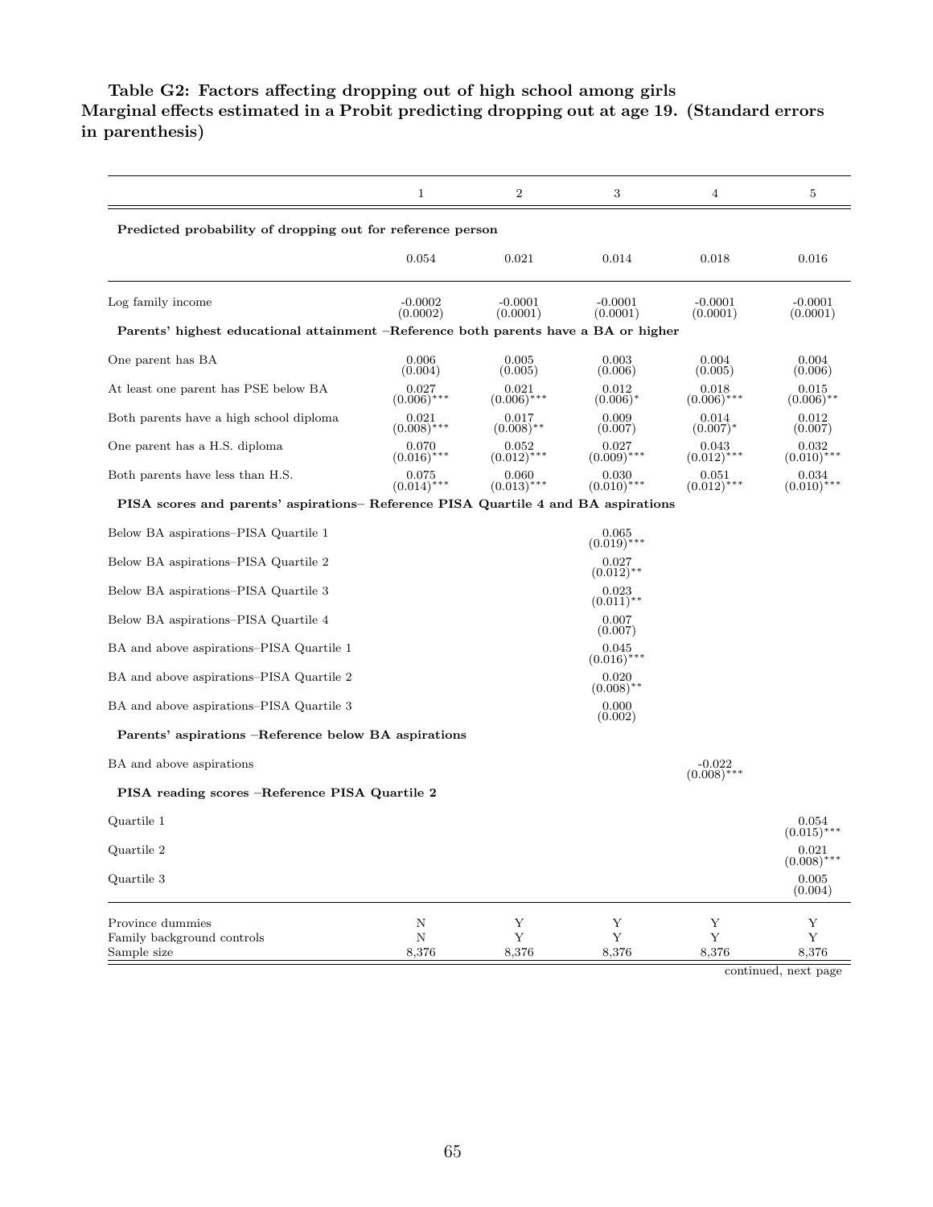**Table G2: Factors affecting dropping out of high school among girls**
**Marginal effects estimated in a Probit predicting dropping out at age 19. (Standard errors in parenthesis)**

| | 1 | 2 | 3 | 4 | 5 |
|---|---|---|---|---|---|
| **Predicted probability of dropping out for reference person** | | | | | |
| | 0.054 | 0.021 | 0.014 | 0.018 | 0.016 |
| Log family income | -0.0002<br>(0.0002) | -0.0001<br>(0.0001) | -0.0001<br>(0.0001) | -0.0001<br>(0.0001) | -0.0001<br>(0.0001) |
| **Parents' highest educational attainment –Reference both parents have a BA or higher** | | | | | |
| One parent has BA | 0.006<br>(0.004) | 0.005<br>(0.005) | 0.003<br>(0.006) | 0.004<br>(0.005) | 0.004<br>(0.006) |
| At least one parent has PSE below BA | 0.027<br>(0.006)*** | 0.021<br>(0.006)*** | 0.012<br>(0.006)* | 0.018<br>(0.006)*** | 0.015<br>(0.006)** |
| Both parents have a high school diploma | 0.021<br>(0.008)*** | 0.017<br>(0.008)** | 0.009<br>(0.007) | 0.014<br>(0.007)* | 0.012<br>(0.007) |
| One parent has a H.S. diploma | 0.070<br>(0.016)*** | 0.052<br>(0.012)*** | 0.027<br>(0.009)*** | 0.043<br>(0.012)*** | 0.032<br>(0.010)*** |
| Both parents have less than H.S. | 0.075<br>(0.014)*** | 0.060<br>(0.013)*** | 0.030<br>(0.010)*** | 0.051<br>(0.012)*** | 0.034<br>(0.010)*** |
| **PISA scores and parents' aspirations– Reference PISA Quartile 4 and BA aspirations** | | | | | |
| Below BA aspirations–PISA Quartile 1 | | | 0.065<br>(0.019)*** | | |
| Below BA aspirations–PISA Quartile 2 | | | 0.027<br>(0.012)** | | |
| Below BA aspirations–PISA Quartile 3 | | | 0.023<br>(0.011)** | | |
| Below BA aspirations–PISA Quartile 4 | | | 0.007<br>(0.007) | | |
| BA and above aspirations–PISA Quartile 1 | | | 0.045<br>(0.016)*** | | |
| BA and above aspirations–PISA Quartile 2 | | | 0.020<br>(0.008)** | | |
| BA and above aspirations–PISA Quartile 3 | | | 0.000<br>(0.002) | | |
| **Parents' aspirations –Reference below BA aspirations** | | | | | |
| BA and above aspirations | | | | -0.022<br>(0.008)*** | |
| **PISA reading scores –Reference PISA Quartile 2** | | | | | |
| Quartile 1 | | | | | 0.054<br>(0.015)*** |
| Quartile 2 | | | | | 0.021<br>(0.008)*** |
| Quartile 3 | | | | | 0.005<br>(0.004) |
| Province dummies | N | Y | Y | Y | Y |
| Family background controls | N | Y | Y | Y | Y |
| Sample size | 8,376 | 8,376 | 8,376 | 8,376 | 8,376 |

continued, next page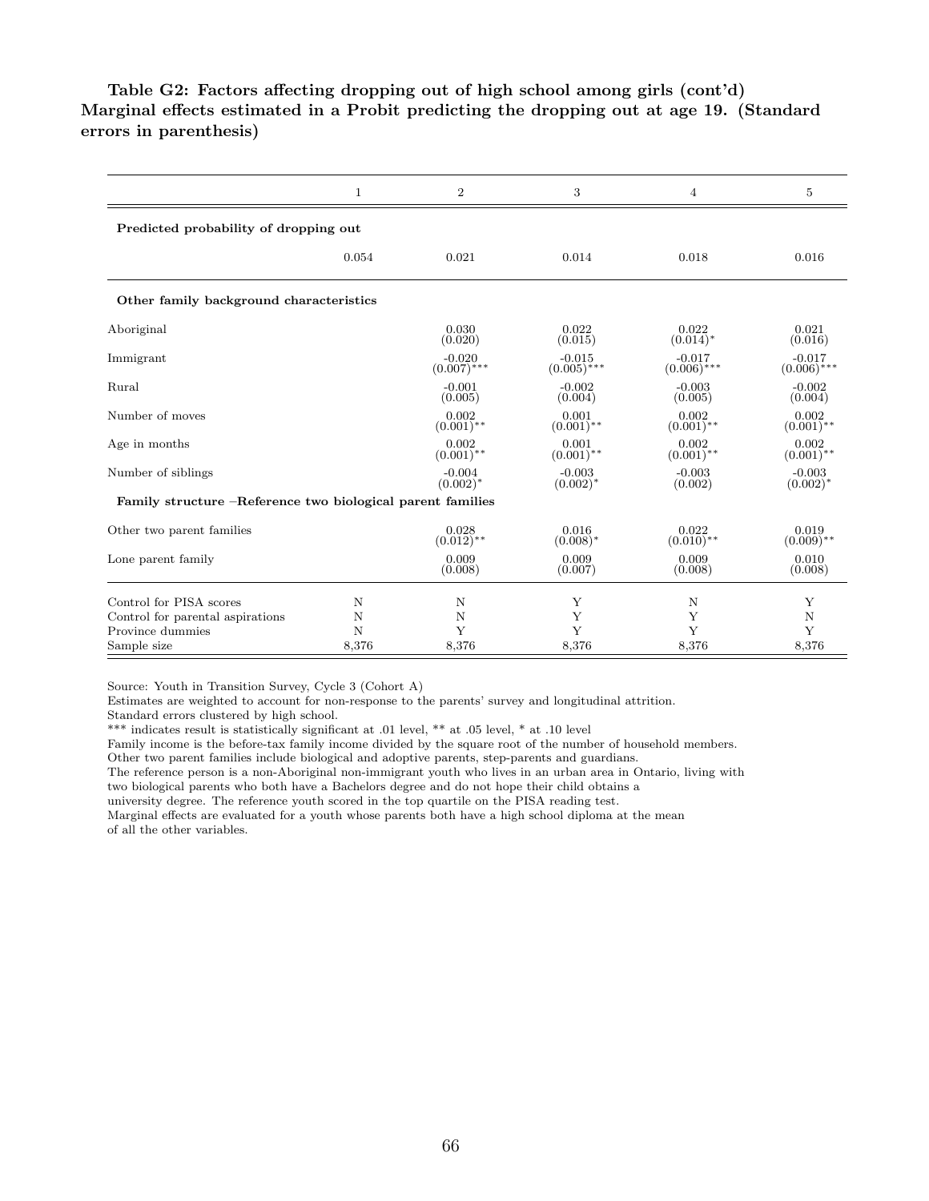**Table G2: Factors affecting dropping out of high school among girls (cont'd)**
**Marginal effects estimated in a Probit predicting the dropping out at age 19. (Standard errors in parenthesis)**

| | 1 | 2 | 3 | 4 | 5 |
|---|---|---|---|---|---|
| **Predicted probability of dropping out** | | | | | |
| | 0.054 | 0.021 | 0.014 | 0.018 | 0.016 |
| **Other family background characteristics** | | | | | |
| Aboriginal | | 0.030<br>(0.020) | 0.022<br>(0.015) | 0.022<br>(0.014)* | 0.021<br>(0.016) |
| Immigrant | | -0.020<br>(0.007)*** | -0.015<br>(0.005)*** | -0.017<br>(0.006)*** | -0.017<br>(0.006)*** |
| Rural | | -0.001<br>(0.005) | -0.002<br>(0.004) | -0.003<br>(0.005) | -0.002<br>(0.004) |
| Number of moves | | 0.002<br>(0.001)** | 0.001<br>(0.001)** | 0.002<br>(0.001)** | 0.002<br>(0.001)** |
| Age in months | | 0.002<br>(0.001)** | 0.001<br>(0.001)** | 0.002<br>(0.001)** | 0.002<br>(0.001)** |
| Number of siblings | | -0.004<br>(0.002)* | -0.003<br>(0.002)* | -0.003<br>(0.002) | -0.003<br>(0.002)* |
| **Family structure –Reference two biological parent families** | | | | | |
| Other two parent families | | 0.028<br>(0.012)** | 0.016<br>(0.008)* | 0.022<br>(0.010)** | 0.019<br>(0.009)** |
| Lone parent family | | 0.009<br>(0.008) | 0.009<br>(0.007) | 0.009<br>(0.008) | 0.010<br>(0.008) |
| Control for PISA scores | N | N | Y | N | Y |
| Control for parental aspirations | N | N | Y | Y | N |
| Province dummies | N | Y | Y | Y | Y |
| Sample size | 8,376 | 8,376 | 8,376 | 8,376 | 8,376 |

Source: Youth in Transition Survey, Cycle 3 (Cohort A)
Estimates are weighted to account for non-response to the parents' survey and longitudinal attrition.
Standard errors clustered by high school.
*** indicates result is statistically significant at .01 level, ** at .05 level, * at .10 level
Family income is the before-tax family income divided by the square root of the number of household members.
Other two parent families include biological and adoptive parents, step-parents and guardians.
The reference person is a non-Aboriginal non-immigrant youth who lives in an urban area in Ontario, living with two biological parents who both have a Bachelors degree and do not hope their child obtains a university degree. The reference youth scored in the top quartile on the PISA reading test.
Marginal effects are evaluated for a youth whose parents both have a high school diploma at the mean of all the other variables.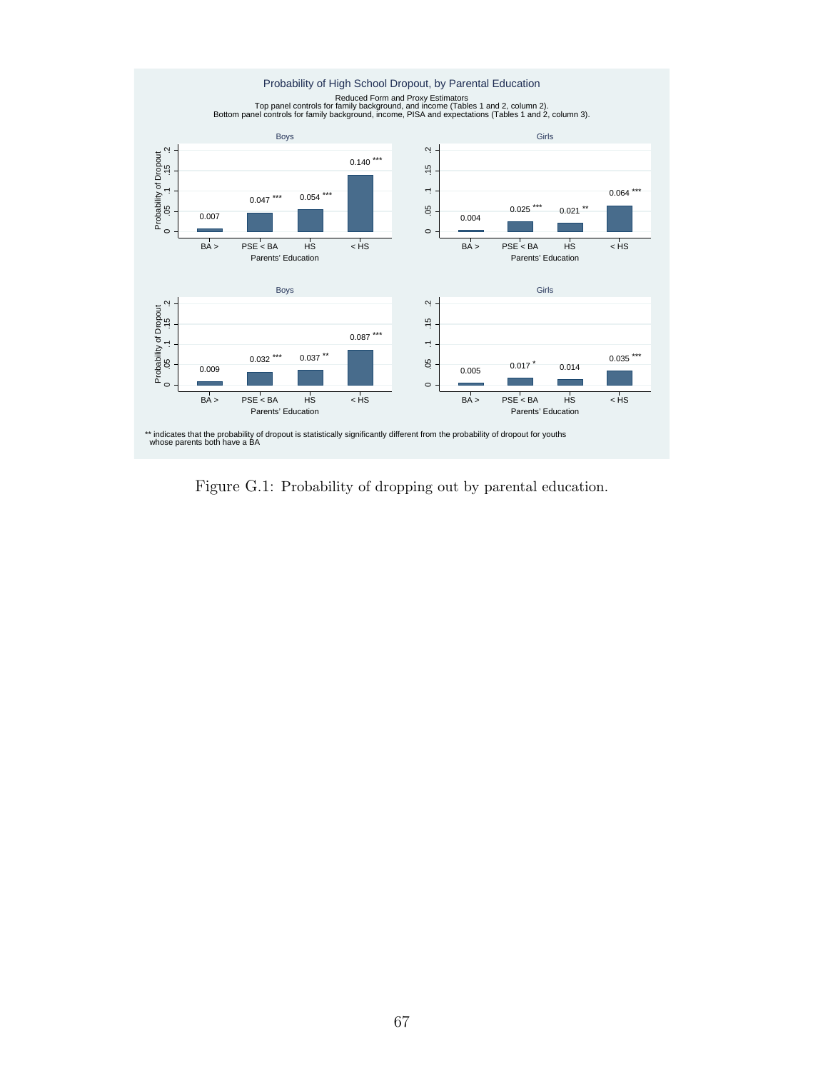Probability of High School Dropout, by Parental Education

Reduced Form and Proxy Estimators
Top panel controls for family background, and income (Tables 1 and 2, column 2).
Bottom panel controls for family background, income, PISA and expectations (Tables 1 and 2, column 3).

**Top panel**

| Parents' Education | Boys | Girls |
|---|---|---|
| BA > | 0.007 | 0.004 |
| PSE < BA | 0.047 *** | 0.025 *** |
| HS | 0.054 *** | 0.021 ** |
| < HS | 0.140 *** | 0.064 *** |

**Bottom panel**

| Parents' Education | Boys | Girls |
|---|---|---|
| BA > | 0.009 | 0.005 |
| PSE < BA | 0.032 *** | 0.017 * |
| HS | 0.037 ** | 0.014 |
| < HS | 0.087 *** | 0.035 *** |

** indicates that the probability of dropout is statistically significantly different from the probability of dropout for youths whose parents both have a BA

Figure G.1: Probability of dropping out by parental education.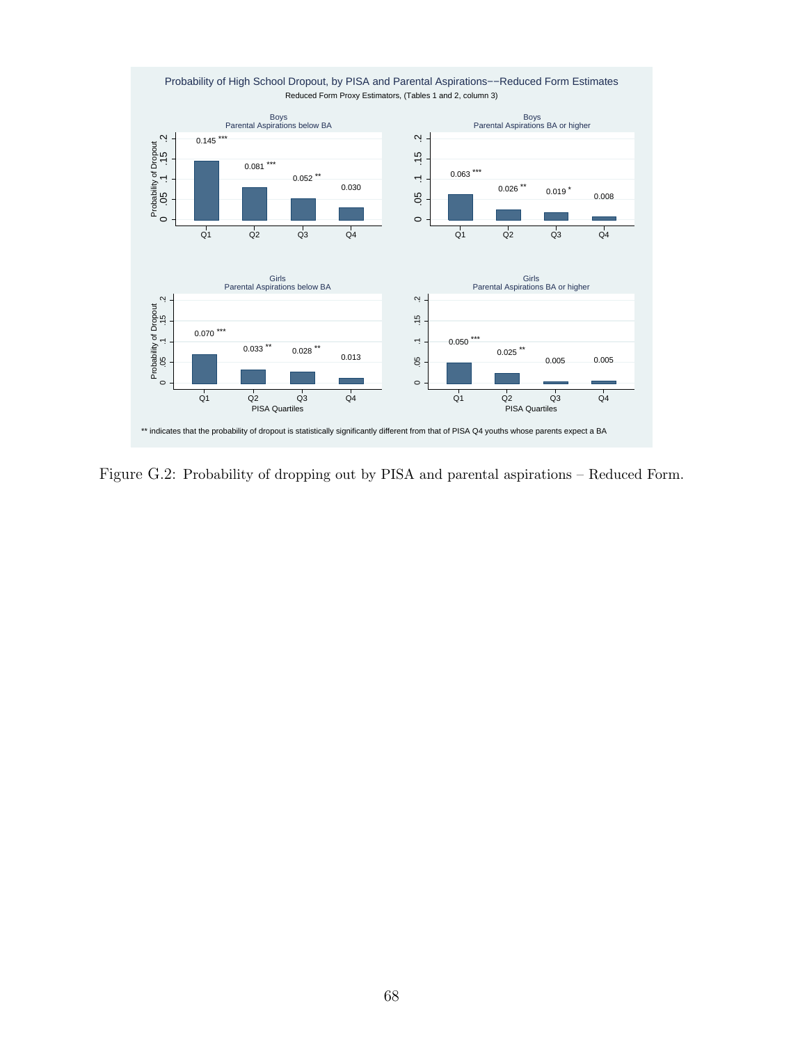Probability of High School Dropout, by PISA and Parental Aspirations−−Reduced Form Estimates

Reduced Form Proxy Estimators, (Tables 1 and 2, column 3)

| | Q1 | Q2 | Q3 | Q4 |
|---|---|---|---|---|
| Boys, Parental Aspirations below BA | 0.145 *** | 0.081 *** | 0.052 ** | 0.030 |
| Boys, Parental Aspirations BA or higher | 0.063 *** | 0.026 ** | 0.019 * | 0.008 |
| Girls, Parental Aspirations below BA | 0.070 *** | 0.033 ** | 0.028 ** | 0.013 |
| Girls, Parental Aspirations BA or higher | 0.050 *** | 0.025 ** | 0.005 | 0.005 |

** indicates that the probability of dropout is statistically significantly different from that of PISA Q4 youths whose parents expect a BA

Figure G.2: Probability of dropping out by PISA and parental aspirations – Reduced Form.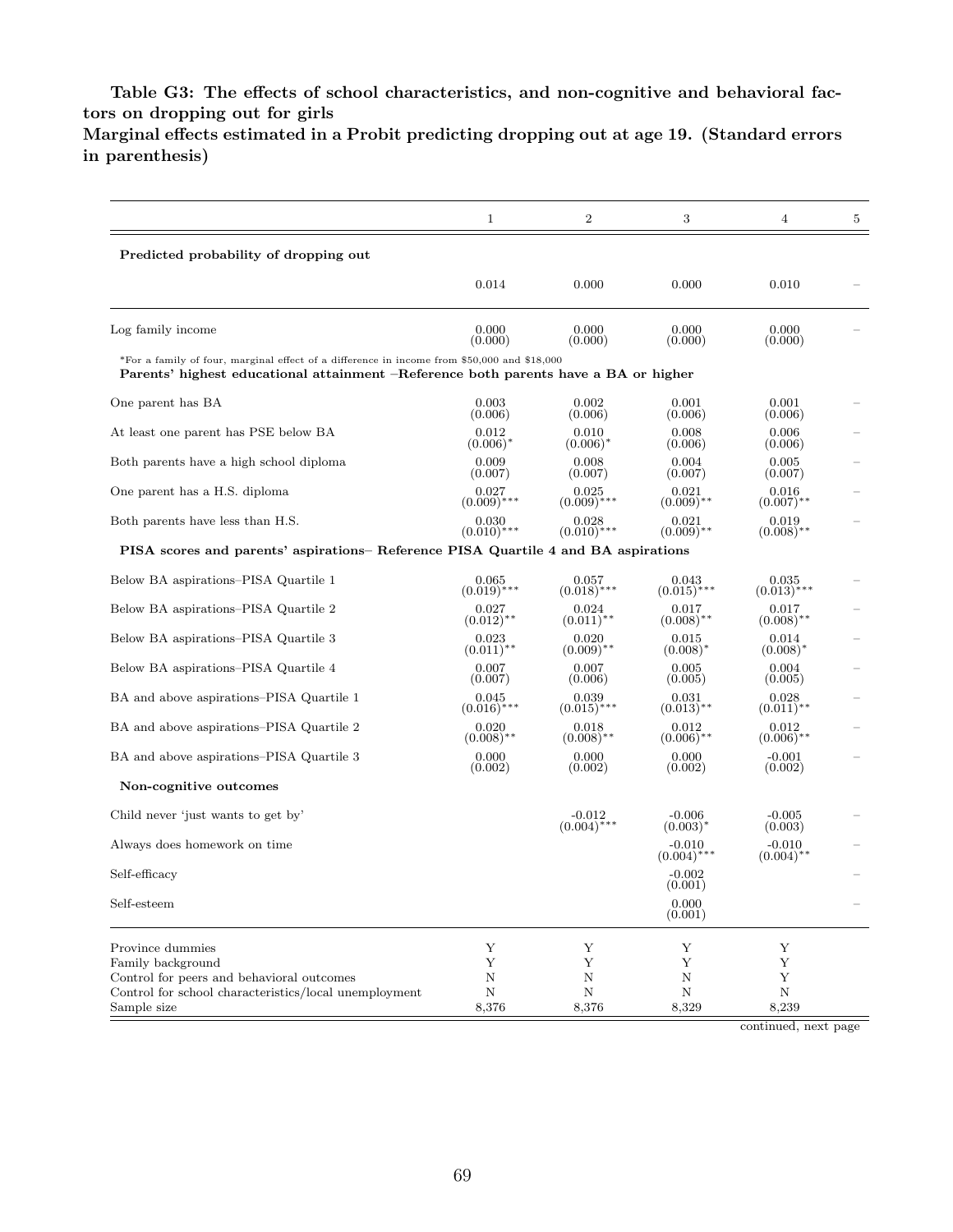**Table G3: The effects of school characteristics, and non-cognitive and behavioral factors on dropping out for girls**
**Marginal effects estimated in a Probit predicting dropping out at age 19. (Standard errors in parenthesis)**

| | 1 | 2 | 3 | 4 | 5 |
|---|---|---|---|---|---|
| **Predicted probability of dropping out** | | | | | |
| | 0.014 | 0.000 | 0.000 | 0.010 | – |
| Log family income | 0.000 (0.000) | 0.000 (0.000) | 0.000 (0.000) | 0.000 (0.000) | – |
| *For a family of four, marginal effect of a difference in income from \$50,000 and \$18,000 | | | | | |
| **Parents' highest educational attainment –Reference both parents have a BA or higher** | | | | | |
| One parent has BA | 0.003 (0.006) | 0.002 (0.006) | 0.001 (0.006) | 0.001 (0.006) | – |
| At least one parent has PSE below BA | 0.012 (0.006)* | 0.010 (0.006)* | 0.008 (0.006) | 0.006 (0.006) | – |
| Both parents have a high school diploma | 0.009 (0.007) | 0.008 (0.007) | 0.004 (0.007) | 0.005 (0.007) | – |
| One parent has a H.S. diploma | 0.027 (0.009)*** | 0.025 (0.009)*** | 0.021 (0.009)** | 0.016 (0.007)** | – |
| Both parents have less than H.S. | 0.030 (0.010)*** | 0.028 (0.010)*** | 0.021 (0.009)** | 0.019 (0.008)** | – |
| **PISA scores and parents' aspirations– Reference PISA Quartile 4 and BA aspirations** | | | | | |
| Below BA aspirations–PISA Quartile 1 | 0.065 (0.019)*** | 0.057 (0.018)*** | 0.043 (0.015)*** | 0.035 (0.013)*** | – |
| Below BA aspirations–PISA Quartile 2 | 0.027 (0.012)** | 0.024 (0.011)** | 0.017 (0.008)** | 0.017 (0.008)** | – |
| Below BA aspirations–PISA Quartile 3 | 0.023 (0.011)** | 0.020 (0.009)** | 0.015 (0.008)* | 0.014 (0.008)* | – |
| Below BA aspirations–PISA Quartile 4 | 0.007 (0.007) | 0.007 (0.006) | 0.005 (0.005) | 0.004 (0.005) | – |
| BA and above aspirations–PISA Quartile 1 | 0.045 (0.016)*** | 0.039 (0.015)*** | 0.031 (0.013)** | 0.028 (0.011)** | – |
| BA and above aspirations–PISA Quartile 2 | 0.020 (0.008)** | 0.018 (0.008)** | 0.012 (0.006)** | 0.012 (0.006)** | – |
| BA and above aspirations–PISA Quartile 3 | 0.000 (0.002) | 0.000 (0.002) | 0.000 (0.002) | -0.001 (0.002) | – |
| **Non-cognitive outcomes** | | | | | |
| Child never 'just wants to get by' | | -0.012 (0.004)*** | -0.006 (0.003)* | -0.005 (0.003) | – |
| Always does homework on time | | | -0.010 (0.004)*** | -0.010 (0.004)** | – |
| Self-efficacy | | | -0.002 (0.001) | | – |
| Self-esteem | | | 0.000 (0.001) | | – |
| Province dummies | Y | Y | Y | Y | |
| Family background | Y | Y | Y | Y | |
| Control for peers and behavioral outcomes | N | N | N | Y | |
| Control for school characteristics/local unemployment | N | N | N | N | |
| Sample size | 8,376 | 8,376 | 8,329 | 8,239 | |

continued, next page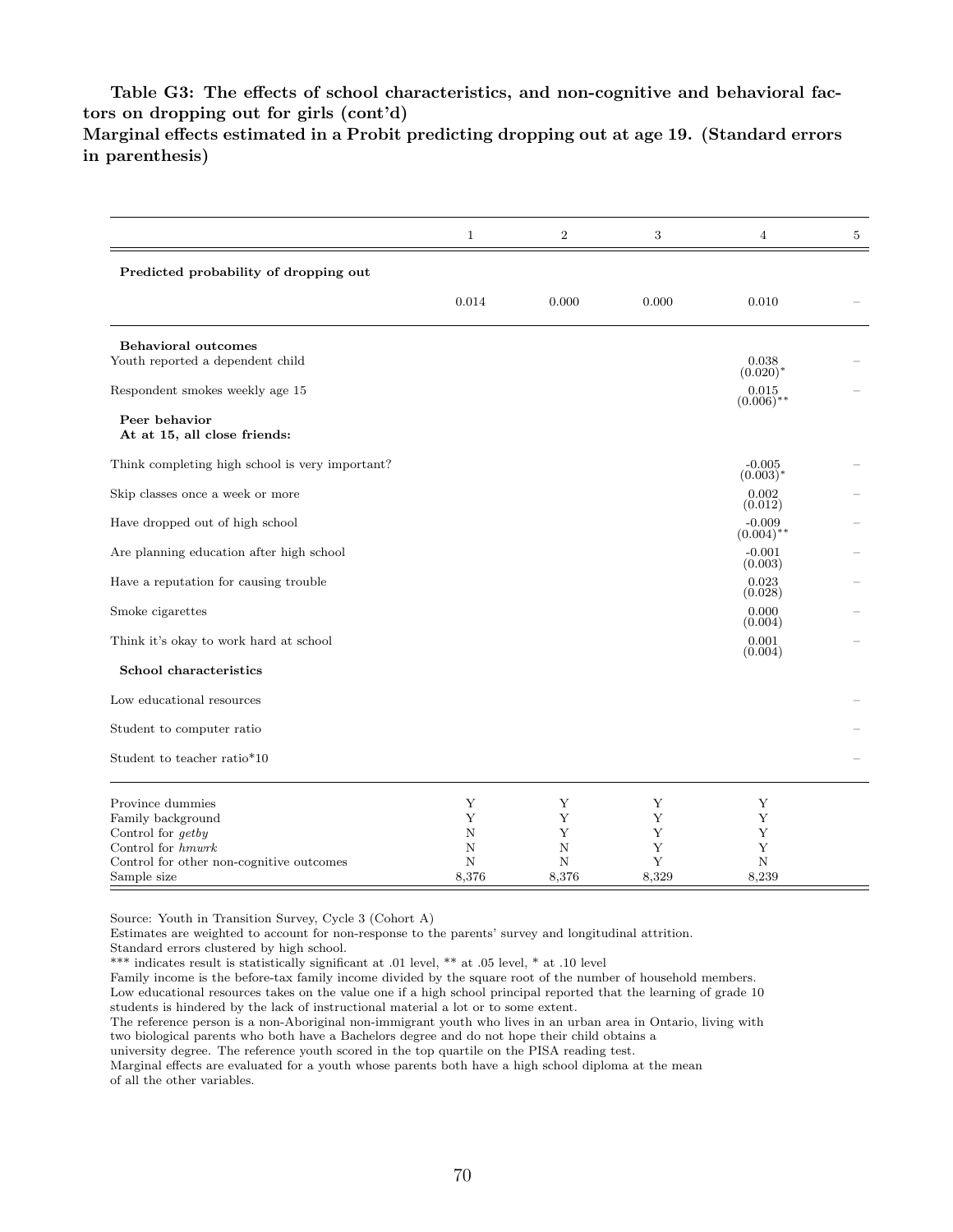**Table G3: The effects of school characteristics, and non-cognitive and behavioral factors on dropping out for girls (cont'd)**
**Marginal effects estimated in a Probit predicting dropping out at age 19. (Standard errors in parenthesis)**

| | 1 | 2 | 3 | 4 | 5 |
|---|---|---|---|---|---|
| **Predicted probability of dropping out** | | | | | |
| | 0.014 | 0.000 | 0.000 | 0.010 | – |
| **Behavioral outcomes** | | | | | |
| Youth reported a dependent child | | | | 0.038 (0.020)* | – |
| Respondent smokes weekly age 15 | | | | 0.015 (0.006)** | – |
| **Peer behavior** **At at 15, all close friends:** | | | | | |
| Think completing high school is very important? | | | | -0.005 (0.003)* | – |
| Skip classes once a week or more | | | | 0.002 (0.012) | – |
| Have dropped out of high school | | | | -0.009 (0.004)** | – |
| Are planning education after high school | | | | -0.001 (0.003) | – |
| Have a reputation for causing trouble | | | | 0.023 (0.028) | – |
| Smoke cigarettes | | | | 0.000 (0.004) | – |
| Think it's okay to work hard at school | | | | 0.001 (0.004) | – |
| **School characteristics** | | | | | |
| Low educational resources | | | | | – |
| Student to computer ratio | | | | | – |
| Student to teacher ratio*10 | | | | | – |
| Province dummies | Y | Y | Y | Y | |
| Family background | Y | Y | Y | Y | |
| Control for *getby* | N | Y | Y | Y | |
| Control for *hmwrk* | N | N | Y | Y | |
| Control for other non-cognitive outcomes | N | N | Y | N | |
| Sample size | 8,376 | 8,376 | 8,329 | 8,239 | |

Source: Youth in Transition Survey, Cycle 3 (Cohort A)
Estimates are weighted to account for non-response to the parents' survey and longitudinal attrition.
Standard errors clustered by high school.
*** indicates result is statistically significant at .01 level, ** at .05 level, * at .10 level
Family income is the before-tax family income divided by the square root of the number of household members.
Low educational resources takes on the value one if a high school principal reported that the learning of grade 10 students is hindered by the lack of instructional material a lot or to some extent.
The reference person is a non-Aboriginal non-immigrant youth who lives in an urban area in Ontario, living with two biological parents who both have a Bachelors degree and do not hope their child obtains a university degree. The reference youth scored in the top quartile on the PISA reading test.
Marginal effects are evaluated for a youth whose parents both have a high school diploma at the mean of all the other variables.